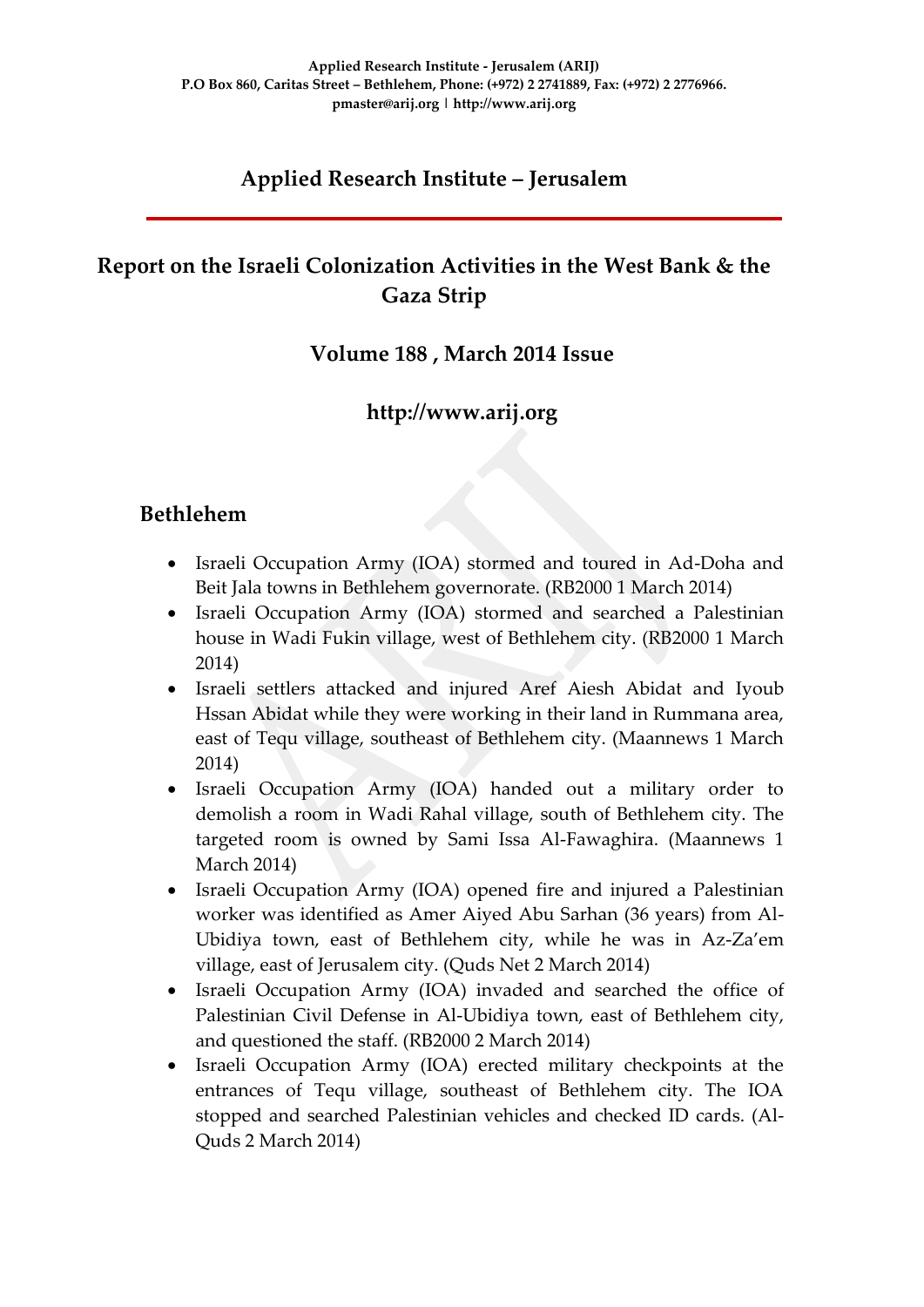Applied Research Institute - Jerusalem (ARIJ)
P.O Box 860, Caritas Street – Bethlehem, Phone: (+972) 2 2741889, Fax: (+972) 2 2776966.
pmaster@arij.org | http://www.arij.org

# Applied Research Institute – Jerusalem

## Report on the Israeli Colonization Activities in the West Bank & the Gaza Strip

### Volume 188 , March 2014 Issue

### http://www.arij.org

## Bethlehem

- Israeli Occupation Army (IOA) stormed and toured in Ad-Doha and Beit Jala towns in Bethlehem governorate. (RB2000 1 March 2014)
- Israeli Occupation Army (IOA) stormed and searched a Palestinian house in Wadi Fukin village, west of Bethlehem city. (RB2000 1 March 2014)
- Israeli settlers attacked and injured Aref Aiesh Abidat and Iyoub Hssan Abidat while they were working in their land in Rummana area, east of Tequ village, southeast of Bethlehem city. (Maannews 1 March 2014)
- Israeli Occupation Army (IOA) handed out a military order to demolish a room in Wadi Rahal village, south of Bethlehem city. The targeted room is owned by Sami Issa Al-Fawaghira. (Maannews 1 March 2014)
- Israeli Occupation Army (IOA) opened fire and injured a Palestinian worker was identified as Amer Aiyed Abu Sarhan (36 years) from Al-Ubidiya town, east of Bethlehem city, while he was in Az-Za'em village, east of Jerusalem city. (Quds Net 2 March 2014)
- Israeli Occupation Army (IOA) invaded and searched the office of Palestinian Civil Defense in Al-Ubidiya town, east of Bethlehem city, and questioned the staff. (RB2000 2 March 2014)
- Israeli Occupation Army (IOA) erected military checkpoints at the entrances of Tequ village, southeast of Bethlehem city. The IOA stopped and searched Palestinian vehicles and checked ID cards. (Al-Quds 2 March 2014)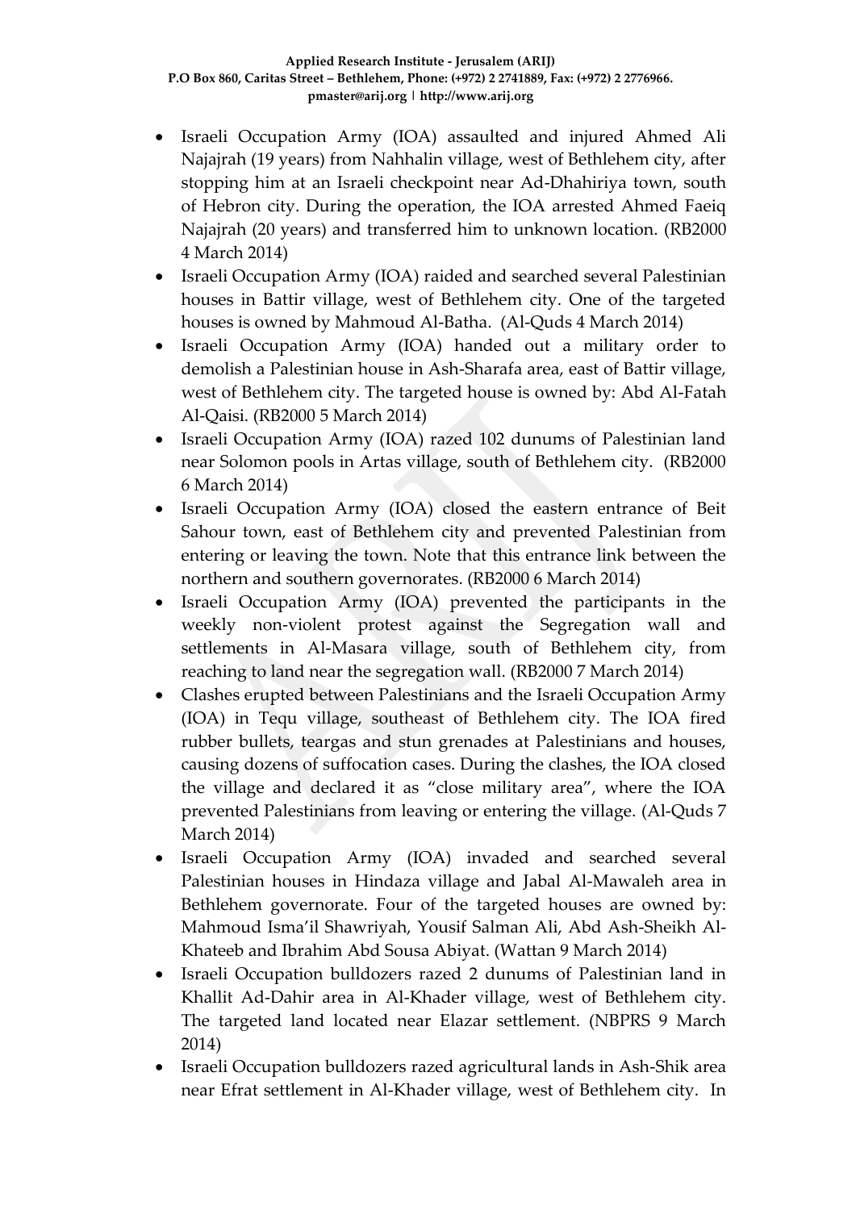- Israeli Occupation Army (IOA) assaulted and injured Ahmed Ali Najajrah (19 years) from Nahhalin village, west of Bethlehem city, after stopping him at an Israeli checkpoint near Ad-Dhahiriya town, south of Hebron city. During the operation, the IOA arrested Ahmed Faeiq Najajrah (20 years) and transferred him to unknown location. (RB2000 4 March 2014)
- Israeli Occupation Army (IOA) raided and searched several Palestinian houses in Battir village, west of Bethlehem city. One of the targeted houses is owned by Mahmoud Al-Batha. (Al-Quds 4 March 2014)
- Israeli Occupation Army (IOA) handed out a military order to demolish a Palestinian house in Ash-Sharafa area, east of Battir village, west of Bethlehem city. The targeted house is owned by: Abd Al-Fatah Al-Qaisi. (RB2000 5 March 2014)
- Israeli Occupation Army (IOA) razed 102 dunums of Palestinian land near Solomon pools in Artas village, south of Bethlehem city. (RB2000 6 March 2014)
- Israeli Occupation Army (IOA) closed the eastern entrance of Beit Sahour town, east of Bethlehem city and prevented Palestinian from entering or leaving the town. Note that this entrance link between the northern and southern governorates. (RB2000 6 March 2014)
- Israeli Occupation Army (IOA) prevented the participants in the weekly non-violent protest against the Segregation wall and settlements in Al-Masara village, south of Bethlehem city, from reaching to land near the segregation wall. (RB2000 7 March 2014)
- Clashes erupted between Palestinians and the Israeli Occupation Army (IOA) in Tequ village, southeast of Bethlehem city. The IOA fired rubber bullets, teargas and stun grenades at Palestinians and houses, causing dozens of suffocation cases. During the clashes, the IOA closed the village and declared it as "close military area", where the IOA prevented Palestinians from leaving or entering the village. (Al-Quds 7 March 2014)
- Israeli Occupation Army (IOA) invaded and searched several Palestinian houses in Hindaza village and Jabal Al-Mawaleh area in Bethlehem governorate. Four of the targeted houses are owned by: Mahmoud Isma'il Shawriyah, Yousif Salman Ali, Abd Ash-Sheikh Al-Khateeb and Ibrahim Abd Sousa Abiyat. (Wattan 9 March 2014)
- Israeli Occupation bulldozers razed 2 dunums of Palestinian land in Khallit Ad-Dahir area in Al-Khader village, west of Bethlehem city. The targeted land located near Elazar settlement. (NBPRS 9 March 2014)
- Israeli Occupation bulldozers razed agricultural lands in Ash-Shik area near Efrat settlement in Al-Khader village, west of Bethlehem city. In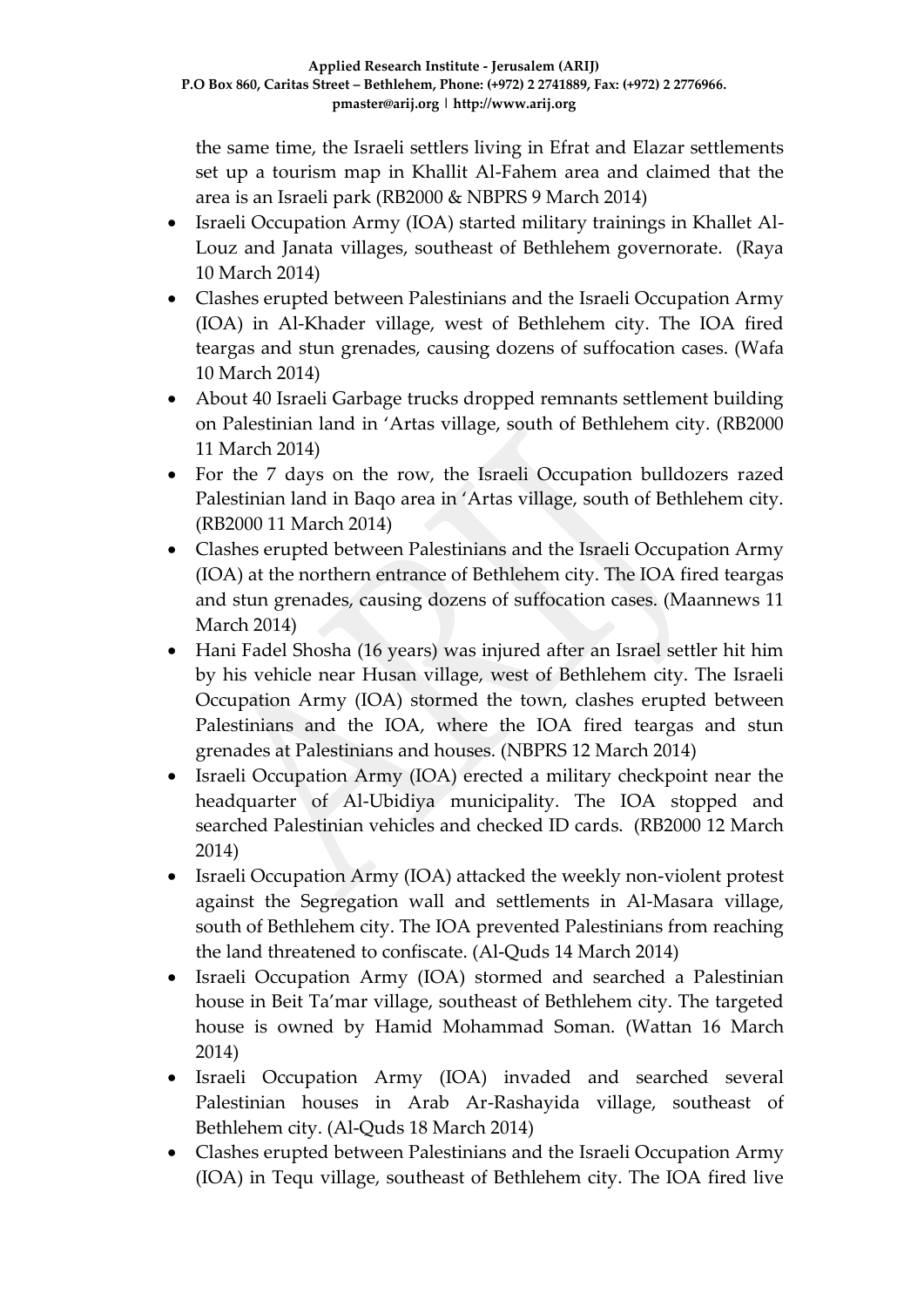the same time, the Israeli settlers living in Efrat and Elazar settlements set up a tourism map in Khallit Al-Fahem area and claimed that the area is an Israeli park (RB2000 & NBPRS 9 March 2014)

- Israeli Occupation Army (IOA) started military trainings in Khallet Al-Louz and Janata villages, southeast of Bethlehem governorate. (Raya 10 March 2014)
- Clashes erupted between Palestinians and the Israeli Occupation Army (IOA) in Al-Khader village, west of Bethlehem city. The IOA fired teargas and stun grenades, causing dozens of suffocation cases. (Wafa 10 March 2014)
- About 40 Israeli Garbage trucks dropped remnants settlement building on Palestinian land in 'Artas village, south of Bethlehem city. (RB2000 11 March 2014)
- For the 7 days on the row, the Israeli Occupation bulldozers razed Palestinian land in Baqo area in 'Artas village, south of Bethlehem city. (RB2000 11 March 2014)
- Clashes erupted between Palestinians and the Israeli Occupation Army (IOA) at the northern entrance of Bethlehem city. The IOA fired teargas and stun grenades, causing dozens of suffocation cases. (Maannews 11 March 2014)
- Hani Fadel Shosha (16 years) was injured after an Israel settler hit him by his vehicle near Husan village, west of Bethlehem city. The Israeli Occupation Army (IOA) stormed the town, clashes erupted between Palestinians and the IOA, where the IOA fired teargas and stun grenades at Palestinians and houses. (NBPRS 12 March 2014)
- Israeli Occupation Army (IOA) erected a military checkpoint near the headquarter of Al-Ubidiya municipality. The IOA stopped and searched Palestinian vehicles and checked ID cards. (RB2000 12 March 2014)
- Israeli Occupation Army (IOA) attacked the weekly non-violent protest against the Segregation wall and settlements in Al-Masara village, south of Bethlehem city. The IOA prevented Palestinians from reaching the land threatened to confiscate. (Al-Quds 14 March 2014)
- Israeli Occupation Army (IOA) stormed and searched a Palestinian house in Beit Ta'mar village, southeast of Bethlehem city. The targeted house is owned by Hamid Mohammad Soman. (Wattan 16 March 2014)
- Israeli Occupation Army (IOA) invaded and searched several Palestinian houses in Arab Ar-Rashayida village, southeast of Bethlehem city. (Al-Quds 18 March 2014)
- Clashes erupted between Palestinians and the Israeli Occupation Army (IOA) in Tequ village, southeast of Bethlehem city. The IOA fired live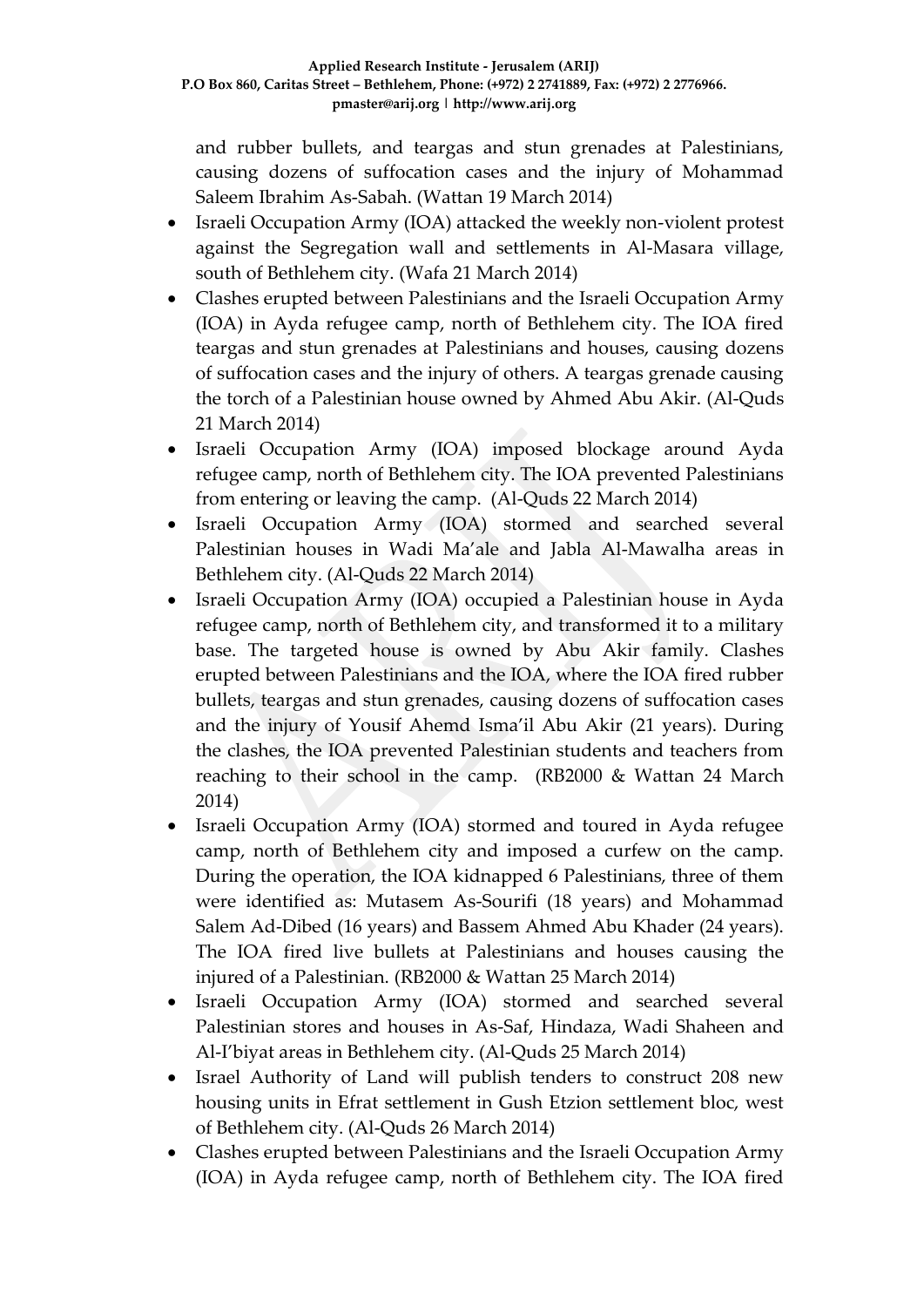and rubber bullets, and teargas and stun grenades at Palestinians, causing dozens of suffocation cases and the injury of Mohammad Saleem Ibrahim As-Sabah. (Wattan 19 March 2014)

- Israeli Occupation Army (IOA) attacked the weekly non-violent protest against the Segregation wall and settlements in Al-Masara village, south of Bethlehem city. (Wafa 21 March 2014)
- Clashes erupted between Palestinians and the Israeli Occupation Army (IOA) in Ayda refugee camp, north of Bethlehem city. The IOA fired teargas and stun grenades at Palestinians and houses, causing dozens of suffocation cases and the injury of others. A teargas grenade causing the torch of a Palestinian house owned by Ahmed Abu Akir. (Al-Quds 21 March 2014)
- Israeli Occupation Army (IOA) imposed blockage around Ayda refugee camp, north of Bethlehem city. The IOA prevented Palestinians from entering or leaving the camp. (Al-Quds 22 March 2014)
- Israeli Occupation Army (IOA) stormed and searched several Palestinian houses in Wadi Ma'ale and Jabla Al-Mawalha areas in Bethlehem city. (Al-Quds 22 March 2014)
- Israeli Occupation Army (IOA) occupied a Palestinian house in Ayda refugee camp, north of Bethlehem city, and transformed it to a military base. The targeted house is owned by Abu Akir family. Clashes erupted between Palestinians and the IOA, where the IOA fired rubber bullets, teargas and stun grenades, causing dozens of suffocation cases and the injury of Yousif Ahemd Isma'il Abu Akir (21 years). During the clashes, the IOA prevented Palestinian students and teachers from reaching to their school in the camp. (RB2000 & Wattan 24 March 2014)
- Israeli Occupation Army (IOA) stormed and toured in Ayda refugee camp, north of Bethlehem city and imposed a curfew on the camp. During the operation, the IOA kidnapped 6 Palestinians, three of them were identified as: Mutasem As-Sourifi (18 years) and Mohammad Salem Ad-Dibed (16 years) and Bassem Ahmed Abu Khader (24 years). The IOA fired live bullets at Palestinians and houses causing the injured of a Palestinian. (RB2000 & Wattan 25 March 2014)
- Israeli Occupation Army (IOA) stormed and searched several Palestinian stores and houses in As-Saf, Hindaza, Wadi Shaheen and Al-I'biyat areas in Bethlehem city. (Al-Quds 25 March 2014)
- Israel Authority of Land will publish tenders to construct 208 new housing units in Efrat settlement in Gush Etzion settlement bloc, west of Bethlehem city. (Al-Quds 26 March 2014)
- Clashes erupted between Palestinians and the Israeli Occupation Army (IOA) in Ayda refugee camp, north of Bethlehem city. The IOA fired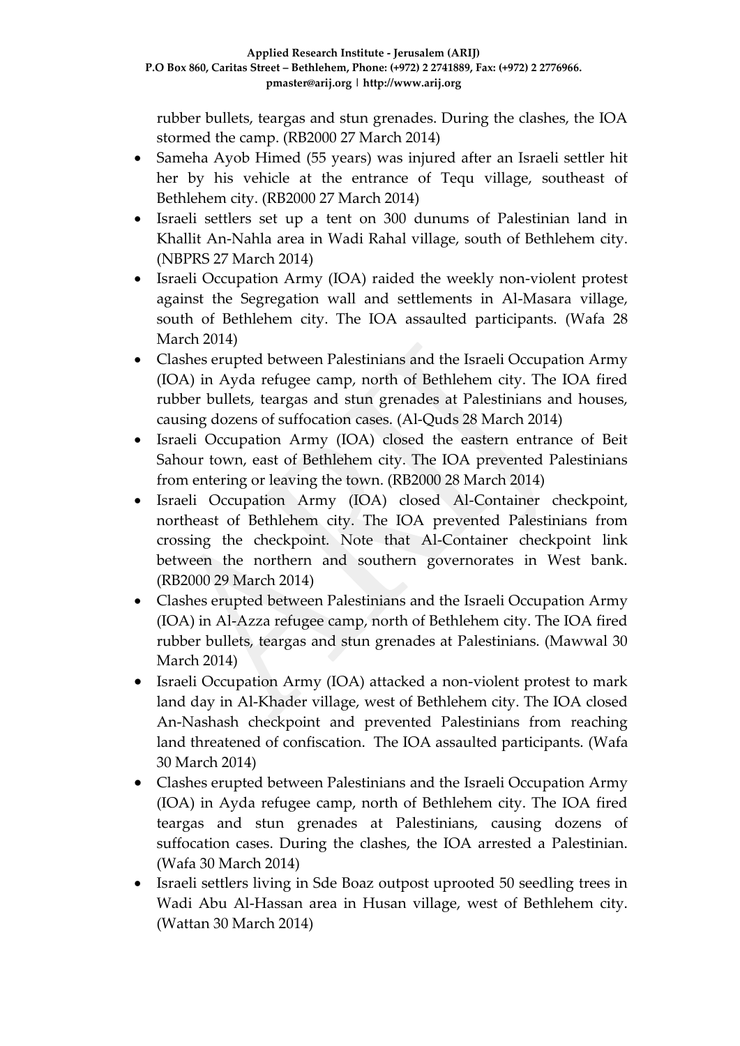rubber bullets, teargas and stun grenades. During the clashes, the IOA stormed the camp. (RB2000 27 March 2014)

- Sameha Ayob Himed (55 years) was injured after an Israeli settler hit her by his vehicle at the entrance of Tequ village, southeast of Bethlehem city. (RB2000 27 March 2014)
- Israeli settlers set up a tent on 300 dunums of Palestinian land in Khallit An-Nahla area in Wadi Rahal village, south of Bethlehem city. (NBPRS 27 March 2014)
- Israeli Occupation Army (IOA) raided the weekly non-violent protest against the Segregation wall and settlements in Al-Masara village, south of Bethlehem city. The IOA assaulted participants. (Wafa 28 March 2014)
- Clashes erupted between Palestinians and the Israeli Occupation Army (IOA) in Ayda refugee camp, north of Bethlehem city. The IOA fired rubber bullets, teargas and stun grenades at Palestinians and houses, causing dozens of suffocation cases. (Al-Quds 28 March 2014)
- Israeli Occupation Army (IOA) closed the eastern entrance of Beit Sahour town, east of Bethlehem city. The IOA prevented Palestinians from entering or leaving the town. (RB2000 28 March 2014)
- Israeli Occupation Army (IOA) closed Al-Container checkpoint, northeast of Bethlehem city. The IOA prevented Palestinians from crossing the checkpoint. Note that Al-Container checkpoint link between the northern and southern governorates in West bank. (RB2000 29 March 2014)
- Clashes erupted between Palestinians and the Israeli Occupation Army (IOA) in Al-Azza refugee camp, north of Bethlehem city. The IOA fired rubber bullets, teargas and stun grenades at Palestinians. (Mawwal 30 March 2014)
- Israeli Occupation Army (IOA) attacked a non-violent protest to mark land day in Al-Khader village, west of Bethlehem city. The IOA closed An-Nashash checkpoint and prevented Palestinians from reaching land threatened of confiscation. The IOA assaulted participants. (Wafa 30 March 2014)
- Clashes erupted between Palestinians and the Israeli Occupation Army (IOA) in Ayda refugee camp, north of Bethlehem city. The IOA fired teargas and stun grenades at Palestinians, causing dozens of suffocation cases. During the clashes, the IOA arrested a Palestinian. (Wafa 30 March 2014)
- Israeli settlers living in Sde Boaz outpost uprooted 50 seedling trees in Wadi Abu Al-Hassan area in Husan village, west of Bethlehem city. (Wattan 30 March 2014)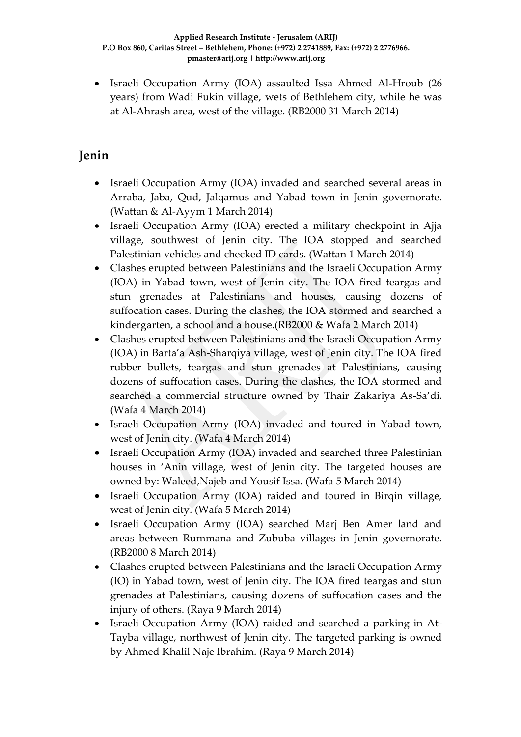- Israeli Occupation Army (IOA) assaulted Issa Ahmed Al-Hroub (26 years) from Wadi Fukin village, wets of Bethlehem city, while he was at Al-Ahrash area, west of the village. (RB2000 31 March 2014)

## Jenin

- Israeli Occupation Army (IOA) invaded and searched several areas in Arraba, Jaba, Qud, Jalqamus and Yabad town in Jenin governorate. (Wattan & Al-Ayym 1 March 2014)
- Israeli Occupation Army (IOA) erected a military checkpoint in Ajja village, southwest of Jenin city. The IOA stopped and searched Palestinian vehicles and checked ID cards. (Wattan 1 March 2014)
- Clashes erupted between Palestinians and the Israeli Occupation Army (IOA) in Yabad town, west of Jenin city. The IOA fired teargas and stun grenades at Palestinians and houses, causing dozens of suffocation cases. During the clashes, the IOA stormed and searched a kindergarten, a school and a house.(RB2000 & Wafa 2 March 2014)
- Clashes erupted between Palestinians and the Israeli Occupation Army (IOA) in Barta'a Ash-Sharqiya village, west of Jenin city. The IOA fired rubber bullets, teargas and stun grenades at Palestinians, causing dozens of suffocation cases. During the clashes, the IOA stormed and searched a commercial structure owned by Thair Zakariya As-Sa'di. (Wafa 4 March 2014)
- Israeli Occupation Army (IOA) invaded and toured in Yabad town, west of Jenin city. (Wafa 4 March 2014)
- Israeli Occupation Army (IOA) invaded and searched three Palestinian houses in 'Anin village, west of Jenin city. The targeted houses are owned by: Waleed,Najeb and Yousif Issa. (Wafa 5 March 2014)
- Israeli Occupation Army (IOA) raided and toured in Birqin village, west of Jenin city. (Wafa 5 March 2014)
- Israeli Occupation Army (IOA) searched Marj Ben Amer land and areas between Rummana and Zububa villages in Jenin governorate. (RB2000 8 March 2014)
- Clashes erupted between Palestinians and the Israeli Occupation Army (IO) in Yabad town, west of Jenin city. The IOA fired teargas and stun grenades at Palestinians, causing dozens of suffocation cases and the injury of others. (Raya 9 March 2014)
- Israeli Occupation Army (IOA) raided and searched a parking in At-Tayba village, northwest of Jenin city. The targeted parking is owned by Ahmed Khalil Naje Ibrahim. (Raya 9 March 2014)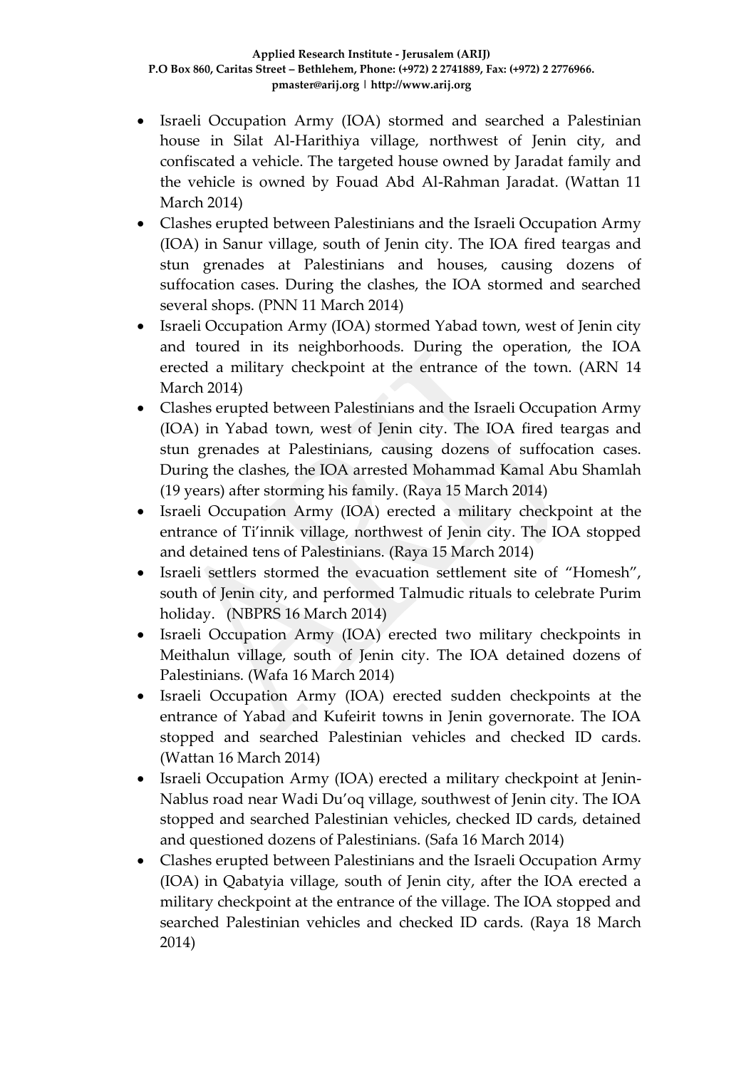- Israeli Occupation Army (IOA) stormed and searched a Palestinian house in Silat Al-Harithiya village, northwest of Jenin city, and confiscated a vehicle. The targeted house owned by Jaradat family and the vehicle is owned by Fouad Abd Al-Rahman Jaradat. (Wattan 11 March 2014)
- Clashes erupted between Palestinians and the Israeli Occupation Army (IOA) in Sanur village, south of Jenin city. The IOA fired teargas and stun grenades at Palestinians and houses, causing dozens of suffocation cases. During the clashes, the IOA stormed and searched several shops. (PNN 11 March 2014)
- Israeli Occupation Army (IOA) stormed Yabad town, west of Jenin city and toured in its neighborhoods. During the operation, the IOA erected a military checkpoint at the entrance of the town. (ARN 14 March 2014)
- Clashes erupted between Palestinians and the Israeli Occupation Army (IOA) in Yabad town, west of Jenin city. The IOA fired teargas and stun grenades at Palestinians, causing dozens of suffocation cases. During the clashes, the IOA arrested Mohammad Kamal Abu Shamlah (19 years) after storming his family. (Raya 15 March 2014)
- Israeli Occupation Army (IOA) erected a military checkpoint at the entrance of Ti'innik village, northwest of Jenin city. The IOA stopped and detained tens of Palestinians. (Raya 15 March 2014)
- Israeli settlers stormed the evacuation settlement site of "Homesh", south of Jenin city, and performed Talmudic rituals to celebrate Purim holiday. (NBPRS 16 March 2014)
- Israeli Occupation Army (IOA) erected two military checkpoints in Meithalun village, south of Jenin city. The IOA detained dozens of Palestinians. (Wafa 16 March 2014)
- Israeli Occupation Army (IOA) erected sudden checkpoints at the entrance of Yabad and Kufeirit towns in Jenin governorate. The IOA stopped and searched Palestinian vehicles and checked ID cards. (Wattan 16 March 2014)
- Israeli Occupation Army (IOA) erected a military checkpoint at Jenin-Nablus road near Wadi Du'oq village, southwest of Jenin city. The IOA stopped and searched Palestinian vehicles, checked ID cards, detained and questioned dozens of Palestinians. (Safa 16 March 2014)
- Clashes erupted between Palestinians and the Israeli Occupation Army (IOA) in Qabatyia village, south of Jenin city, after the IOA erected a military checkpoint at the entrance of the village. The IOA stopped and searched Palestinian vehicles and checked ID cards. (Raya 18 March 2014)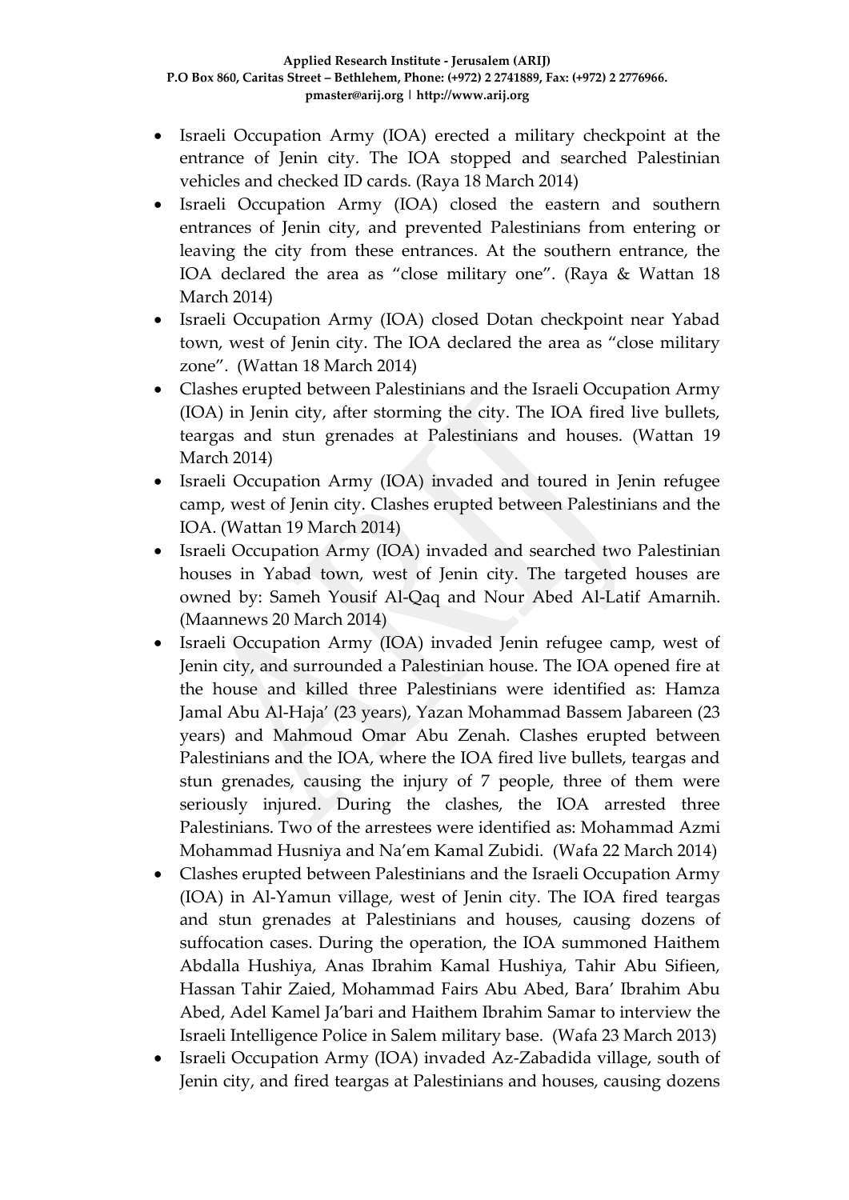- Israeli Occupation Army (IOA) erected a military checkpoint at the entrance of Jenin city. The IOA stopped and searched Palestinian vehicles and checked ID cards. (Raya 18 March 2014)
- Israeli Occupation Army (IOA) closed the eastern and southern entrances of Jenin city, and prevented Palestinians from entering or leaving the city from these entrances. At the southern entrance, the IOA declared the area as "close military one". (Raya & Wattan 18 March 2014)
- Israeli Occupation Army (IOA) closed Dotan checkpoint near Yabad town, west of Jenin city. The IOA declared the area as "close military zone". (Wattan 18 March 2014)
- Clashes erupted between Palestinians and the Israeli Occupation Army (IOA) in Jenin city, after storming the city. The IOA fired live bullets, teargas and stun grenades at Palestinians and houses. (Wattan 19 March 2014)
- Israeli Occupation Army (IOA) invaded and toured in Jenin refugee camp, west of Jenin city. Clashes erupted between Palestinians and the IOA. (Wattan 19 March 2014)
- Israeli Occupation Army (IOA) invaded and searched two Palestinian houses in Yabad town, west of Jenin city. The targeted houses are owned by: Sameh Yousif Al-Qaq and Nour Abed Al-Latif Amarnih. (Maannews 20 March 2014)
- Israeli Occupation Army (IOA) invaded Jenin refugee camp, west of Jenin city, and surrounded a Palestinian house. The IOA opened fire at the house and killed three Palestinians were identified as: Hamza Jamal Abu Al-Haja' (23 years), Yazan Mohammad Bassem Jabareen (23 years) and Mahmoud Omar Abu Zenah. Clashes erupted between Palestinians and the IOA, where the IOA fired live bullets, teargas and stun grenades, causing the injury of 7 people, three of them were seriously injured. During the clashes, the IOA arrested three Palestinians. Two of the arrestees were identified as: Mohammad Azmi Mohammad Husniya and Na'em Kamal Zubidi. (Wafa 22 March 2014)
- Clashes erupted between Palestinians and the Israeli Occupation Army (IOA) in Al-Yamun village, west of Jenin city. The IOA fired teargas and stun grenades at Palestinians and houses, causing dozens of suffocation cases. During the operation, the IOA summoned Haithem Abdalla Hushiya, Anas Ibrahim Kamal Hushiya, Tahir Abu Sifieen, Hassan Tahir Zaied, Mohammad Fairs Abu Abed, Bara' Ibrahim Abu Abed, Adel Kamel Ja'bari and Haithem Ibrahim Samar to interview the Israeli Intelligence Police in Salem military base. (Wafa 23 March 2013)
- Israeli Occupation Army (IOA) invaded Az-Zabadida village, south of Jenin city, and fired teargas at Palestinians and houses, causing dozens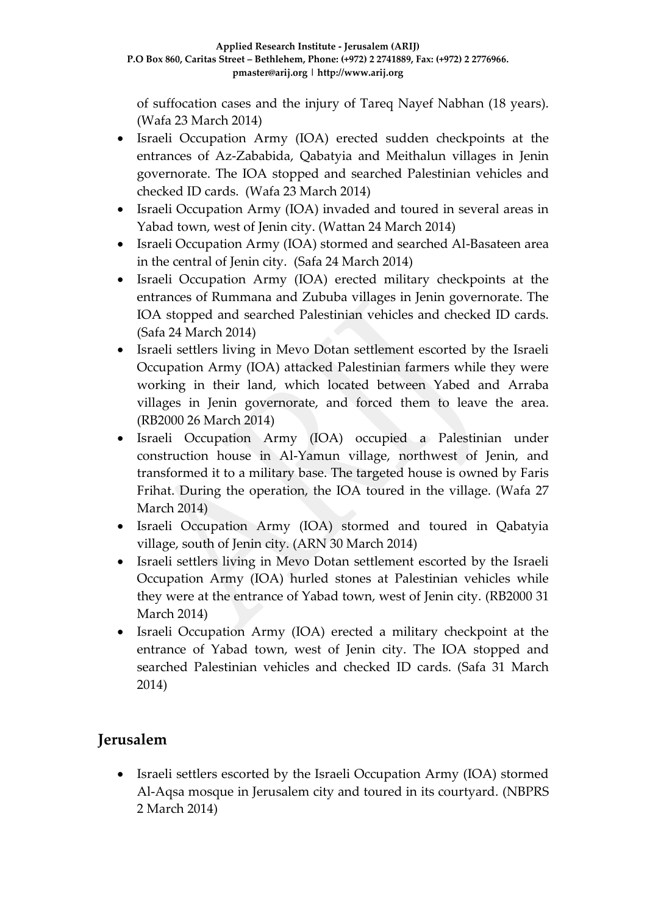of suffocation cases and the injury of Tareq Nayef Nabhan (18 years). (Wafa 23 March 2014)

- Israeli Occupation Army (IOA) erected sudden checkpoints at the entrances of Az-Zababida, Qabatyia and Meithalun villages in Jenin governorate. The IOA stopped and searched Palestinian vehicles and checked ID cards. (Wafa 23 March 2014)
- Israeli Occupation Army (IOA) invaded and toured in several areas in Yabad town, west of Jenin city. (Wattan 24 March 2014)
- Israeli Occupation Army (IOA) stormed and searched Al-Basateen area in the central of Jenin city. (Safa 24 March 2014)
- Israeli Occupation Army (IOA) erected military checkpoints at the entrances of Rummana and Zububa villages in Jenin governorate. The IOA stopped and searched Palestinian vehicles and checked ID cards. (Safa 24 March 2014)
- Israeli settlers living in Mevo Dotan settlement escorted by the Israeli Occupation Army (IOA) attacked Palestinian farmers while they were working in their land, which located between Yabed and Arraba villages in Jenin governorate, and forced them to leave the area. (RB2000 26 March 2014)
- Israeli Occupation Army (IOA) occupied a Palestinian under construction house in Al-Yamun village, northwest of Jenin, and transformed it to a military base. The targeted house is owned by Faris Frihat. During the operation, the IOA toured in the village. (Wafa 27 March 2014)
- Israeli Occupation Army (IOA) stormed and toured in Qabatyia village, south of Jenin city. (ARN 30 March 2014)
- Israeli settlers living in Mevo Dotan settlement escorted by the Israeli Occupation Army (IOA) hurled stones at Palestinian vehicles while they were at the entrance of Yabad town, west of Jenin city. (RB2000 31 March 2014)
- Israeli Occupation Army (IOA) erected a military checkpoint at the entrance of Yabad town, west of Jenin city. The IOA stopped and searched Palestinian vehicles and checked ID cards. (Safa 31 March 2014)

## Jerusalem

- Israeli settlers escorted by the Israeli Occupation Army (IOA) stormed Al-Aqsa mosque in Jerusalem city and toured in its courtyard. (NBPRS 2 March 2014)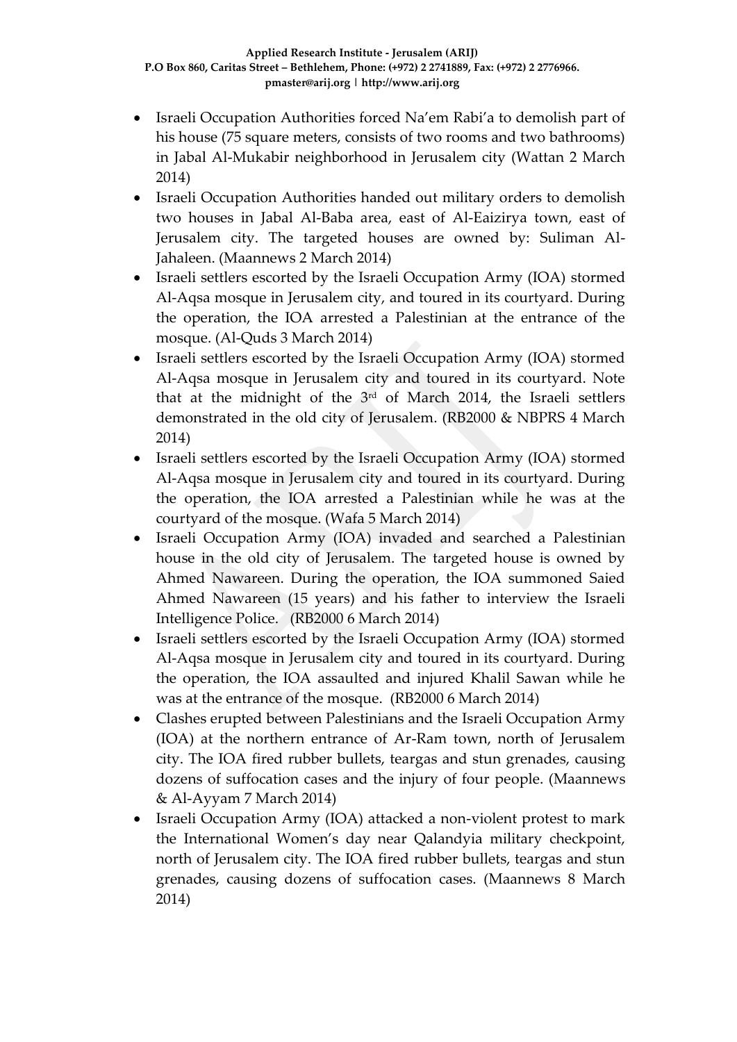- Israeli Occupation Authorities forced Na'em Rabi'a to demolish part of his house (75 square meters, consists of two rooms and two bathrooms) in Jabal Al-Mukabir neighborhood in Jerusalem city (Wattan 2 March 2014)
- Israeli Occupation Authorities handed out military orders to demolish two houses in Jabal Al-Baba area, east of Al-Eaizirya town, east of Jerusalem city. The targeted houses are owned by: Suliman Al-Jahaleen. (Maannews 2 March 2014)
- Israeli settlers escorted by the Israeli Occupation Army (IOA) stormed Al-Aqsa mosque in Jerusalem city, and toured in its courtyard. During the operation, the IOA arrested a Palestinian at the entrance of the mosque. (Al-Quds 3 March 2014)
- Israeli settlers escorted by the Israeli Occupation Army (IOA) stormed Al-Aqsa mosque in Jerusalem city and toured in its courtyard. Note that at the midnight of the 3rd of March 2014, the Israeli settlers demonstrated in the old city of Jerusalem. (RB2000 & NBPRS 4 March 2014)
- Israeli settlers escorted by the Israeli Occupation Army (IOA) stormed Al-Aqsa mosque in Jerusalem city and toured in its courtyard. During the operation, the IOA arrested a Palestinian while he was at the courtyard of the mosque. (Wafa 5 March 2014)
- Israeli Occupation Army (IOA) invaded and searched a Palestinian house in the old city of Jerusalem. The targeted house is owned by Ahmed Nawareen. During the operation, the IOA summoned Saied Ahmed Nawareen (15 years) and his father to interview the Israeli Intelligence Police. (RB2000 6 March 2014)
- Israeli settlers escorted by the Israeli Occupation Army (IOA) stormed Al-Aqsa mosque in Jerusalem city and toured in its courtyard. During the operation, the IOA assaulted and injured Khalil Sawan while he was at the entrance of the mosque. (RB2000 6 March 2014)
- Clashes erupted between Palestinians and the Israeli Occupation Army (IOA) at the northern entrance of Ar-Ram town, north of Jerusalem city. The IOA fired rubber bullets, teargas and stun grenades, causing dozens of suffocation cases and the injury of four people. (Maannews & Al-Ayyam 7 March 2014)
- Israeli Occupation Army (IOA) attacked a non-violent protest to mark the International Women's day near Qalandyia military checkpoint, north of Jerusalem city. The IOA fired rubber bullets, teargas and stun grenades, causing dozens of suffocation cases. (Maannews 8 March 2014)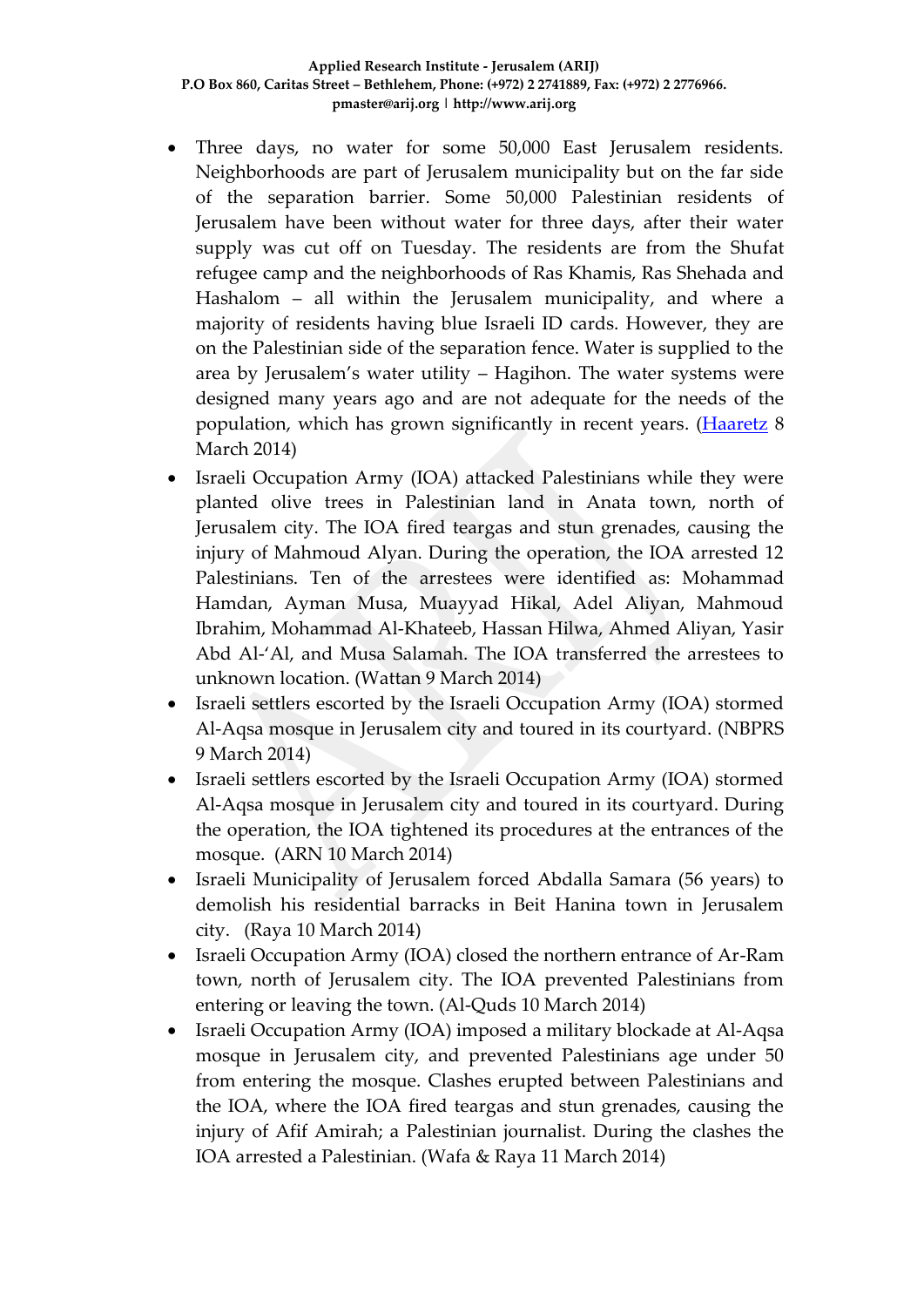- Three days, no water for some 50,000 East Jerusalem residents. Neighborhoods are part of Jerusalem municipality but on the far side of the separation barrier. Some 50,000 Palestinian residents of Jerusalem have been without water for three days, after their water supply was cut off on Tuesday. The residents are from the Shufat refugee camp and the neighborhoods of Ras Khamis, Ras Shehada and Hashalom – all within the Jerusalem municipality, and where a majority of residents having blue Israeli ID cards. However, they are on the Palestinian side of the separation fence. Water is supplied to the area by Jerusalem's water utility – Hagihon. The water systems were designed many years ago and are not adequate for the needs of the population, which has grown significantly in recent years. (Haaretz 8 March 2014)
- Israeli Occupation Army (IOA) attacked Palestinians while they were planted olive trees in Palestinian land in Anata town, north of Jerusalem city. The IOA fired teargas and stun grenades, causing the injury of Mahmoud Alyan. During the operation, the IOA arrested 12 Palestinians. Ten of the arrestees were identified as: Mohammad Hamdan, Ayman Musa, Muayyad Hikal, Adel Aliyan, Mahmoud Ibrahim, Mohammad Al-Khateeb, Hassan Hilwa, Ahmed Aliyan, Yasir Abd Al-'Al, and Musa Salamah. The IOA transferred the arrestees to unknown location. (Wattan 9 March 2014)
- Israeli settlers escorted by the Israeli Occupation Army (IOA) stormed Al-Aqsa mosque in Jerusalem city and toured in its courtyard. (NBPRS 9 March 2014)
- Israeli settlers escorted by the Israeli Occupation Army (IOA) stormed Al-Aqsa mosque in Jerusalem city and toured in its courtyard. During the operation, the IOA tightened its procedures at the entrances of the mosque. (ARN 10 March 2014)
- Israeli Municipality of Jerusalem forced Abdalla Samara (56 years) to demolish his residential barracks in Beit Hanina town in Jerusalem city. (Raya 10 March 2014)
- Israeli Occupation Army (IOA) closed the northern entrance of Ar-Ram town, north of Jerusalem city. The IOA prevented Palestinians from entering or leaving the town. (Al-Quds 10 March 2014)
- Israeli Occupation Army (IOA) imposed a military blockade at Al-Aqsa mosque in Jerusalem city, and prevented Palestinians age under 50 from entering the mosque. Clashes erupted between Palestinians and the IOA, where the IOA fired teargas and stun grenades, causing the injury of Afif Amirah; a Palestinian journalist. During the clashes the IOA arrested a Palestinian. (Wafa & Raya 11 March 2014)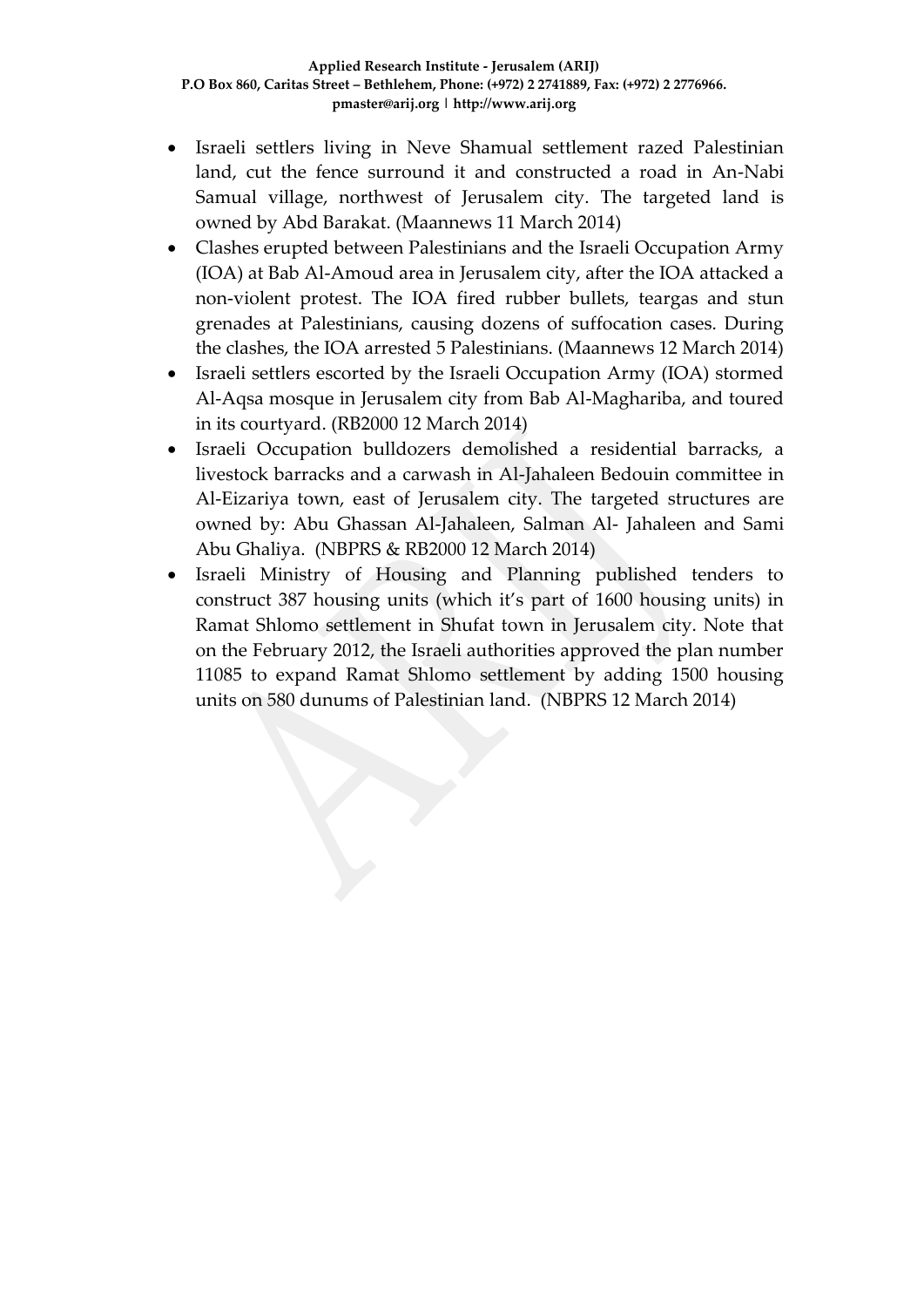- Israeli settlers living in Neve Shamual settlement razed Palestinian land, cut the fence surround it and constructed a road in An-Nabi Samual village, northwest of Jerusalem city. The targeted land is owned by Abd Barakat. (Maannews 11 March 2014)
- Clashes erupted between Palestinians and the Israeli Occupation Army (IOA) at Bab Al-Amoud area in Jerusalem city, after the IOA attacked a non-violent protest. The IOA fired rubber bullets, teargas and stun grenades at Palestinians, causing dozens of suffocation cases. During the clashes, the IOA arrested 5 Palestinians. (Maannews 12 March 2014)
- Israeli settlers escorted by the Israeli Occupation Army (IOA) stormed Al-Aqsa mosque in Jerusalem city from Bab Al-Maghariba, and toured in its courtyard. (RB2000 12 March 2014)
- Israeli Occupation bulldozers demolished a residential barracks, a livestock barracks and a carwash in Al-Jahaleen Bedouin committee in Al-Eizariya town, east of Jerusalem city. The targeted structures are owned by: Abu Ghassan Al-Jahaleen, Salman Al- Jahaleen and Sami Abu Ghaliya. (NBPRS & RB2000 12 March 2014)
- Israeli Ministry of Housing and Planning published tenders to construct 387 housing units (which it's part of 1600 housing units) in Ramat Shlomo settlement in Shufat town in Jerusalem city. Note that on the February 2012, the Israeli authorities approved the plan number 11085 to expand Ramat Shlomo settlement by adding 1500 housing units on 580 dunums of Palestinian land. (NBPRS 12 March 2014)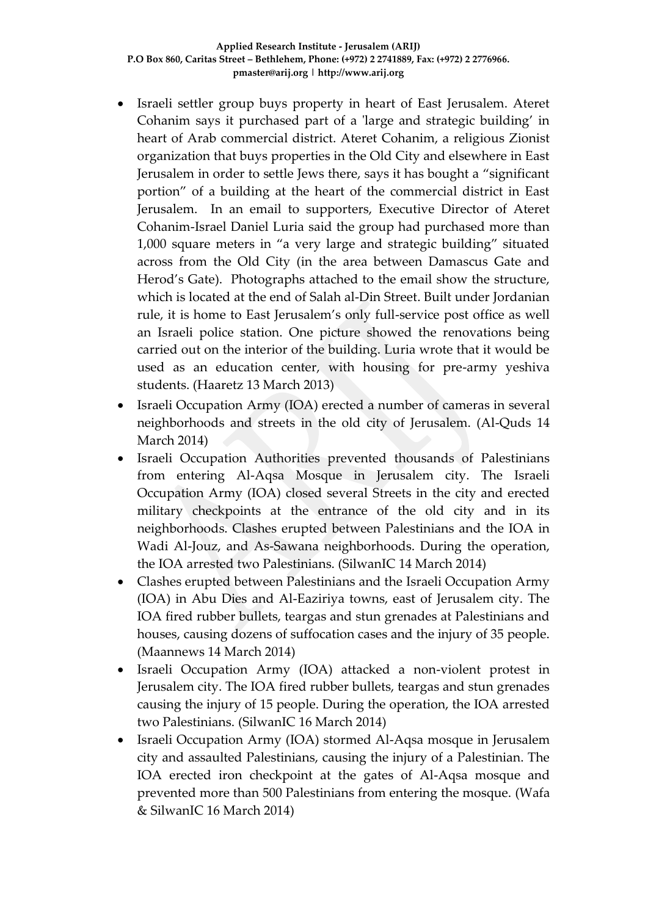- Israeli settler group buys property in heart of East Jerusalem. Ateret Cohanim says it purchased part of a 'large and strategic building' in heart of Arab commercial district. Ateret Cohanim, a religious Zionist organization that buys properties in the Old City and elsewhere in East Jerusalem in order to settle Jews there, says it has bought a "significant portion" of a building at the heart of the commercial district in East Jerusalem. In an email to supporters, Executive Director of Ateret Cohanim-Israel Daniel Luria said the group had purchased more than 1,000 square meters in "a very large and strategic building" situated across from the Old City (in the area between Damascus Gate and Herod's Gate). Photographs attached to the email show the structure, which is located at the end of Salah al-Din Street. Built under Jordanian rule, it is home to East Jerusalem's only full-service post office as well an Israeli police station. One picture showed the renovations being carried out on the interior of the building. Luria wrote that it would be used as an education center, with housing for pre-army yeshiva students. (Haaretz 13 March 2013)
- Israeli Occupation Army (IOA) erected a number of cameras in several neighborhoods and streets in the old city of Jerusalem. (Al-Quds 14 March 2014)
- Israeli Occupation Authorities prevented thousands of Palestinians from entering Al-Aqsa Mosque in Jerusalem city. The Israeli Occupation Army (IOA) closed several Streets in the city and erected military checkpoints at the entrance of the old city and in its neighborhoods. Clashes erupted between Palestinians and the IOA in Wadi Al-Jouz, and As-Sawana neighborhoods. During the operation, the IOA arrested two Palestinians. (SilwanIC 14 March 2014)
- Clashes erupted between Palestinians and the Israeli Occupation Army (IOA) in Abu Dies and Al-Eaziriya towns, east of Jerusalem city. The IOA fired rubber bullets, teargas and stun grenades at Palestinians and houses, causing dozens of suffocation cases and the injury of 35 people. (Maannews 14 March 2014)
- Israeli Occupation Army (IOA) attacked a non-violent protest in Jerusalem city. The IOA fired rubber bullets, teargas and stun grenades causing the injury of 15 people. During the operation, the IOA arrested two Palestinians. (SilwanIC 16 March 2014)
- Israeli Occupation Army (IOA) stormed Al-Aqsa mosque in Jerusalem city and assaulted Palestinians, causing the injury of a Palestinian. The IOA erected iron checkpoint at the gates of Al-Aqsa mosque and prevented more than 500 Palestinians from entering the mosque. (Wafa & SilwanIC 16 March 2014)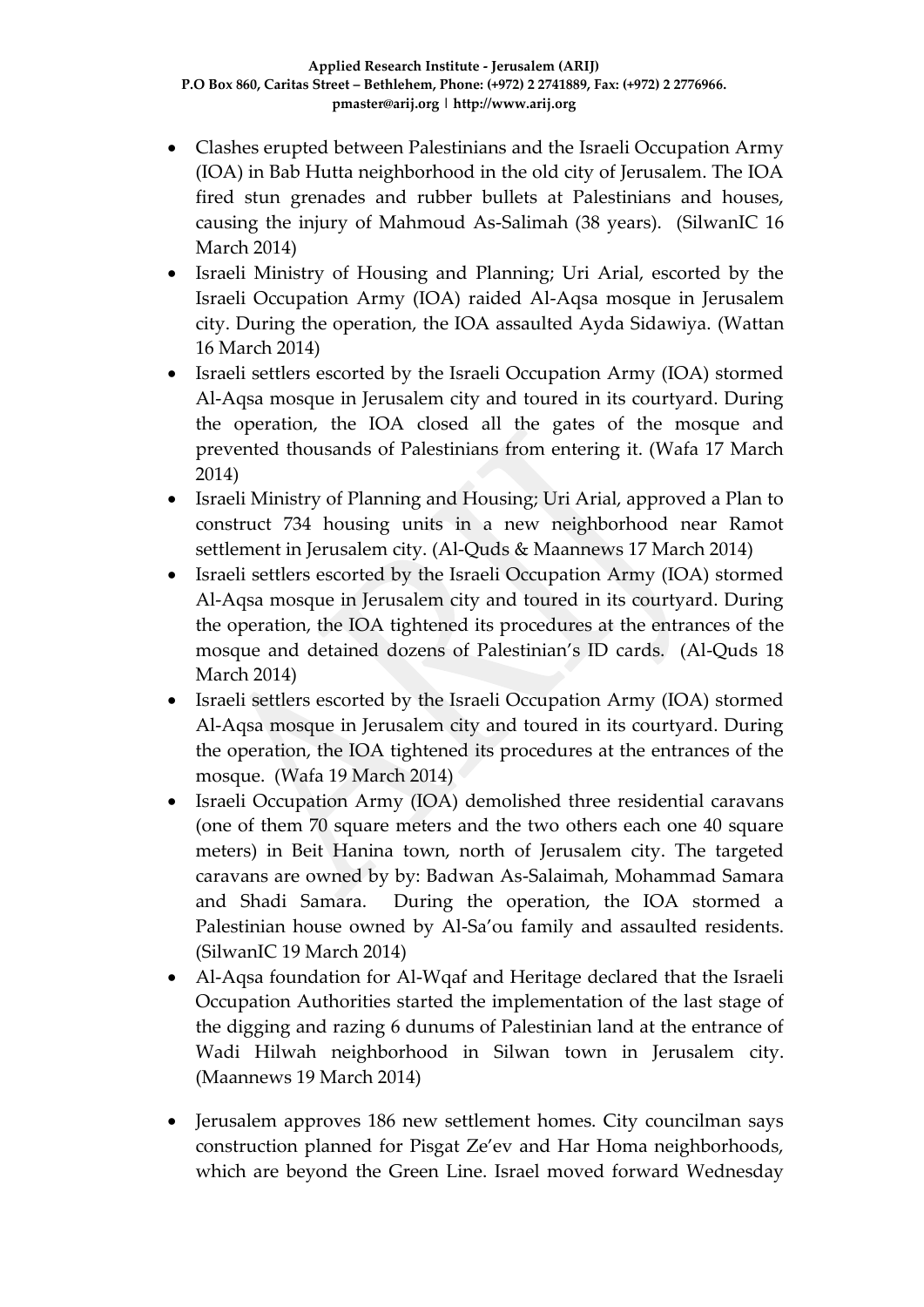- Clashes erupted between Palestinians and the Israeli Occupation Army (IOA) in Bab Hutta neighborhood in the old city of Jerusalem. The IOA fired stun grenades and rubber bullets at Palestinians and houses, causing the injury of Mahmoud As-Salimah (38 years). (SilwanIC 16 March 2014)
- Israeli Ministry of Housing and Planning; Uri Arial, escorted by the Israeli Occupation Army (IOA) raided Al-Aqsa mosque in Jerusalem city. During the operation, the IOA assaulted Ayda Sidawiya. (Wattan 16 March 2014)
- Israeli settlers escorted by the Israeli Occupation Army (IOA) stormed Al-Aqsa mosque in Jerusalem city and toured in its courtyard. During the operation, the IOA closed all the gates of the mosque and prevented thousands of Palestinians from entering it. (Wafa 17 March 2014)
- Israeli Ministry of Planning and Housing; Uri Arial, approved a Plan to construct 734 housing units in a new neighborhood near Ramot settlement in Jerusalem city. (Al-Quds & Maannews 17 March 2014)
- Israeli settlers escorted by the Israeli Occupation Army (IOA) stormed Al-Aqsa mosque in Jerusalem city and toured in its courtyard. During the operation, the IOA tightened its procedures at the entrances of the mosque and detained dozens of Palestinian's ID cards. (Al-Quds 18 March 2014)
- Israeli settlers escorted by the Israeli Occupation Army (IOA) stormed Al-Aqsa mosque in Jerusalem city and toured in its courtyard. During the operation, the IOA tightened its procedures at the entrances of the mosque. (Wafa 19 March 2014)
- Israeli Occupation Army (IOA) demolished three residential caravans (one of them 70 square meters and the two others each one 40 square meters) in Beit Hanina town, north of Jerusalem city. The targeted caravans are owned by by: Badwan As-Salaimah, Mohammad Samara and Shadi Samara. During the operation, the IOA stormed a Palestinian house owned by Al-Sa'ou family and assaulted residents. (SilwanIC 19 March 2014)
- Al-Aqsa foundation for Al-Wqaf and Heritage declared that the Israeli Occupation Authorities started the implementation of the last stage of the digging and razing 6 dunums of Palestinian land at the entrance of Wadi Hilwah neighborhood in Silwan town in Jerusalem city. (Maannews 19 March 2014)
- Jerusalem approves 186 new settlement homes. City councilman says construction planned for Pisgat Ze'ev and Har Homa neighborhoods, which are beyond the Green Line. Israel moved forward Wednesday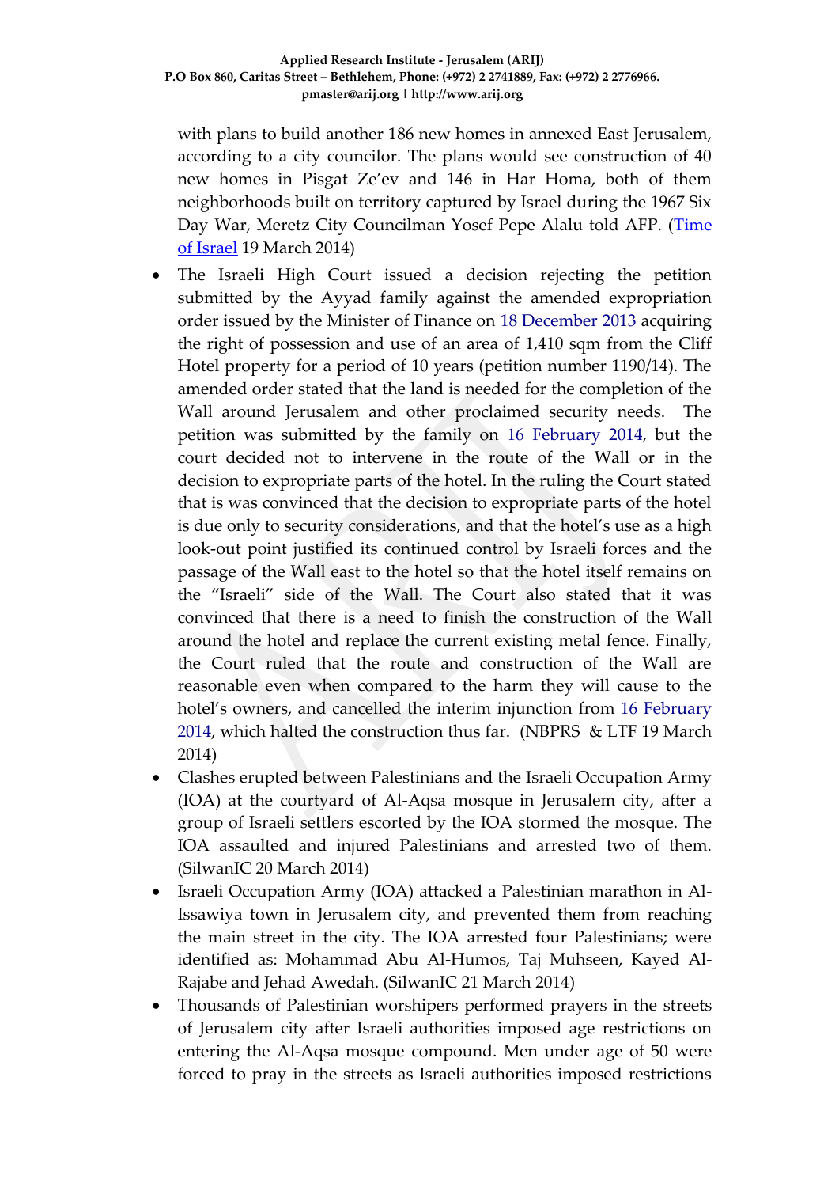with plans to build another 186 new homes in annexed East Jerusalem, according to a city councilor. The plans would see construction of 40 new homes in Pisgat Ze'ev and 146 in Har Homa, both of them neighborhoods built on territory captured by Israel during the 1967 Six Day War, Meretz City Councilman Yosef Pepe Alalu told AFP. (Time of Israel 19 March 2014)

- The Israeli High Court issued a decision rejecting the petition submitted by the Ayyad family against the amended expropriation order issued by the Minister of Finance on 18 December 2013 acquiring the right of possession and use of an area of 1,410 sqm from the Cliff Hotel property for a period of 10 years (petition number 1190/14). The amended order stated that the land is needed for the completion of the Wall around Jerusalem and other proclaimed security needs. The petition was submitted by the family on 16 February 2014, but the court decided not to intervene in the route of the Wall or in the decision to expropriate parts of the hotel. In the ruling the Court stated that is was convinced that the decision to expropriate parts of the hotel is due only to security considerations, and that the hotel's use as a high look-out point justified its continued control by Israeli forces and the passage of the Wall east to the hotel so that the hotel itself remains on the "Israeli" side of the Wall. The Court also stated that it was convinced that there is a need to finish the construction of the Wall around the hotel and replace the current existing metal fence. Finally, the Court ruled that the route and construction of the Wall are reasonable even when compared to the harm they will cause to the hotel's owners, and cancelled the interim injunction from 16 February 2014, which halted the construction thus far. (NBPRS & LTF 19 March 2014)
- Clashes erupted between Palestinians and the Israeli Occupation Army (IOA) at the courtyard of Al-Aqsa mosque in Jerusalem city, after a group of Israeli settlers escorted by the IOA stormed the mosque. The IOA assaulted and injured Palestinians and arrested two of them. (SilwanIC 20 March 2014)
- Israeli Occupation Army (IOA) attacked a Palestinian marathon in Al-Issawiya town in Jerusalem city, and prevented them from reaching the main street in the city. The IOA arrested four Palestinians; were identified as: Mohammad Abu Al-Humos, Taj Muhseen, Kayed Al-Rajabe and Jehad Awedah. (SilwanIC 21 March 2014)
- Thousands of Palestinian worshipers performed prayers in the streets of Jerusalem city after Israeli authorities imposed age restrictions on entering the Al-Aqsa mosque compound. Men under age of 50 were forced to pray in the streets as Israeli authorities imposed restrictions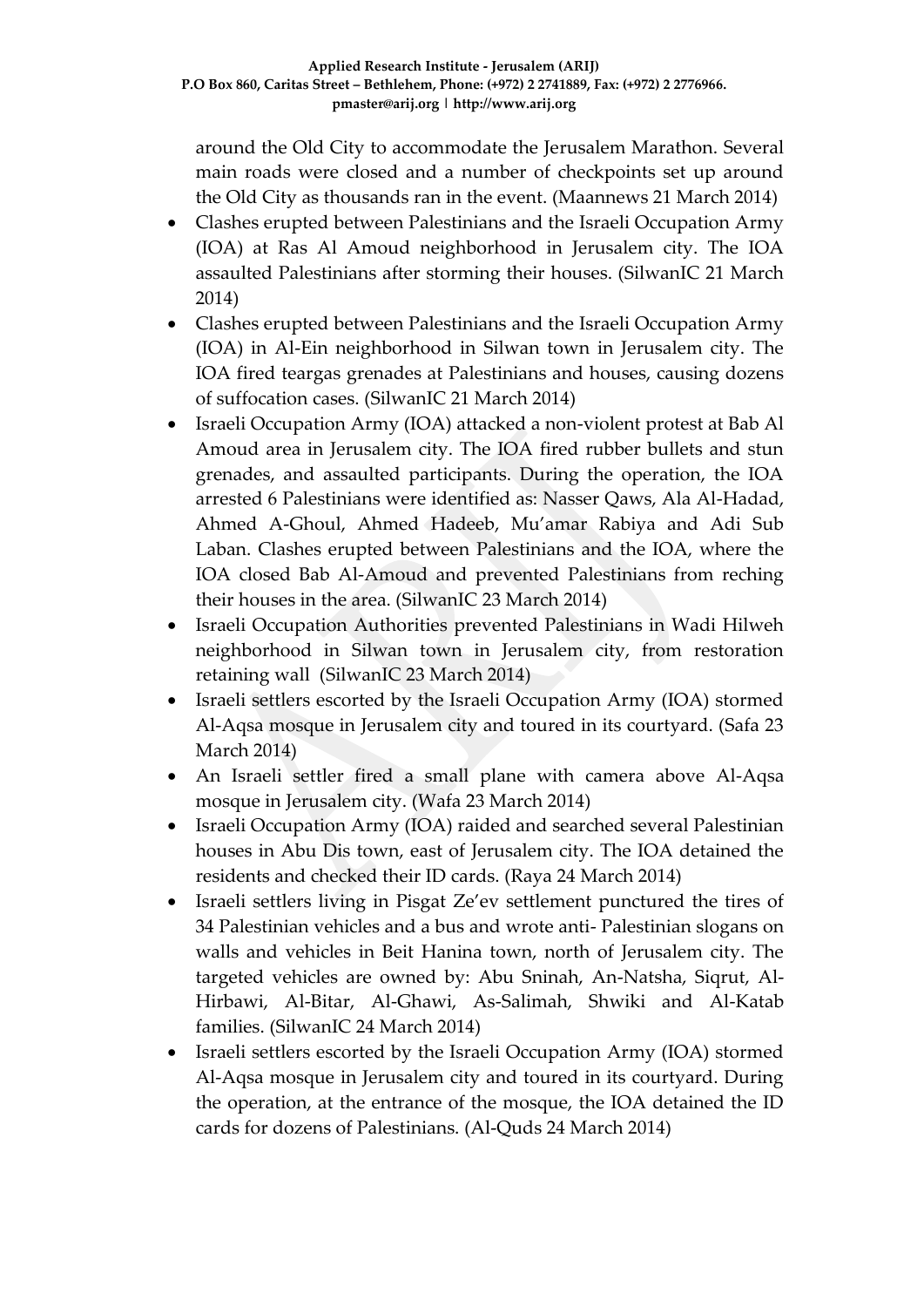around the Old City to accommodate the Jerusalem Marathon. Several main roads were closed and a number of checkpoints set up around the Old City as thousands ran in the event. (Maannews 21 March 2014)

- Clashes erupted between Palestinians and the Israeli Occupation Army (IOA) at Ras Al Amoud neighborhood in Jerusalem city. The IOA assaulted Palestinians after storming their houses. (SilwanIC 21 March 2014)
- Clashes erupted between Palestinians and the Israeli Occupation Army (IOA) in Al-Ein neighborhood in Silwan town in Jerusalem city. The IOA fired teargas grenades at Palestinians and houses, causing dozens of suffocation cases. (SilwanIC 21 March 2014)
- Israeli Occupation Army (IOA) attacked a non-violent protest at Bab Al Amoud area in Jerusalem city. The IOA fired rubber bullets and stun grenades, and assaulted participants. During the operation, the IOA arrested 6 Palestinians were identified as: Nasser Qaws, Ala Al-Hadad, Ahmed A-Ghoul, Ahmed Hadeeb, Mu'amar Rabiya and Adi Sub Laban. Clashes erupted between Palestinians and the IOA, where the IOA closed Bab Al-Amoud and prevented Palestinians from reching their houses in the area. (SilwanIC 23 March 2014)
- Israeli Occupation Authorities prevented Palestinians in Wadi Hilweh neighborhood in Silwan town in Jerusalem city, from restoration retaining wall (SilwanIC 23 March 2014)
- Israeli settlers escorted by the Israeli Occupation Army (IOA) stormed Al-Aqsa mosque in Jerusalem city and toured in its courtyard. (Safa 23 March 2014)
- An Israeli settler fired a small plane with camera above Al-Aqsa mosque in Jerusalem city. (Wafa 23 March 2014)
- Israeli Occupation Army (IOA) raided and searched several Palestinian houses in Abu Dis town, east of Jerusalem city. The IOA detained the residents and checked their ID cards. (Raya 24 March 2014)
- Israeli settlers living in Pisgat Ze'ev settlement punctured the tires of 34 Palestinian vehicles and a bus and wrote anti- Palestinian slogans on walls and vehicles in Beit Hanina town, north of Jerusalem city. The targeted vehicles are owned by: Abu Sninah, An-Natsha, Siqrut, Al-Hirbawi, Al-Bitar, Al-Ghawi, As-Salimah, Shwiki and Al-Katab families. (SilwanIC 24 March 2014)
- Israeli settlers escorted by the Israeli Occupation Army (IOA) stormed Al-Aqsa mosque in Jerusalem city and toured in its courtyard. During the operation, at the entrance of the mosque, the IOA detained the ID cards for dozens of Palestinians. (Al-Quds 24 March 2014)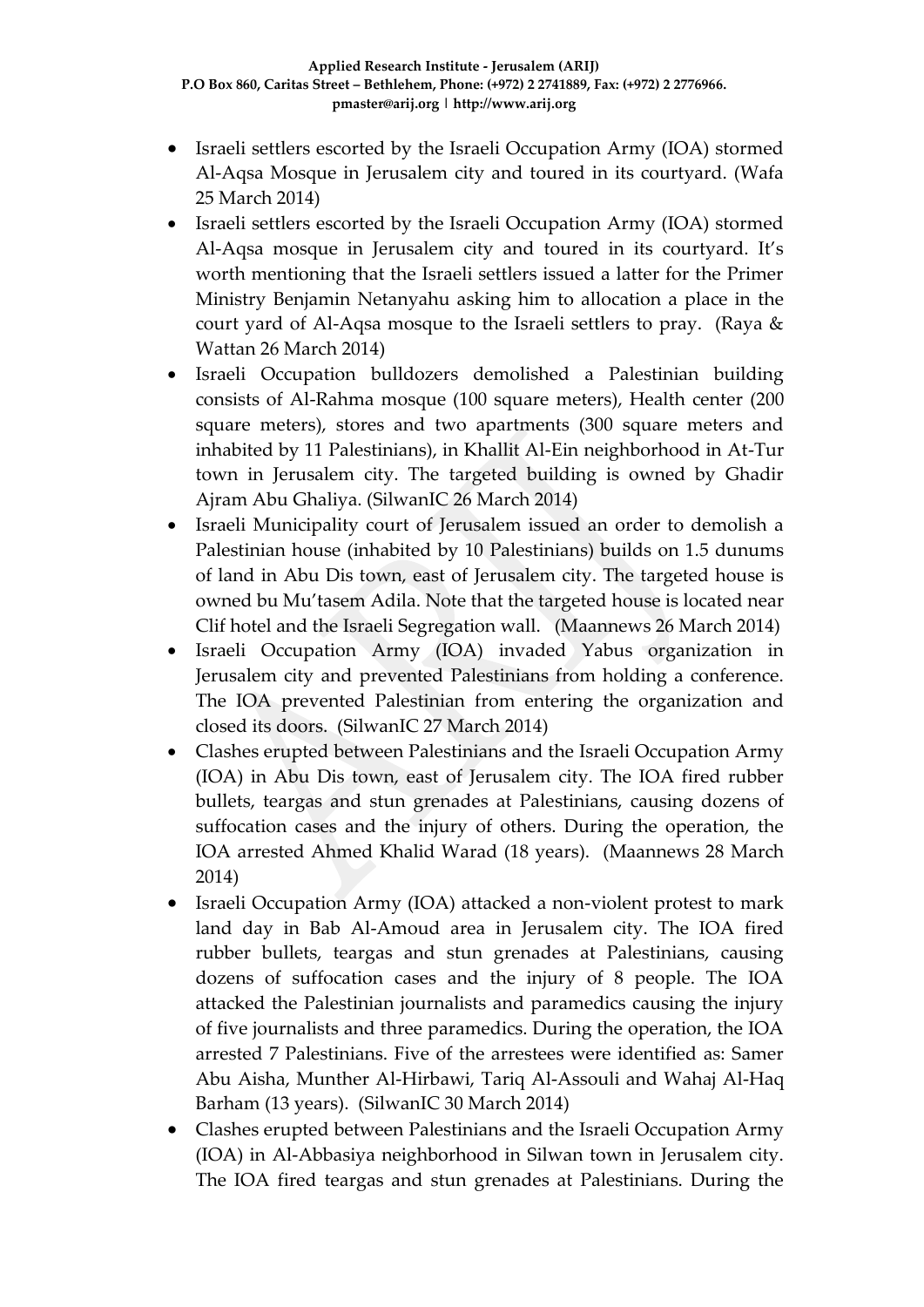- Israeli settlers escorted by the Israeli Occupation Army (IOA) stormed Al-Aqsa Mosque in Jerusalem city and toured in its courtyard. (Wafa 25 March 2014)
- Israeli settlers escorted by the Israeli Occupation Army (IOA) stormed Al-Aqsa mosque in Jerusalem city and toured in its courtyard. It's worth mentioning that the Israeli settlers issued a latter for the Primer Ministry Benjamin Netanyahu asking him to allocation a place in the court yard of Al-Aqsa mosque to the Israeli settlers to pray. (Raya & Wattan 26 March 2014)
- Israeli Occupation bulldozers demolished a Palestinian building consists of Al-Rahma mosque (100 square meters), Health center (200 square meters), stores and two apartments (300 square meters and inhabited by 11 Palestinians), in Khallit Al-Ein neighborhood in At-Tur town in Jerusalem city. The targeted building is owned by Ghadir Ajram Abu Ghaliya. (SilwanIC 26 March 2014)
- Israeli Municipality court of Jerusalem issued an order to demolish a Palestinian house (inhabited by 10 Palestinians) builds on 1.5 dunums of land in Abu Dis town, east of Jerusalem city. The targeted house is owned bu Mu'tasem Adila. Note that the targeted house is located near Clif hotel and the Israeli Segregation wall. (Maannews 26 March 2014)
- Israeli Occupation Army (IOA) invaded Yabus organization in Jerusalem city and prevented Palestinians from holding a conference. The IOA prevented Palestinian from entering the organization and closed its doors. (SilwanIC 27 March 2014)
- Clashes erupted between Palestinians and the Israeli Occupation Army (IOA) in Abu Dis town, east of Jerusalem city. The IOA fired rubber bullets, teargas and stun grenades at Palestinians, causing dozens of suffocation cases and the injury of others. During the operation, the IOA arrested Ahmed Khalid Warad (18 years). (Maannews 28 March 2014)
- Israeli Occupation Army (IOA) attacked a non-violent protest to mark land day in Bab Al-Amoud area in Jerusalem city. The IOA fired rubber bullets, teargas and stun grenades at Palestinians, causing dozens of suffocation cases and the injury of 8 people. The IOA attacked the Palestinian journalists and paramedics causing the injury of five journalists and three paramedics. During the operation, the IOA arrested 7 Palestinians. Five of the arrestees were identified as: Samer Abu Aisha, Munther Al-Hirbawi, Tariq Al-Assouli and Wahaj Al-Haq Barham (13 years). (SilwanIC 30 March 2014)
- Clashes erupted between Palestinians and the Israeli Occupation Army (IOA) in Al-Abbasiya neighborhood in Silwan town in Jerusalem city. The IOA fired teargas and stun grenades at Palestinians. During the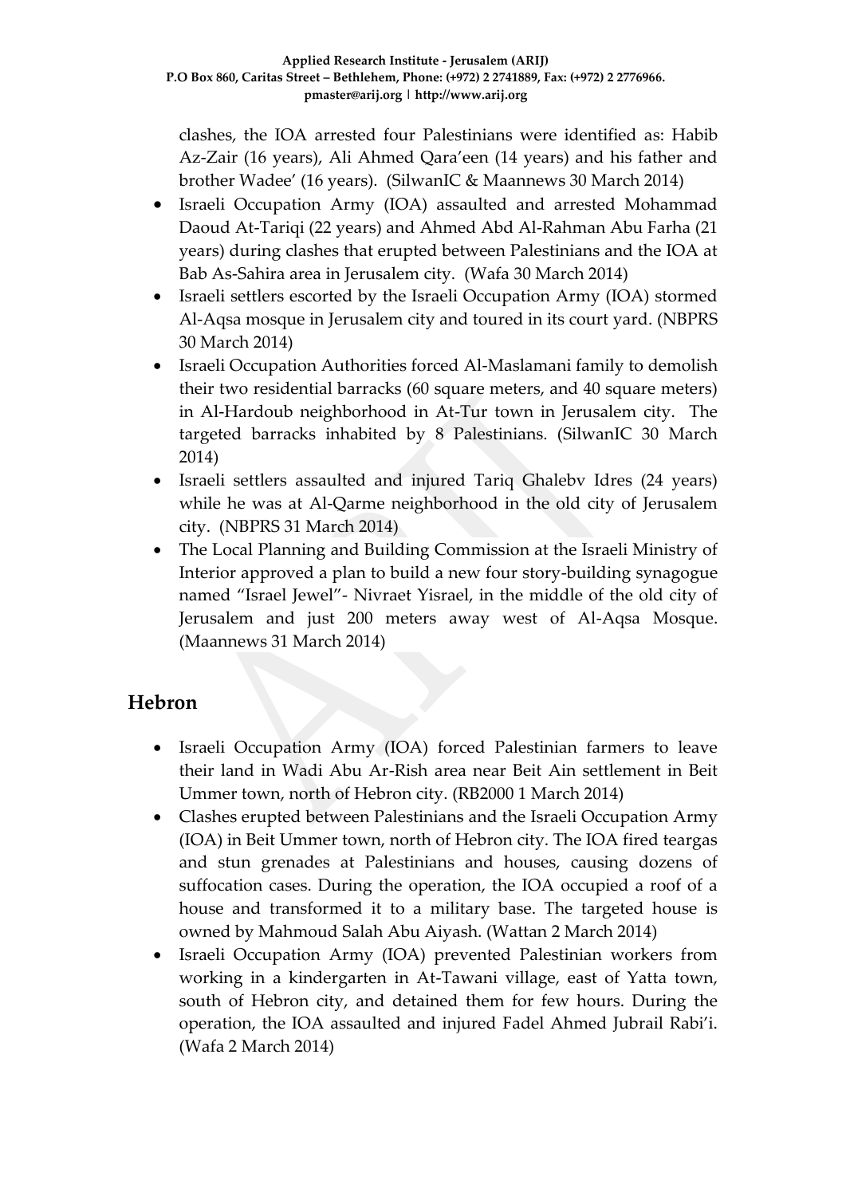clashes, the IOA arrested four Palestinians were identified as: Habib Az-Zair (16 years), Ali Ahmed Qara'een (14 years) and his father and brother Wadee' (16 years). (SilwanIC & Maannews 30 March 2014)

- Israeli Occupation Army (IOA) assaulted and arrested Mohammad Daoud At-Tariqi (22 years) and Ahmed Abd Al-Rahman Abu Farha (21 years) during clashes that erupted between Palestinians and the IOA at Bab As-Sahira area in Jerusalem city. (Wafa 30 March 2014)
- Israeli settlers escorted by the Israeli Occupation Army (IOA) stormed Al-Aqsa mosque in Jerusalem city and toured in its court yard. (NBPRS 30 March 2014)
- Israeli Occupation Authorities forced Al-Maslamani family to demolish their two residential barracks (60 square meters, and 40 square meters) in Al-Hardoub neighborhood in At-Tur town in Jerusalem city. The targeted barracks inhabited by 8 Palestinians. (SilwanIC 30 March 2014)
- Israeli settlers assaulted and injured Tariq Ghalebv Idres (24 years) while he was at Al-Qarme neighborhood in the old city of Jerusalem city. (NBPRS 31 March 2014)
- The Local Planning and Building Commission at the Israeli Ministry of Interior approved a plan to build a new four story-building synagogue named "Israel Jewel"- Nivraet Yisrael, in the middle of the old city of Jerusalem and just 200 meters away west of Al-Aqsa Mosque. (Maannews 31 March 2014)

## Hebron

- Israeli Occupation Army (IOA) forced Palestinian farmers to leave their land in Wadi Abu Ar-Rish area near Beit Ain settlement in Beit Ummer town, north of Hebron city. (RB2000 1 March 2014)
- Clashes erupted between Palestinians and the Israeli Occupation Army (IOA) in Beit Ummer town, north of Hebron city. The IOA fired teargas and stun grenades at Palestinians and houses, causing dozens of suffocation cases. During the operation, the IOA occupied a roof of a house and transformed it to a military base. The targeted house is owned by Mahmoud Salah Abu Aiyash. (Wattan 2 March 2014)
- Israeli Occupation Army (IOA) prevented Palestinian workers from working in a kindergarten in At-Tawani village, east of Yatta town, south of Hebron city, and detained them for few hours. During the operation, the IOA assaulted and injured Fadel Ahmed Jubrail Rabi'i. (Wafa 2 March 2014)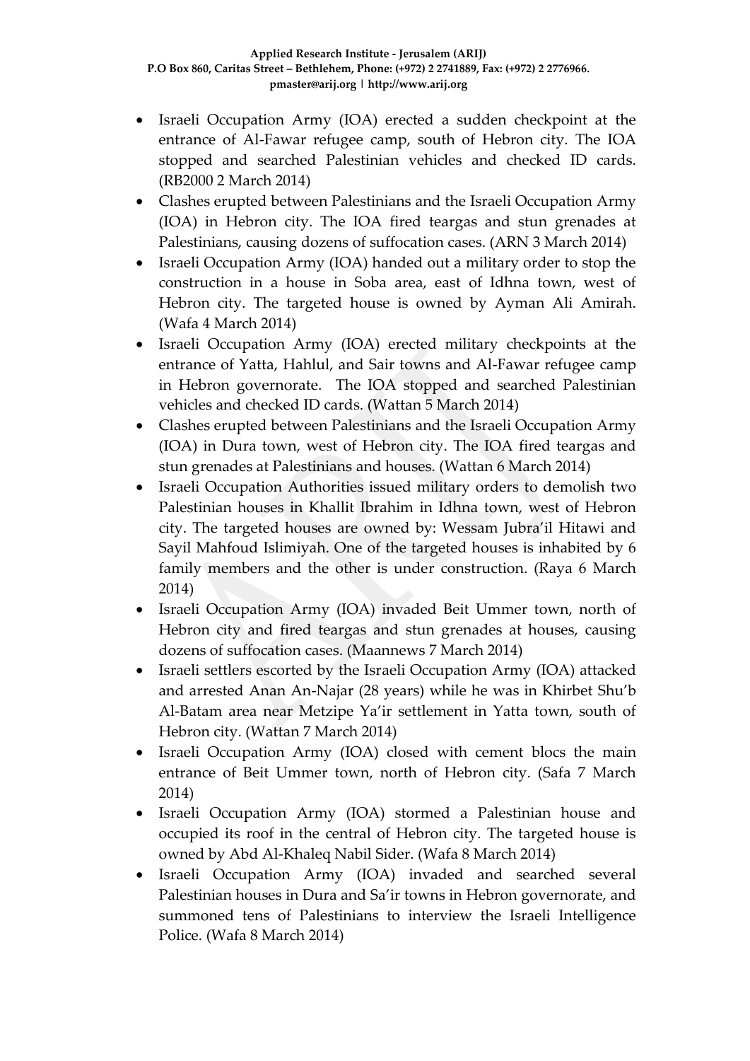- Israeli Occupation Army (IOA) erected a sudden checkpoint at the entrance of Al-Fawar refugee camp, south of Hebron city. The IOA stopped and searched Palestinian vehicles and checked ID cards. (RB2000 2 March 2014)
- Clashes erupted between Palestinians and the Israeli Occupation Army (IOA) in Hebron city. The IOA fired teargas and stun grenades at Palestinians, causing dozens of suffocation cases. (ARN 3 March 2014)
- Israeli Occupation Army (IOA) handed out a military order to stop the construction in a house in Soba area, east of Idhna town, west of Hebron city. The targeted house is owned by Ayman Ali Amirah. (Wafa 4 March 2014)
- Israeli Occupation Army (IOA) erected military checkpoints at the entrance of Yatta, Hahlul, and Sair towns and Al-Fawar refugee camp in Hebron governorate. The IOA stopped and searched Palestinian vehicles and checked ID cards. (Wattan 5 March 2014)
- Clashes erupted between Palestinians and the Israeli Occupation Army (IOA) in Dura town, west of Hebron city. The IOA fired teargas and stun grenades at Palestinians and houses. (Wattan 6 March 2014)
- Israeli Occupation Authorities issued military orders to demolish two Palestinian houses in Khallit Ibrahim in Idhna town, west of Hebron city. The targeted houses are owned by: Wessam Jubra'il Hitawi and Sayil Mahfoud Islimiyah. One of the targeted houses is inhabited by 6 family members and the other is under construction. (Raya 6 March 2014)
- Israeli Occupation Army (IOA) invaded Beit Ummer town, north of Hebron city and fired teargas and stun grenades at houses, causing dozens of suffocation cases. (Maannews 7 March 2014)
- Israeli settlers escorted by the Israeli Occupation Army (IOA) attacked and arrested Anan An-Najar (28 years) while he was in Khirbet Shu'b Al-Batam area near Metzipe Ya'ir settlement in Yatta town, south of Hebron city. (Wattan 7 March 2014)
- Israeli Occupation Army (IOA) closed with cement blocs the main entrance of Beit Ummer town, north of Hebron city. (Safa 7 March 2014)
- Israeli Occupation Army (IOA) stormed a Palestinian house and occupied its roof in the central of Hebron city. The targeted house is owned by Abd Al-Khaleq Nabil Sider. (Wafa 8 March 2014)
- Israeli Occupation Army (IOA) invaded and searched several Palestinian houses in Dura and Sa'ir towns in Hebron governorate, and summoned tens of Palestinians to interview the Israeli Intelligence Police. (Wafa 8 March 2014)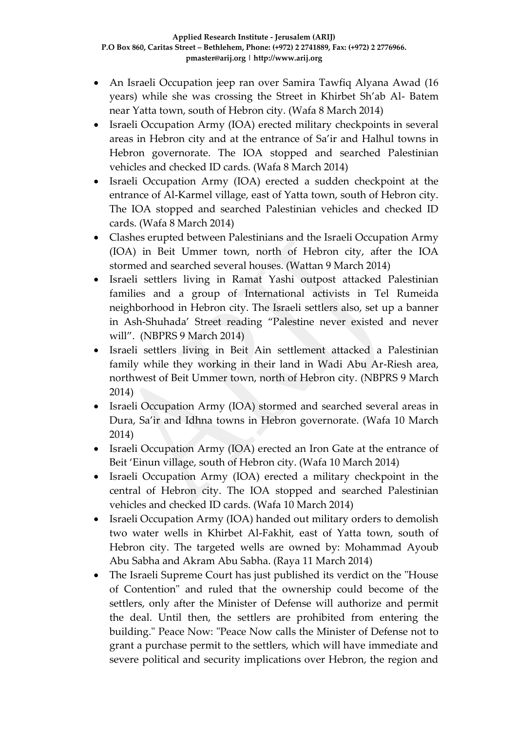- An Israeli Occupation jeep ran over Samira Tawfiq Alyana Awad (16 years) while she was crossing the Street in Khirbet Sh'ab Al- Batem near Yatta town, south of Hebron city. (Wafa 8 March 2014)
- Israeli Occupation Army (IOA) erected military checkpoints in several areas in Hebron city and at the entrance of Sa'ir and Halhul towns in Hebron governorate. The IOA stopped and searched Palestinian vehicles and checked ID cards. (Wafa 8 March 2014)
- Israeli Occupation Army (IOA) erected a sudden checkpoint at the entrance of Al-Karmel village, east of Yatta town, south of Hebron city. The IOA stopped and searched Palestinian vehicles and checked ID cards. (Wafa 8 March 2014)
- Clashes erupted between Palestinians and the Israeli Occupation Army (IOA) in Beit Ummer town, north of Hebron city, after the IOA stormed and searched several houses. (Wattan 9 March 2014)
- Israeli settlers living in Ramat Yashi outpost attacked Palestinian families and a group of International activists in Tel Rumeida neighborhood in Hebron city. The Israeli settlers also, set up a banner in Ash-Shuhada' Street reading "Palestine never existed and never will". (NBPRS 9 March 2014)
- Israeli settlers living in Beit Ain settlement attacked a Palestinian family while they working in their land in Wadi Abu Ar-Riesh area, northwest of Beit Ummer town, north of Hebron city. (NBPRS 9 March 2014)
- Israeli Occupation Army (IOA) stormed and searched several areas in Dura, Sa'ir and Idhna towns in Hebron governorate. (Wafa 10 March 2014)
- Israeli Occupation Army (IOA) erected an Iron Gate at the entrance of Beit 'Einun village, south of Hebron city. (Wafa 10 March 2014)
- Israeli Occupation Army (IOA) erected a military checkpoint in the central of Hebron city. The IOA stopped and searched Palestinian vehicles and checked ID cards. (Wafa 10 March 2014)
- Israeli Occupation Army (IOA) handed out military orders to demolish two water wells in Khirbet Al-Fakhit, east of Yatta town, south of Hebron city. The targeted wells are owned by: Mohammad Ayoub Abu Sabha and Akram Abu Sabha. (Raya 11 March 2014)
- The Israeli Supreme Court has just published its verdict on the "House of Contention" and ruled that the ownership could become of the settlers, only after the Minister of Defense will authorize and permit the deal. Until then, the settlers are prohibited from entering the building." Peace Now: "Peace Now calls the Minister of Defense not to grant a purchase permit to the settlers, which will have immediate and severe political and security implications over Hebron, the region and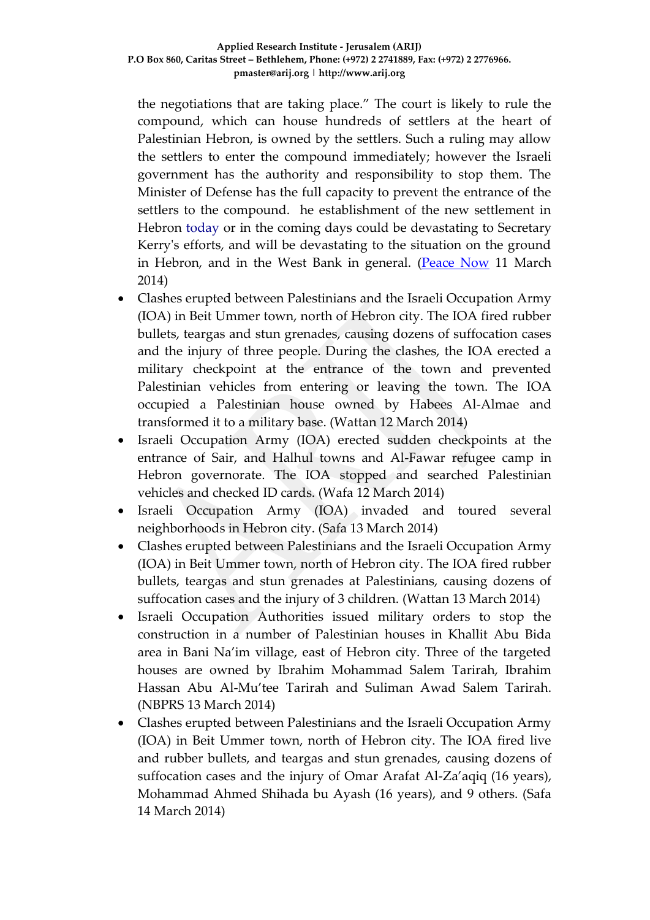the negotiations that are taking place." The court is likely to rule the compound, which can house hundreds of settlers at the heart of Palestinian Hebron, is owned by the settlers. Such a ruling may allow the settlers to enter the compound immediately; however the Israeli government has the authority and responsibility to stop them. The Minister of Defense has the full capacity to prevent the entrance of the settlers to the compound. he establishment of the new settlement in Hebron today or in the coming days could be devastating to Secretary Kerry's efforts, and will be devastating to the situation on the ground in Hebron, and in the West Bank in general. (Peace Now 11 March 2014)

- Clashes erupted between Palestinians and the Israeli Occupation Army (IOA) in Beit Ummer town, north of Hebron city. The IOA fired rubber bullets, teargas and stun grenades, causing dozens of suffocation cases and the injury of three people. During the clashes, the IOA erected a military checkpoint at the entrance of the town and prevented Palestinian vehicles from entering or leaving the town. The IOA occupied a Palestinian house owned by Habees Al-Almae and transformed it to a military base. (Wattan 12 March 2014)
- Israeli Occupation Army (IOA) erected sudden checkpoints at the entrance of Sair, and Halhul towns and Al-Fawar refugee camp in Hebron governorate. The IOA stopped and searched Palestinian vehicles and checked ID cards. (Wafa 12 March 2014)
- Israeli Occupation Army (IOA) invaded and toured several neighborhoods in Hebron city. (Safa 13 March 2014)
- Clashes erupted between Palestinians and the Israeli Occupation Army (IOA) in Beit Ummer town, north of Hebron city. The IOA fired rubber bullets, teargas and stun grenades at Palestinians, causing dozens of suffocation cases and the injury of 3 children. (Wattan 13 March 2014)
- Israeli Occupation Authorities issued military orders to stop the construction in a number of Palestinian houses in Khallit Abu Bida area in Bani Na'im village, east of Hebron city. Three of the targeted houses are owned by Ibrahim Mohammad Salem Tarirah, Ibrahim Hassan Abu Al-Mu'tee Tarirah and Suliman Awad Salem Tarirah. (NBPRS 13 March 2014)
- Clashes erupted between Palestinians and the Israeli Occupation Army (IOA) in Beit Ummer town, north of Hebron city. The IOA fired live and rubber bullets, and teargas and stun grenades, causing dozens of suffocation cases and the injury of Omar Arafat Al-Za'aqiq (16 years), Mohammad Ahmed Shihada bu Ayash (16 years), and 9 others. (Safa 14 March 2014)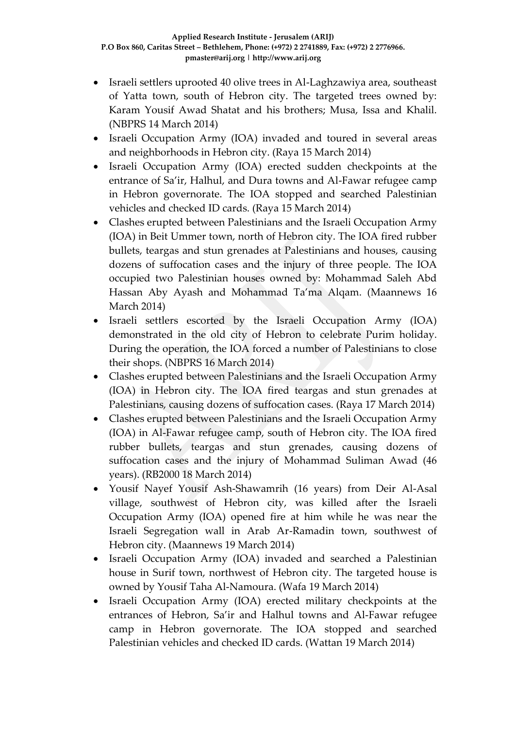- Israeli settlers uprooted 40 olive trees in Al-Laghzawiya area, southeast of Yatta town, south of Hebron city. The targeted trees owned by: Karam Yousif Awad Shatat and his brothers; Musa, Issa and Khalil. (NBPRS 14 March 2014)
- Israeli Occupation Army (IOA) invaded and toured in several areas and neighborhoods in Hebron city. (Raya 15 March 2014)
- Israeli Occupation Army (IOA) erected sudden checkpoints at the entrance of Sa'ir, Halhul, and Dura towns and Al-Fawar refugee camp in Hebron governorate. The IOA stopped and searched Palestinian vehicles and checked ID cards. (Raya 15 March 2014)
- Clashes erupted between Palestinians and the Israeli Occupation Army (IOA) in Beit Ummer town, north of Hebron city. The IOA fired rubber bullets, teargas and stun grenades at Palestinians and houses, causing dozens of suffocation cases and the injury of three people. The IOA occupied two Palestinian houses owned by: Mohammad Saleh Abd Hassan Aby Ayash and Mohammad Ta'ma Alqam. (Maannews 16 March 2014)
- Israeli settlers escorted by the Israeli Occupation Army (IOA) demonstrated in the old city of Hebron to celebrate Purim holiday. During the operation, the IOA forced a number of Palestinians to close their shops. (NBPRS 16 March 2014)
- Clashes erupted between Palestinians and the Israeli Occupation Army (IOA) in Hebron city. The IOA fired teargas and stun grenades at Palestinians, causing dozens of suffocation cases. (Raya 17 March 2014)
- Clashes erupted between Palestinians and the Israeli Occupation Army (IOA) in Al-Fawar refugee camp, south of Hebron city. The IOA fired rubber bullets, teargas and stun grenades, causing dozens of suffocation cases and the injury of Mohammad Suliman Awad (46 years). (RB2000 18 March 2014)
- Yousif Nayef Yousif Ash-Shawamrih (16 years) from Deir Al-Asal village, southwest of Hebron city, was killed after the Israeli Occupation Army (IOA) opened fire at him while he was near the Israeli Segregation wall in Arab Ar-Ramadin town, southwest of Hebron city. (Maannews 19 March 2014)
- Israeli Occupation Army (IOA) invaded and searched a Palestinian house in Surif town, northwest of Hebron city. The targeted house is owned by Yousif Taha Al-Namoura. (Wafa 19 March 2014)
- Israeli Occupation Army (IOA) erected military checkpoints at the entrances of Hebron, Sa'ir and Halhul towns and Al-Fawar refugee camp in Hebron governorate. The IOA stopped and searched Palestinian vehicles and checked ID cards. (Wattan 19 March 2014)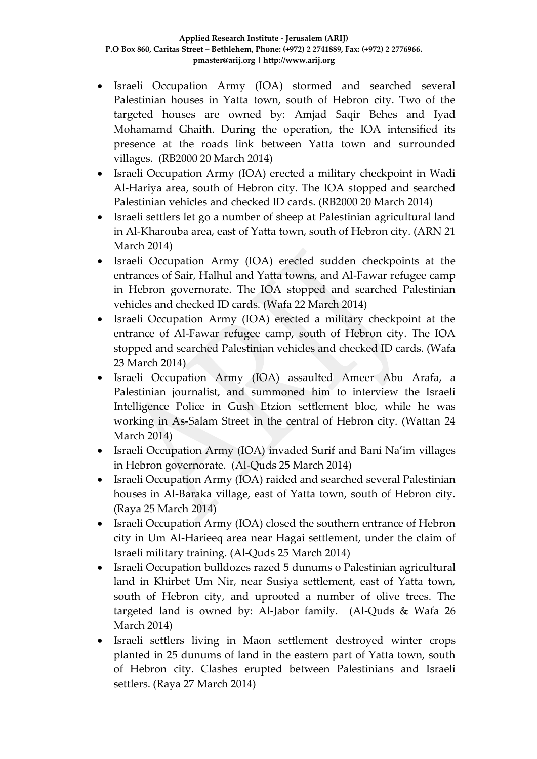- Israeli Occupation Army (IOA) stormed and searched several Palestinian houses in Yatta town, south of Hebron city. Two of the targeted houses are owned by: Amjad Saqir Behes and Iyad Mohamamd Ghaith. During the operation, the IOA intensified its presence at the roads link between Yatta town and surrounded villages. (RB2000 20 March 2014)
- Israeli Occupation Army (IOA) erected a military checkpoint in Wadi Al-Hariya area, south of Hebron city. The IOA stopped and searched Palestinian vehicles and checked ID cards. (RB2000 20 March 2014)
- Israeli settlers let go a number of sheep at Palestinian agricultural land in Al-Kharouba area, east of Yatta town, south of Hebron city. (ARN 21 March 2014)
- Israeli Occupation Army (IOA) erected sudden checkpoints at the entrances of Sair, Halhul and Yatta towns, and Al-Fawar refugee camp in Hebron governorate. The IOA stopped and searched Palestinian vehicles and checked ID cards. (Wafa 22 March 2014)
- Israeli Occupation Army (IOA) erected a military checkpoint at the entrance of Al-Fawar refugee camp, south of Hebron city. The IOA stopped and searched Palestinian vehicles and checked ID cards. (Wafa 23 March 2014)
- Israeli Occupation Army (IOA) assaulted Ameer Abu Arafa, a Palestinian journalist, and summoned him to interview the Israeli Intelligence Police in Gush Etzion settlement bloc, while he was working in As-Salam Street in the central of Hebron city. (Wattan 24 March 2014)
- Israeli Occupation Army (IOA) invaded Surif and Bani Na'im villages in Hebron governorate. (Al-Quds 25 March 2014)
- Israeli Occupation Army (IOA) raided and searched several Palestinian houses in Al-Baraka village, east of Yatta town, south of Hebron city. (Raya 25 March 2014)
- Israeli Occupation Army (IOA) closed the southern entrance of Hebron city in Um Al-Harieeq area near Hagai settlement, under the claim of Israeli military training. (Al-Quds 25 March 2014)
- Israeli Occupation bulldozes razed 5 dunums o Palestinian agricultural land in Khirbet Um Nir, near Susiya settlement, east of Yatta town, south of Hebron city, and uprooted a number of olive trees. The targeted land is owned by: Al-Jabor family. (Al-Quds & Wafa 26 March 2014)
- Israeli settlers living in Maon settlement destroyed winter crops planted in 25 dunums of land in the eastern part of Yatta town, south of Hebron city. Clashes erupted between Palestinians and Israeli settlers. (Raya 27 March 2014)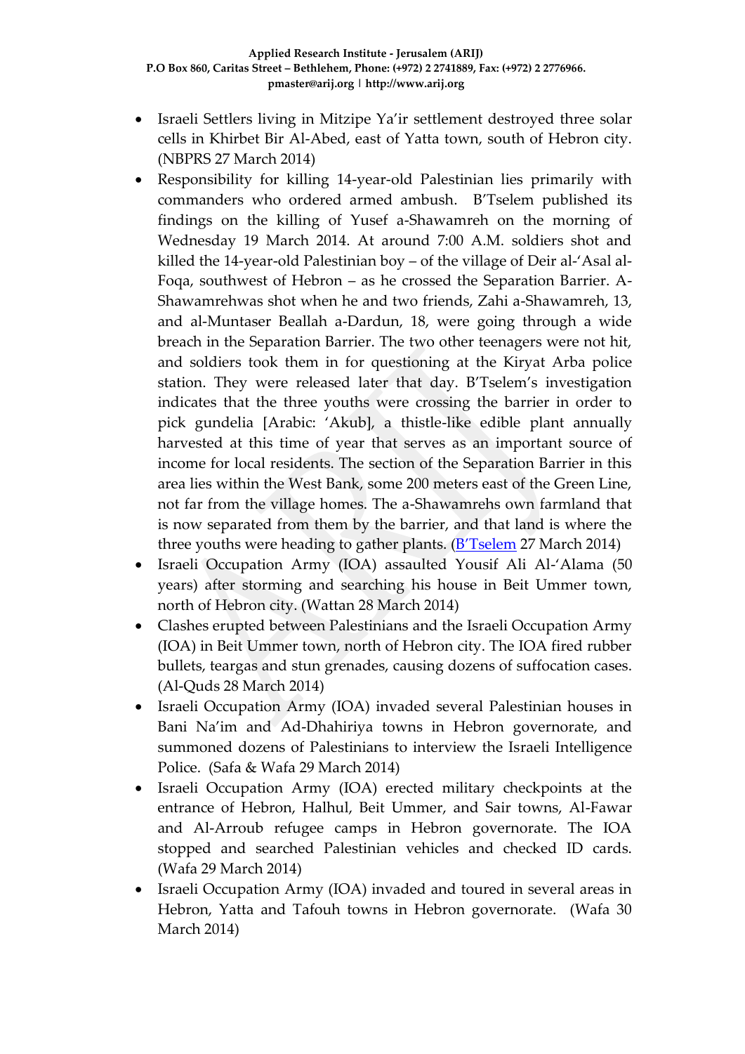- Israeli Settlers living in Mitzipe Ya'ir settlement destroyed three solar cells in Khirbet Bir Al-Abed, east of Yatta town, south of Hebron city. (NBPRS 27 March 2014)
- Responsibility for killing 14-year-old Palestinian lies primarily with commanders who ordered armed ambush. B'Tselem published its findings on the killing of Yusef a-Shawamreh on the morning of Wednesday 19 March 2014. At around 7:00 A.M. soldiers shot and killed the 14-year-old Palestinian boy – of the village of Deir al-'Asal al-Foqa, southwest of Hebron – as he crossed the Separation Barrier. A-Shawamrehwas shot when he and two friends, Zahi a-Shawamreh, 13, and al-Muntaser Beallah a-Dardun, 18, were going through a wide breach in the Separation Barrier. The two other teenagers were not hit, and soldiers took them in for questioning at the Kiryat Arba police station. They were released later that day. B'Tselem's investigation indicates that the three youths were crossing the barrier in order to pick gundelia [Arabic: 'Akub], a thistle-like edible plant annually harvested at this time of year that serves as an important source of income for local residents. The section of the Separation Barrier in this area lies within the West Bank, some 200 meters east of the Green Line, not far from the village homes. The a-Shawamrehs own farmland that is now separated from them by the barrier, and that land is where the three youths were heading to gather plants. (B'Tselem 27 March 2014)
- Israeli Occupation Army (IOA) assaulted Yousif Ali Al-'Alama (50 years) after storming and searching his house in Beit Ummer town, north of Hebron city. (Wattan 28 March 2014)
- Clashes erupted between Palestinians and the Israeli Occupation Army (IOA) in Beit Ummer town, north of Hebron city. The IOA fired rubber bullets, teargas and stun grenades, causing dozens of suffocation cases. (Al-Quds 28 March 2014)
- Israeli Occupation Army (IOA) invaded several Palestinian houses in Bani Na'im and Ad-Dhahiriya towns in Hebron governorate, and summoned dozens of Palestinians to interview the Israeli Intelligence Police. (Safa & Wafa 29 March 2014)
- Israeli Occupation Army (IOA) erected military checkpoints at the entrance of Hebron, Halhul, Beit Ummer, and Sair towns, Al-Fawar and Al-Arroub refugee camps in Hebron governorate. The IOA stopped and searched Palestinian vehicles and checked ID cards. (Wafa 29 March 2014)
- Israeli Occupation Army (IOA) invaded and toured in several areas in Hebron, Yatta and Tafouh towns in Hebron governorate. (Wafa 30 March 2014)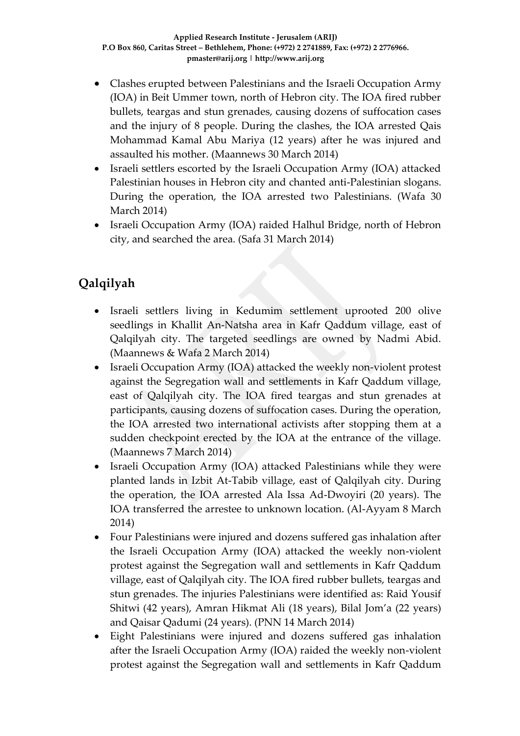- Clashes erupted between Palestinians and the Israeli Occupation Army (IOA) in Beit Ummer town, north of Hebron city. The IOA fired rubber bullets, teargas and stun grenades, causing dozens of suffocation cases and the injury of 8 people. During the clashes, the IOA arrested Qais Mohammad Kamal Abu Mariya (12 years) after he was injured and assaulted his mother. (Maannews 30 March 2014)
- Israeli settlers escorted by the Israeli Occupation Army (IOA) attacked Palestinian houses in Hebron city and chanted anti-Palestinian slogans. During the operation, the IOA arrested two Palestinians. (Wafa 30 March 2014)
- Israeli Occupation Army (IOA) raided Halhul Bridge, north of Hebron city, and searched the area. (Safa 31 March 2014)

## Qalqilyah

- Israeli settlers living in Kedumim settlement uprooted 200 olive seedlings in Khallit An-Natsha area in Kafr Qaddum village, east of Qalqilyah city. The targeted seedlings are owned by Nadmi Abid. (Maannews & Wafa 2 March 2014)
- Israeli Occupation Army (IOA) attacked the weekly non-violent protest against the Segregation wall and settlements in Kafr Qaddum village, east of Qalqilyah city. The IOA fired teargas and stun grenades at participants, causing dozens of suffocation cases. During the operation, the IOA arrested two international activists after stopping them at a sudden checkpoint erected by the IOA at the entrance of the village. (Maannews 7 March 2014)
- Israeli Occupation Army (IOA) attacked Palestinians while they were planted lands in Izbit At-Tabib village, east of Qalqilyah city. During the operation, the IOA arrested Ala Issa Ad-Dwoyiri (20 years). The IOA transferred the arrestee to unknown location. (Al-Ayyam 8 March 2014)
- Four Palestinians were injured and dozens suffered gas inhalation after the Israeli Occupation Army (IOA) attacked the weekly non-violent protest against the Segregation wall and settlements in Kafr Qaddum village, east of Qalqilyah city. The IOA fired rubber bullets, teargas and stun grenades. The injuries Palestinians were identified as: Raid Yousif Shitwi (42 years), Amran Hikmat Ali (18 years), Bilal Jom'a (22 years) and Qaisar Qadumi (24 years). (PNN 14 March 2014)
- Eight Palestinians were injured and dozens suffered gas inhalation after the Israeli Occupation Army (IOA) raided the weekly non-violent protest against the Segregation wall and settlements in Kafr Qaddum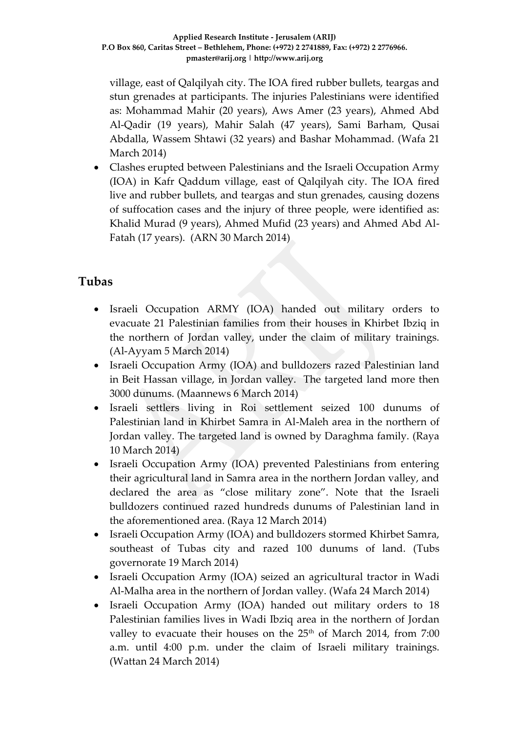village, east of Qalqilyah city. The IOA fired rubber bullets, teargas and stun grenades at participants. The injuries Palestinians were identified as: Mohammad Mahir (20 years), Aws Amer (23 years), Ahmed Abd Al-Qadir (19 years), Mahir Salah (47 years), Sami Barham, Qusai Abdalla, Wassem Shtawi (32 years) and Bashar Mohammad. (Wafa 21 March 2014)

- Clashes erupted between Palestinians and the Israeli Occupation Army (IOA) in Kafr Qaddum village, east of Qalqilyah city. The IOA fired live and rubber bullets, and teargas and stun grenades, causing dozens of suffocation cases and the injury of three people, were identified as: Khalid Murad (9 years), Ahmed Mufid (23 years) and Ahmed Abd Al-Fatah (17 years). (ARN 30 March 2014)

## Tubas

- Israeli Occupation ARMY (IOA) handed out military orders to evacuate 21 Palestinian families from their houses in Khirbet Ibziq in the northern of Jordan valley, under the claim of military trainings. (Al-Ayyam 5 March 2014)
- Israeli Occupation Army (IOA) and bulldozers razed Palestinian land in Beit Hassan village, in Jordan valley. The targeted land more then 3000 dunums. (Maannews 6 March 2014)
- Israeli settlers living in Roi settlement seized 100 dunums of Palestinian land in Khirbet Samra in Al-Maleh area in the northern of Jordan valley. The targeted land is owned by Daraghma family. (Raya 10 March 2014)
- Israeli Occupation Army (IOA) prevented Palestinians from entering their agricultural land in Samra area in the northern Jordan valley, and declared the area as "close military zone". Note that the Israeli bulldozers continued razed hundreds dunums of Palestinian land in the aforementioned area. (Raya 12 March 2014)
- Israeli Occupation Army (IOA) and bulldozers stormed Khirbet Samra, southeast of Tubas city and razed 100 dunums of land. (Tubs governorate 19 March 2014)
- Israeli Occupation Army (IOA) seized an agricultural tractor in Wadi Al-Malha area in the northern of Jordan valley. (Wafa 24 March 2014)
- Israeli Occupation Army (IOA) handed out military orders to 18 Palestinian families lives in Wadi Ibziq area in the northern of Jordan valley to evacuate their houses on the 25th of March 2014, from 7:00 a.m. until 4:00 p.m. under the claim of Israeli military trainings. (Wattan 24 March 2014)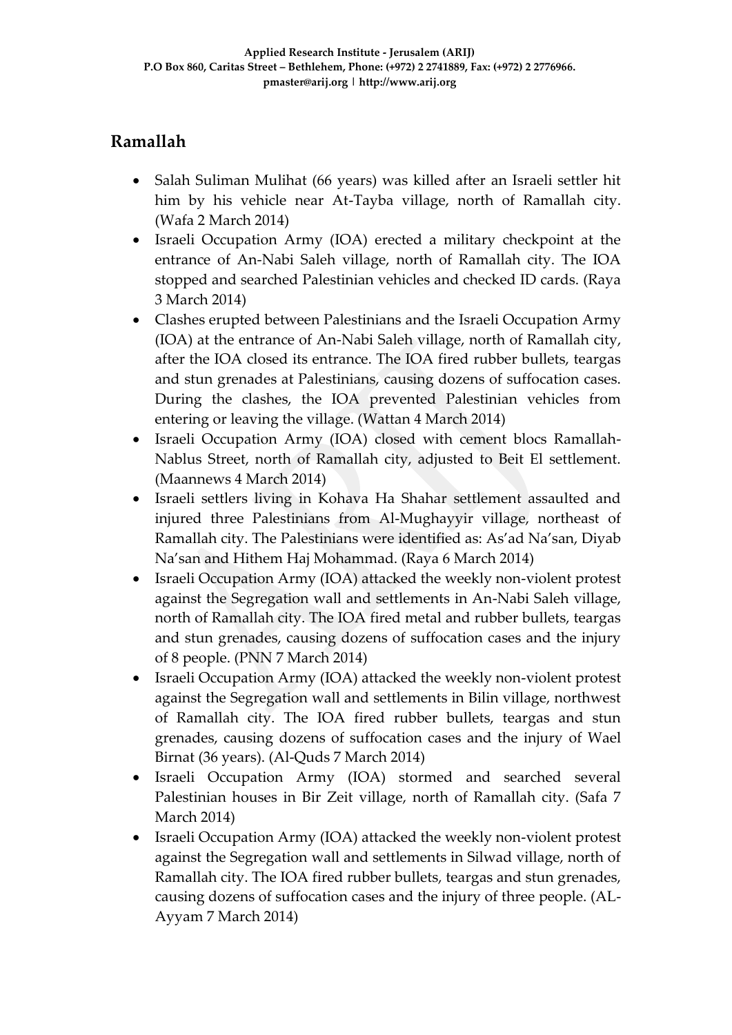## Ramallah

- Salah Suliman Mulihat (66 years) was killed after an Israeli settler hit him by his vehicle near At-Tayba village, north of Ramallah city. (Wafa 2 March 2014)
- Israeli Occupation Army (IOA) erected a military checkpoint at the entrance of An-Nabi Saleh village, north of Ramallah city. The IOA stopped and searched Palestinian vehicles and checked ID cards. (Raya 3 March 2014)
- Clashes erupted between Palestinians and the Israeli Occupation Army (IOA) at the entrance of An-Nabi Saleh village, north of Ramallah city, after the IOA closed its entrance. The IOA fired rubber bullets, teargas and stun grenades at Palestinians, causing dozens of suffocation cases. During the clashes, the IOA prevented Palestinian vehicles from entering or leaving the village. (Wattan 4 March 2014)
- Israeli Occupation Army (IOA) closed with cement blocs Ramallah-Nablus Street, north of Ramallah city, adjusted to Beit El settlement. (Maannews 4 March 2014)
- Israeli settlers living in Kohava Ha Shahar settlement assaulted and injured three Palestinians from Al-Mughayyir village, northeast of Ramallah city. The Palestinians were identified as: As'ad Na'san, Diyab Na'san and Hithem Haj Mohammad. (Raya 6 March 2014)
- Israeli Occupation Army (IOA) attacked the weekly non-violent protest against the Segregation wall and settlements in An-Nabi Saleh village, north of Ramallah city. The IOA fired metal and rubber bullets, teargas and stun grenades, causing dozens of suffocation cases and the injury of 8 people. (PNN 7 March 2014)
- Israeli Occupation Army (IOA) attacked the weekly non-violent protest against the Segregation wall and settlements in Bilin village, northwest of Ramallah city. The IOA fired rubber bullets, teargas and stun grenades, causing dozens of suffocation cases and the injury of Wael Birnat (36 years). (Al-Quds 7 March 2014)
- Israeli Occupation Army (IOA) stormed and searched several Palestinian houses in Bir Zeit village, north of Ramallah city. (Safa 7 March 2014)
- Israeli Occupation Army (IOA) attacked the weekly non-violent protest against the Segregation wall and settlements in Silwad village, north of Ramallah city. The IOA fired rubber bullets, teargas and stun grenades, causing dozens of suffocation cases and the injury of three people. (AL-Ayyam 7 March 2014)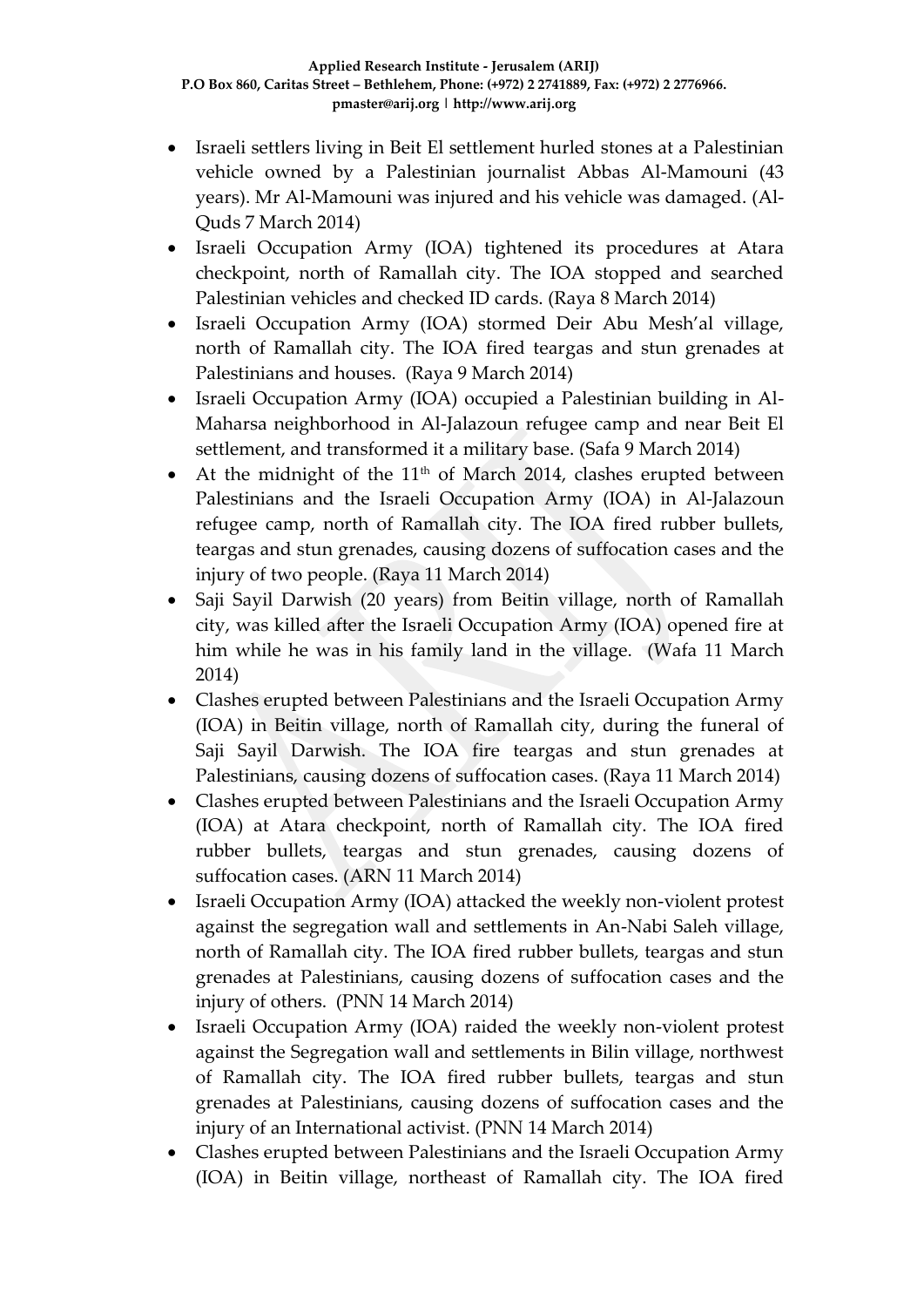- Israeli settlers living in Beit El settlement hurled stones at a Palestinian vehicle owned by a Palestinian journalist Abbas Al-Mamouni (43 years). Mr Al-Mamouni was injured and his vehicle was damaged. (Al-Quds 7 March 2014)
- Israeli Occupation Army (IOA) tightened its procedures at Atara checkpoint, north of Ramallah city. The IOA stopped and searched Palestinian vehicles and checked ID cards. (Raya 8 March 2014)
- Israeli Occupation Army (IOA) stormed Deir Abu Mesh'al village, north of Ramallah city. The IOA fired teargas and stun grenades at Palestinians and houses. (Raya 9 March 2014)
- Israeli Occupation Army (IOA) occupied a Palestinian building in Al-Maharsa neighborhood in Al-Jalazoun refugee camp and near Beit El settlement, and transformed it a military base. (Safa 9 March 2014)
- At the midnight of the 11th of March 2014, clashes erupted between Palestinians and the Israeli Occupation Army (IOA) in Al-Jalazoun refugee camp, north of Ramallah city. The IOA fired rubber bullets, teargas and stun grenades, causing dozens of suffocation cases and the injury of two people. (Raya 11 March 2014)
- Saji Sayil Darwish (20 years) from Beitin village, north of Ramallah city, was killed after the Israeli Occupation Army (IOA) opened fire at him while he was in his family land in the village. (Wafa 11 March 2014)
- Clashes erupted between Palestinians and the Israeli Occupation Army (IOA) in Beitin village, north of Ramallah city, during the funeral of Saji Sayil Darwish. The IOA fire teargas and stun grenades at Palestinians, causing dozens of suffocation cases. (Raya 11 March 2014)
- Clashes erupted between Palestinians and the Israeli Occupation Army (IOA) at Atara checkpoint, north of Ramallah city. The IOA fired rubber bullets, teargas and stun grenades, causing dozens of suffocation cases. (ARN 11 March 2014)
- Israeli Occupation Army (IOA) attacked the weekly non-violent protest against the segregation wall and settlements in An-Nabi Saleh village, north of Ramallah city. The IOA fired rubber bullets, teargas and stun grenades at Palestinians, causing dozens of suffocation cases and the injury of others. (PNN 14 March 2014)
- Israeli Occupation Army (IOA) raided the weekly non-violent protest against the Segregation wall and settlements in Bilin village, northwest of Ramallah city. The IOA fired rubber bullets, teargas and stun grenades at Palestinians, causing dozens of suffocation cases and the injury of an International activist. (PNN 14 March 2014)
- Clashes erupted between Palestinians and the Israeli Occupation Army (IOA) in Beitin village, northeast of Ramallah city. The IOA fired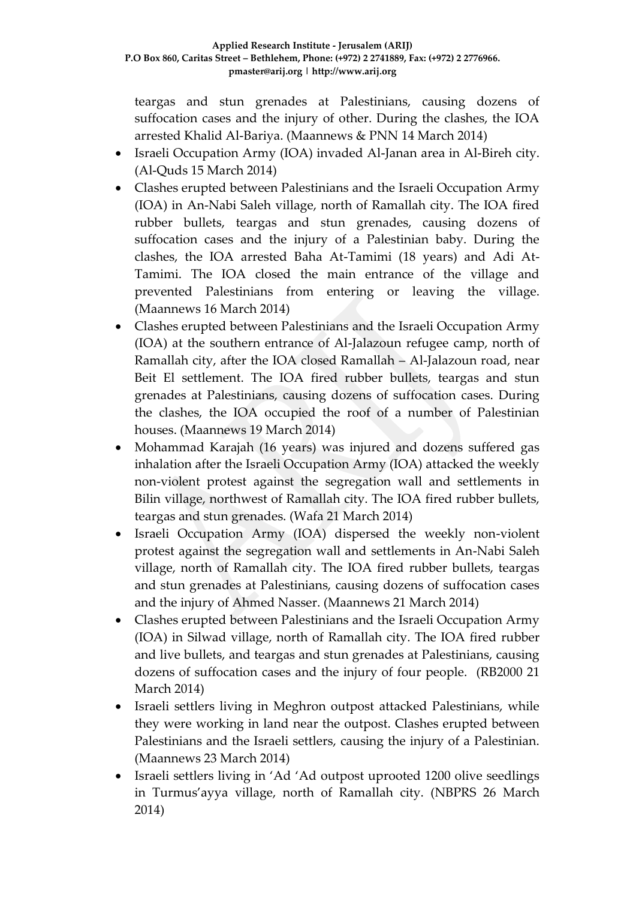teargas and stun grenades at Palestinians, causing dozens of suffocation cases and the injury of other. During the clashes, the IOA arrested Khalid Al-Bariya. (Maannews & PNN 14 March 2014)

- Israeli Occupation Army (IOA) invaded Al-Janan area in Al-Bireh city. (Al-Quds 15 March 2014)
- Clashes erupted between Palestinians and the Israeli Occupation Army (IOA) in An-Nabi Saleh village, north of Ramallah city. The IOA fired rubber bullets, teargas and stun grenades, causing dozens of suffocation cases and the injury of a Palestinian baby. During the clashes, the IOA arrested Baha At-Tamimi (18 years) and Adi At-Tamimi. The IOA closed the main entrance of the village and prevented Palestinians from entering or leaving the village. (Maannews 16 March 2014)
- Clashes erupted between Palestinians and the Israeli Occupation Army (IOA) at the southern entrance of Al-Jalazoun refugee camp, north of Ramallah city, after the IOA closed Ramallah – Al-Jalazoun road, near Beit El settlement. The IOA fired rubber bullets, teargas and stun grenades at Palestinians, causing dozens of suffocation cases. During the clashes, the IOA occupied the roof of a number of Palestinian houses. (Maannews 19 March 2014)
- Mohammad Karajah (16 years) was injured and dozens suffered gas inhalation after the Israeli Occupation Army (IOA) attacked the weekly non-violent protest against the segregation wall and settlements in Bilin village, northwest of Ramallah city. The IOA fired rubber bullets, teargas and stun grenades. (Wafa 21 March 2014)
- Israeli Occupation Army (IOA) dispersed the weekly non-violent protest against the segregation wall and settlements in An-Nabi Saleh village, north of Ramallah city. The IOA fired rubber bullets, teargas and stun grenades at Palestinians, causing dozens of suffocation cases and the injury of Ahmed Nasser. (Maannews 21 March 2014)
- Clashes erupted between Palestinians and the Israeli Occupation Army (IOA) in Silwad village, north of Ramallah city. The IOA fired rubber and live bullets, and teargas and stun grenades at Palestinians, causing dozens of suffocation cases and the injury of four people. (RB2000 21 March 2014)
- Israeli settlers living in Meghron outpost attacked Palestinians, while they were working in land near the outpost. Clashes erupted between Palestinians and the Israeli settlers, causing the injury of a Palestinian. (Maannews 23 March 2014)
- Israeli settlers living in 'Ad 'Ad outpost uprooted 1200 olive seedlings in Turmus'ayya village, north of Ramallah city. (NBPRS 26 March 2014)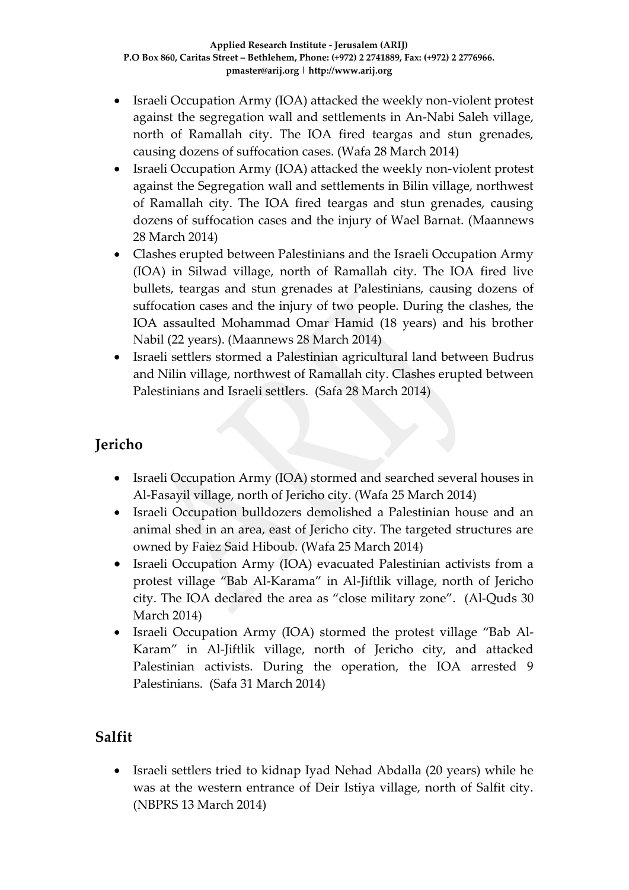- Israeli Occupation Army (IOA) attacked the weekly non-violent protest against the segregation wall and settlements in An-Nabi Saleh village, north of Ramallah city. The IOA fired teargas and stun grenades, causing dozens of suffocation cases. (Wafa 28 March 2014)
- Israeli Occupation Army (IOA) attacked the weekly non-violent protest against the Segregation wall and settlements in Bilin village, northwest of Ramallah city. The IOA fired teargas and stun grenades, causing dozens of suffocation cases and the injury of Wael Barnat. (Maannews 28 March 2014)
- Clashes erupted between Palestinians and the Israeli Occupation Army (IOA) in Silwad village, north of Ramallah city. The IOA fired live bullets, teargas and stun grenades at Palestinians, causing dozens of suffocation cases and the injury of two people. During the clashes, the IOA assaulted Mohammad Omar Hamid (18 years) and his brother Nabil (22 years). (Maannews 28 March 2014)
- Israeli settlers stormed a Palestinian agricultural land between Budrus and Nilin village, northwest of Ramallah city. Clashes erupted between Palestinians and Israeli settlers. (Safa 28 March 2014)

## Jericho

- Israeli Occupation Army (IOA) stormed and searched several houses in Al-Fasayil village, north of Jericho city. (Wafa 25 March 2014)
- Israeli Occupation bulldozers demolished a Palestinian house and an animal shed in an area, east of Jericho city. The targeted structures are owned by Faiez Said Hiboub. (Wafa 25 March 2014)
- Israeli Occupation Army (IOA) evacuated Palestinian activists from a protest village "Bab Al-Karama" in Al-Jiftlik village, north of Jericho city. The IOA declared the area as "close military zone". (Al-Quds 30 March 2014)
- Israeli Occupation Army (IOA) stormed the protest village "Bab Al-Karam" in Al-Jiftlik village, north of Jericho city, and attacked Palestinian activists. During the operation, the IOA arrested 9 Palestinians. (Safa 31 March 2014)

## Salfit

- Israeli settlers tried to kidnap Iyad Nehad Abdalla (20 years) while he was at the western entrance of Deir Istiya village, north of Salfit city. (NBPRS 13 March 2014)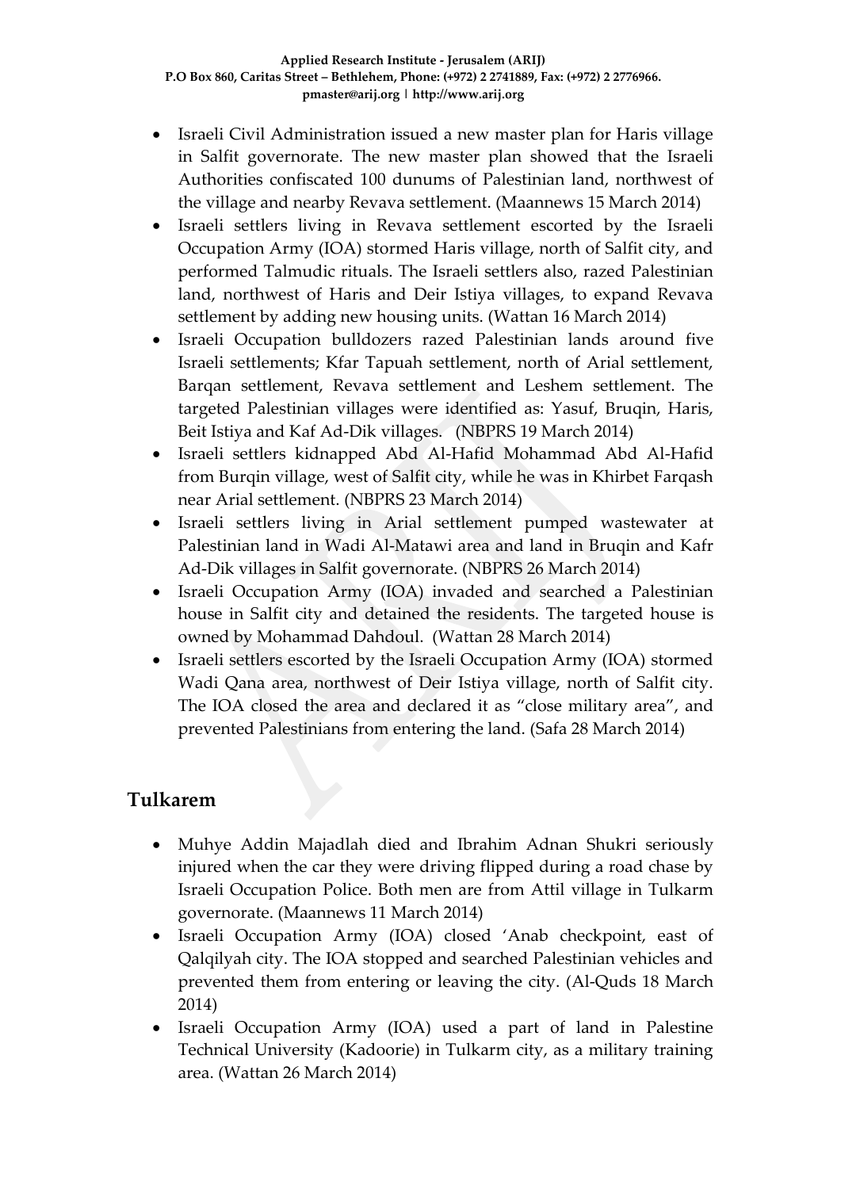- Israeli Civil Administration issued a new master plan for Haris village in Salfit governorate. The new master plan showed that the Israeli Authorities confiscated 100 dunums of Palestinian land, northwest of the village and nearby Revava settlement. (Maannews 15 March 2014)
- Israeli settlers living in Revava settlement escorted by the Israeli Occupation Army (IOA) stormed Haris village, north of Salfit city, and performed Talmudic rituals. The Israeli settlers also, razed Palestinian land, northwest of Haris and Deir Istiya villages, to expand Revava settlement by adding new housing units. (Wattan 16 March 2014)
- Israeli Occupation bulldozers razed Palestinian lands around five Israeli settlements; Kfar Tapuah settlement, north of Arial settlement, Barqan settlement, Revava settlement and Leshem settlement. The targeted Palestinian villages were identified as: Yasuf, Bruqin, Haris, Beit Istiya and Kaf Ad-Dik villages. (NBPRS 19 March 2014)
- Israeli settlers kidnapped Abd Al-Hafid Mohammad Abd Al-Hafid from Burqin village, west of Salfit city, while he was in Khirbet Farqash near Arial settlement. (NBPRS 23 March 2014)
- Israeli settlers living in Arial settlement pumped wastewater at Palestinian land in Wadi Al-Matawi area and land in Bruqin and Kafr Ad-Dik villages in Salfit governorate. (NBPRS 26 March 2014)
- Israeli Occupation Army (IOA) invaded and searched a Palestinian house in Salfit city and detained the residents. The targeted house is owned by Mohammad Dahdoul. (Wattan 28 March 2014)
- Israeli settlers escorted by the Israeli Occupation Army (IOA) stormed Wadi Qana area, northwest of Deir Istiya village, north of Salfit city. The IOA closed the area and declared it as "close military area", and prevented Palestinians from entering the land. (Safa 28 March 2014)

## Tulkarem

- Muhye Addin Majadlah died and Ibrahim Adnan Shukri seriously injured when the car they were driving flipped during a road chase by Israeli Occupation Police. Both men are from Attil village in Tulkarm governorate. (Maannews 11 March 2014)
- Israeli Occupation Army (IOA) closed 'Anab checkpoint, east of Qalqilyah city. The IOA stopped and searched Palestinian vehicles and prevented them from entering or leaving the city. (Al-Quds 18 March 2014)
- Israeli Occupation Army (IOA) used a part of land in Palestine Technical University (Kadoorie) in Tulkarm city, as a military training area. (Wattan 26 March 2014)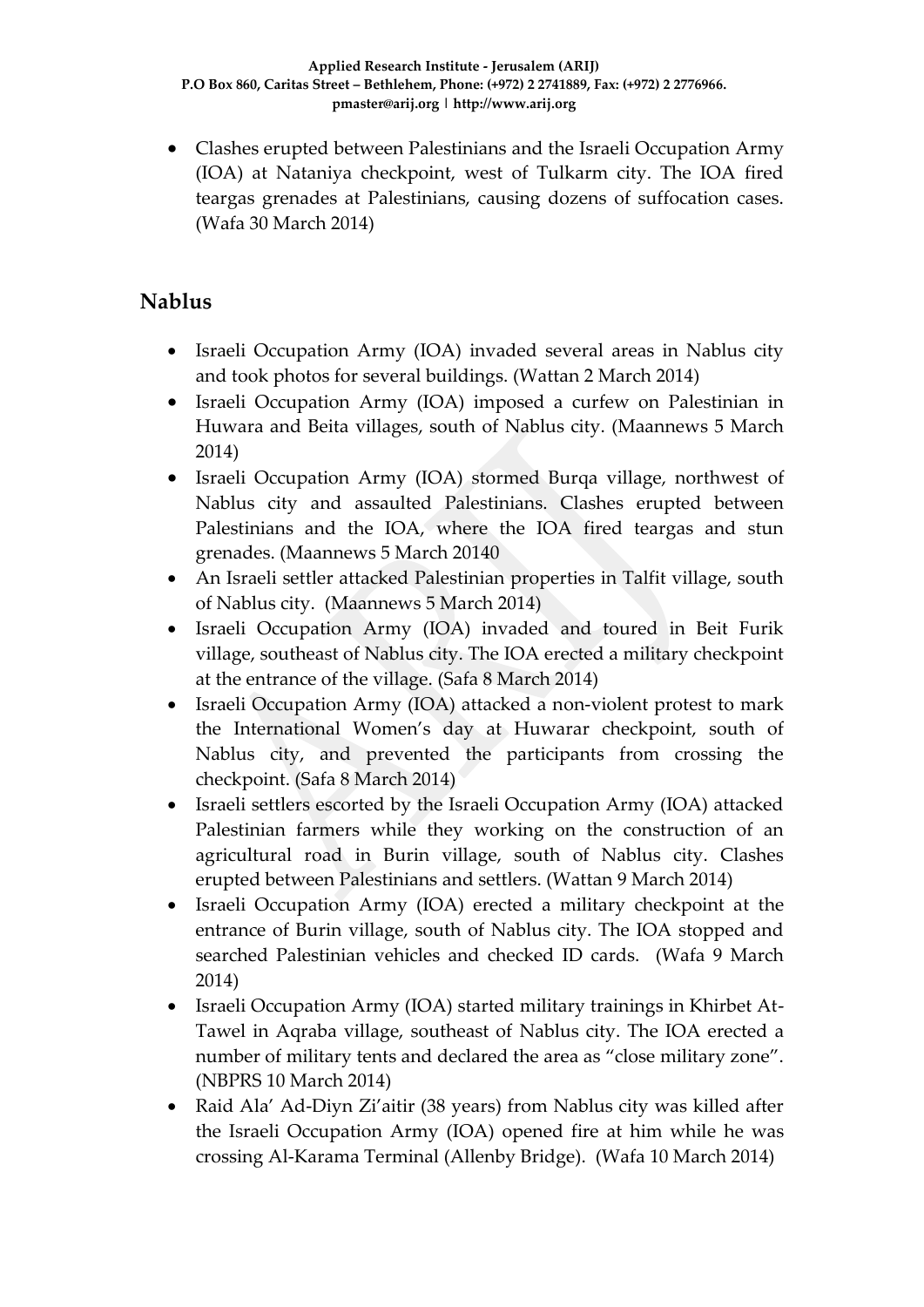- Clashes erupted between Palestinians and the Israeli Occupation Army (IOA) at Nataniya checkpoint, west of Tulkarm city. The IOA fired teargas grenades at Palestinians, causing dozens of suffocation cases. (Wafa 30 March 2014)

## Nablus

- Israeli Occupation Army (IOA) invaded several areas in Nablus city and took photos for several buildings. (Wattan 2 March 2014)
- Israeli Occupation Army (IOA) imposed a curfew on Palestinian in Huwara and Beita villages, south of Nablus city. (Maannews 5 March 2014)
- Israeli Occupation Army (IOA) stormed Burqa village, northwest of Nablus city and assaulted Palestinians. Clashes erupted between Palestinians and the IOA, where the IOA fired teargas and stun grenades. (Maannews 5 March 20140
- An Israeli settler attacked Palestinian properties in Talfit village, south of Nablus city. (Maannews 5 March 2014)
- Israeli Occupation Army (IOA) invaded and toured in Beit Furik village, southeast of Nablus city. The IOA erected a military checkpoint at the entrance of the village. (Safa 8 March 2014)
- Israeli Occupation Army (IOA) attacked a non-violent protest to mark the International Women's day at Huwarar checkpoint, south of Nablus city, and prevented the participants from crossing the checkpoint. (Safa 8 March 2014)
- Israeli settlers escorted by the Israeli Occupation Army (IOA) attacked Palestinian farmers while they working on the construction of an agricultural road in Burin village, south of Nablus city. Clashes erupted between Palestinians and settlers. (Wattan 9 March 2014)
- Israeli Occupation Army (IOA) erected a military checkpoint at the entrance of Burin village, south of Nablus city. The IOA stopped and searched Palestinian vehicles and checked ID cards. (Wafa 9 March 2014)
- Israeli Occupation Army (IOA) started military trainings in Khirbet At-Tawel in Aqraba village, southeast of Nablus city. The IOA erected a number of military tents and declared the area as "close military zone". (NBPRS 10 March 2014)
- Raid Ala' Ad-Diyn Zi'aitir (38 years) from Nablus city was killed after the Israeli Occupation Army (IOA) opened fire at him while he was crossing Al-Karama Terminal (Allenby Bridge). (Wafa 10 March 2014)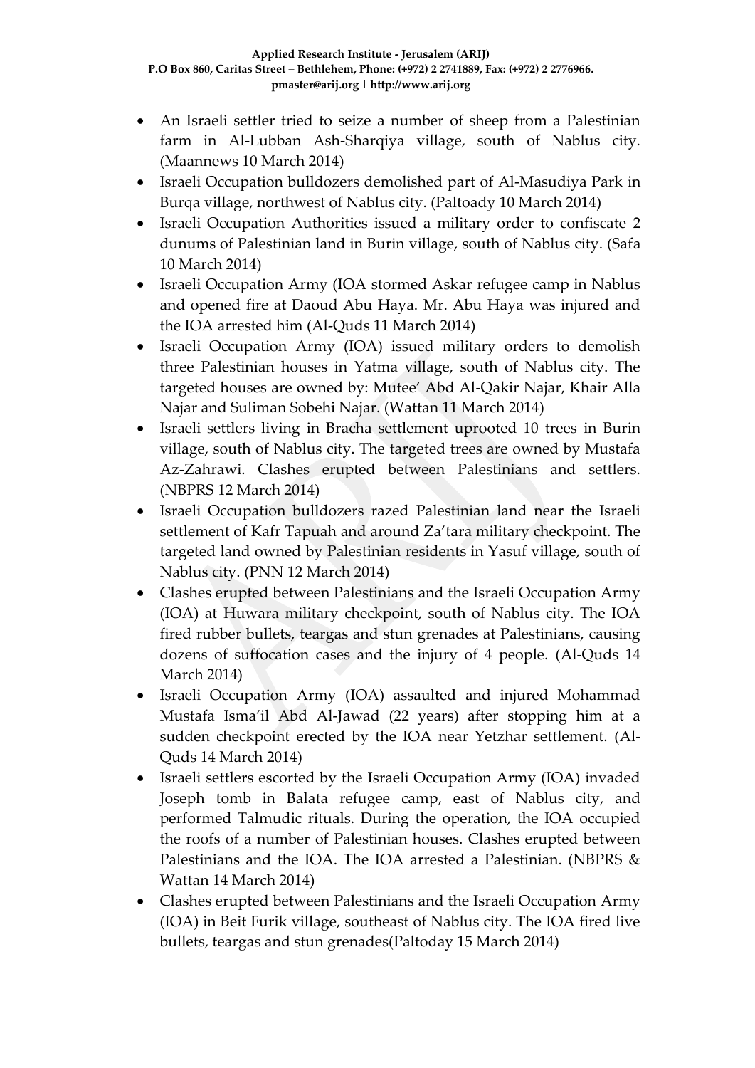- An Israeli settler tried to seize a number of sheep from a Palestinian farm in Al-Lubban Ash-Sharqiya village, south of Nablus city. (Maannews 10 March 2014)
- Israeli Occupation bulldozers demolished part of Al-Masudiya Park in Burqa village, northwest of Nablus city. (Paltoady 10 March 2014)
- Israeli Occupation Authorities issued a military order to confiscate 2 dunums of Palestinian land in Burin village, south of Nablus city. (Safa 10 March 2014)
- Israeli Occupation Army (IOA stormed Askar refugee camp in Nablus and opened fire at Daoud Abu Haya. Mr. Abu Haya was injured and the IOA arrested him (Al-Quds 11 March 2014)
- Israeli Occupation Army (IOA) issued military orders to demolish three Palestinian houses in Yatma village, south of Nablus city. The targeted houses are owned by: Mutee' Abd Al-Qakir Najar, Khair Alla Najar and Suliman Sobehi Najar. (Wattan 11 March 2014)
- Israeli settlers living in Bracha settlement uprooted 10 trees in Burin village, south of Nablus city. The targeted trees are owned by Mustafa Az-Zahrawi. Clashes erupted between Palestinians and settlers. (NBPRS 12 March 2014)
- Israeli Occupation bulldozers razed Palestinian land near the Israeli settlement of Kafr Tapuah and around Za'tara military checkpoint. The targeted land owned by Palestinian residents in Yasuf village, south of Nablus city. (PNN 12 March 2014)
- Clashes erupted between Palestinians and the Israeli Occupation Army (IOA) at Huwara military checkpoint, south of Nablus city. The IOA fired rubber bullets, teargas and stun grenades at Palestinians, causing dozens of suffocation cases and the injury of 4 people. (Al-Quds 14 March 2014)
- Israeli Occupation Army (IOA) assaulted and injured Mohammad Mustafa Isma'il Abd Al-Jawad (22 years) after stopping him at a sudden checkpoint erected by the IOA near Yetzhar settlement. (Al-Quds 14 March 2014)
- Israeli settlers escorted by the Israeli Occupation Army (IOA) invaded Joseph tomb in Balata refugee camp, east of Nablus city, and performed Talmudic rituals. During the operation, the IOA occupied the roofs of a number of Palestinian houses. Clashes erupted between Palestinians and the IOA. The IOA arrested a Palestinian. (NBPRS & Wattan 14 March 2014)
- Clashes erupted between Palestinians and the Israeli Occupation Army (IOA) in Beit Furik village, southeast of Nablus city. The IOA fired live bullets, teargas and stun grenades(Paltoday 15 March 2014)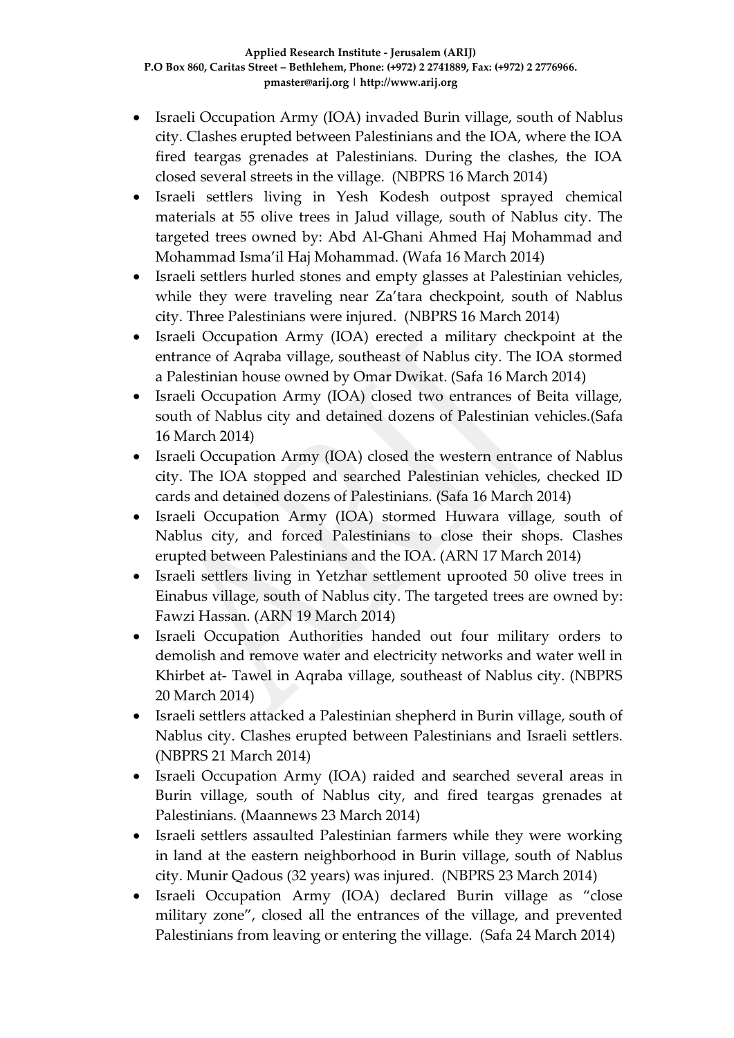- Israeli Occupation Army (IOA) invaded Burin village, south of Nablus city. Clashes erupted between Palestinians and the IOA, where the IOA fired teargas grenades at Palestinians. During the clashes, the IOA closed several streets in the village. (NBPRS 16 March 2014)
- Israeli settlers living in Yesh Kodesh outpost sprayed chemical materials at 55 olive trees in Jalud village, south of Nablus city. The targeted trees owned by: Abd Al-Ghani Ahmed Haj Mohammad and Mohammad Isma'il Haj Mohammad. (Wafa 16 March 2014)
- Israeli settlers hurled stones and empty glasses at Palestinian vehicles, while they were traveling near Za'tara checkpoint, south of Nablus city. Three Palestinians were injured. (NBPRS 16 March 2014)
- Israeli Occupation Army (IOA) erected a military checkpoint at the entrance of Aqraba village, southeast of Nablus city. The IOA stormed a Palestinian house owned by Omar Dwikat. (Safa 16 March 2014)
- Israeli Occupation Army (IOA) closed two entrances of Beita village, south of Nablus city and detained dozens of Palestinian vehicles.(Safa 16 March 2014)
- Israeli Occupation Army (IOA) closed the western entrance of Nablus city. The IOA stopped and searched Palestinian vehicles, checked ID cards and detained dozens of Palestinians. (Safa 16 March 2014)
- Israeli Occupation Army (IOA) stormed Huwara village, south of Nablus city, and forced Palestinians to close their shops. Clashes erupted between Palestinians and the IOA. (ARN 17 March 2014)
- Israeli settlers living in Yetzhar settlement uprooted 50 olive trees in Einabus village, south of Nablus city. The targeted trees are owned by: Fawzi Hassan. (ARN 19 March 2014)
- Israeli Occupation Authorities handed out four military orders to demolish and remove water and electricity networks and water well in Khirbet at- Tawel in Aqraba village, southeast of Nablus city. (NBPRS 20 March 2014)
- Israeli settlers attacked a Palestinian shepherd in Burin village, south of Nablus city. Clashes erupted between Palestinians and Israeli settlers. (NBPRS 21 March 2014)
- Israeli Occupation Army (IOA) raided and searched several areas in Burin village, south of Nablus city, and fired teargas grenades at Palestinians. (Maannews 23 March 2014)
- Israeli settlers assaulted Palestinian farmers while they were working in land at the eastern neighborhood in Burin village, south of Nablus city. Munir Qadous (32 years) was injured. (NBPRS 23 March 2014)
- Israeli Occupation Army (IOA) declared Burin village as "close military zone", closed all the entrances of the village, and prevented Palestinians from leaving or entering the village. (Safa 24 March 2014)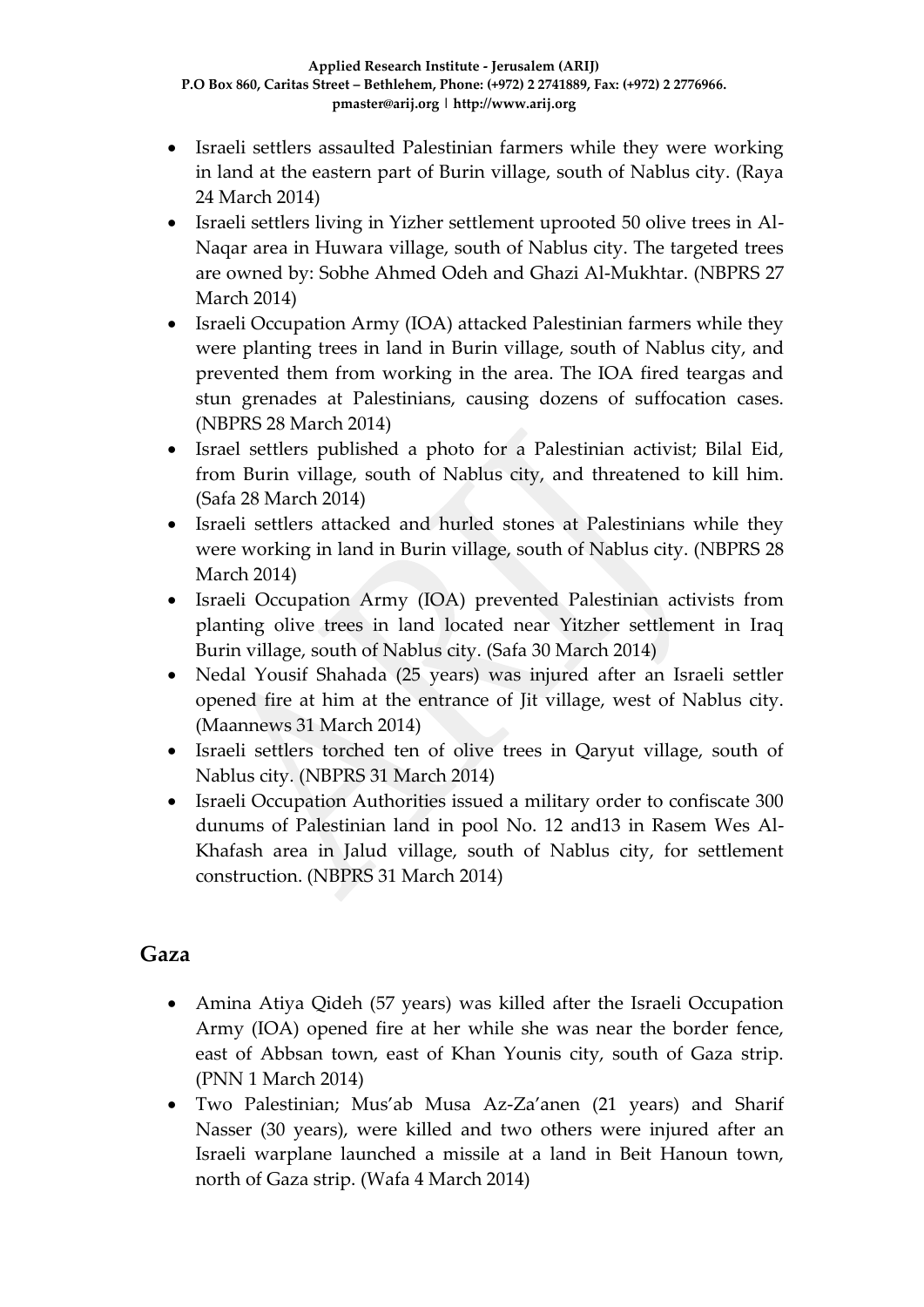- Israeli settlers assaulted Palestinian farmers while they were working in land at the eastern part of Burin village, south of Nablus city. (Raya 24 March 2014)
- Israeli settlers living in Yizher settlement uprooted 50 olive trees in Al-Naqar area in Huwara village, south of Nablus city. The targeted trees are owned by: Sobhe Ahmed Odeh and Ghazi Al-Mukhtar. (NBPRS 27 March 2014)
- Israeli Occupation Army (IOA) attacked Palestinian farmers while they were planting trees in land in Burin village, south of Nablus city, and prevented them from working in the area. The IOA fired teargas and stun grenades at Palestinians, causing dozens of suffocation cases. (NBPRS 28 March 2014)
- Israel settlers published a photo for a Palestinian activist; Bilal Eid, from Burin village, south of Nablus city, and threatened to kill him. (Safa 28 March 2014)
- Israeli settlers attacked and hurled stones at Palestinians while they were working in land in Burin village, south of Nablus city. (NBPRS 28 March 2014)
- Israeli Occupation Army (IOA) prevented Palestinian activists from planting olive trees in land located near Yitzher settlement in Iraq Burin village, south of Nablus city. (Safa 30 March 2014)
- Nedal Yousif Shahada (25 years) was injured after an Israeli settler opened fire at him at the entrance of Jit village, west of Nablus city. (Maannews 31 March 2014)
- Israeli settlers torched ten of olive trees in Qaryut village, south of Nablus city. (NBPRS 31 March 2014)
- Israeli Occupation Authorities issued a military order to confiscate 300 dunums of Palestinian land in pool No. 12 and13 in Rasem Wes Al-Khafash area in Jalud village, south of Nablus city, for settlement construction. (NBPRS 31 March 2014)

## Gaza

- Amina Atiya Qideh (57 years) was killed after the Israeli Occupation Army (IOA) opened fire at her while she was near the border fence, east of Abbsan town, east of Khan Younis city, south of Gaza strip. (PNN 1 March 2014)
- Two Palestinian; Mus'ab Musa Az-Za'anen (21 years) and Sharif Nasser (30 years), were killed and two others were injured after an Israeli warplane launched a missile at a land in Beit Hanoun town, north of Gaza strip. (Wafa 4 March 2014)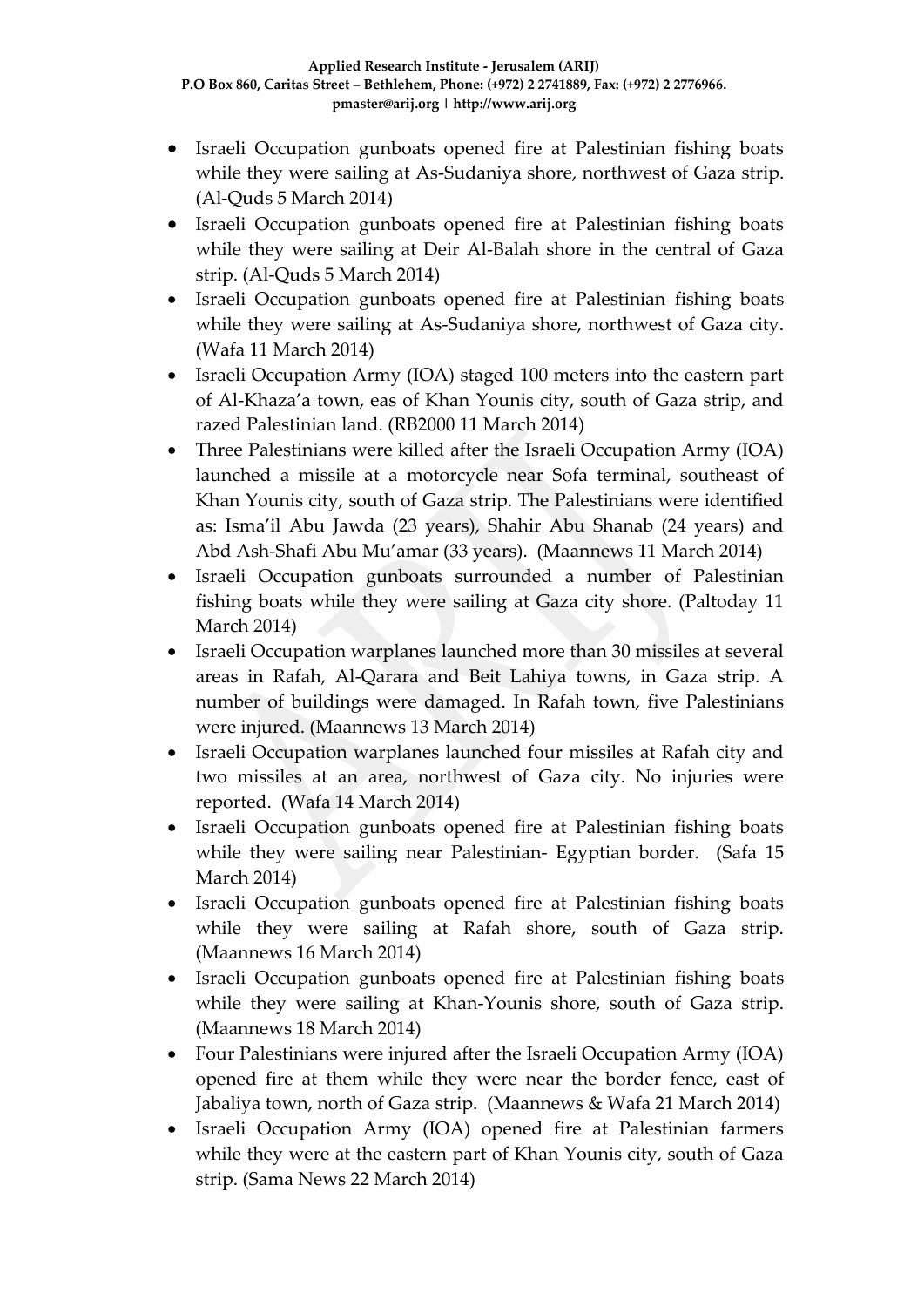- Israeli Occupation gunboats opened fire at Palestinian fishing boats while they were sailing at As-Sudaniya shore, northwest of Gaza strip. (Al-Quds 5 March 2014)
- Israeli Occupation gunboats opened fire at Palestinian fishing boats while they were sailing at Deir Al-Balah shore in the central of Gaza strip. (Al-Quds 5 March 2014)
- Israeli Occupation gunboats opened fire at Palestinian fishing boats while they were sailing at As-Sudaniya shore, northwest of Gaza city. (Wafa 11 March 2014)
- Israeli Occupation Army (IOA) staged 100 meters into the eastern part of Al-Khaza'a town, eas of Khan Younis city, south of Gaza strip, and razed Palestinian land. (RB2000 11 March 2014)
- Three Palestinians were killed after the Israeli Occupation Army (IOA) launched a missile at a motorcycle near Sofa terminal, southeast of Khan Younis city, south of Gaza strip. The Palestinians were identified as: Isma'il Abu Jawda (23 years), Shahir Abu Shanab (24 years) and Abd Ash-Shafi Abu Mu'amar (33 years). (Maannews 11 March 2014)
- Israeli Occupation gunboats surrounded a number of Palestinian fishing boats while they were sailing at Gaza city shore. (Paltoday 11 March 2014)
- Israeli Occupation warplanes launched more than 30 missiles at several areas in Rafah, Al-Qarara and Beit Lahiya towns, in Gaza strip. A number of buildings were damaged. In Rafah town, five Palestinians were injured. (Maannews 13 March 2014)
- Israeli Occupation warplanes launched four missiles at Rafah city and two missiles at an area, northwest of Gaza city. No injuries were reported. (Wafa 14 March 2014)
- Israeli Occupation gunboats opened fire at Palestinian fishing boats while they were sailing near Palestinian- Egyptian border. (Safa 15 March 2014)
- Israeli Occupation gunboats opened fire at Palestinian fishing boats while they were sailing at Rafah shore, south of Gaza strip. (Maannews 16 March 2014)
- Israeli Occupation gunboats opened fire at Palestinian fishing boats while they were sailing at Khan-Younis shore, south of Gaza strip. (Maannews 18 March 2014)
- Four Palestinians were injured after the Israeli Occupation Army (IOA) opened fire at them while they were near the border fence, east of Jabaliya town, north of Gaza strip. (Maannews & Wafa 21 March 2014)
- Israeli Occupation Army (IOA) opened fire at Palestinian farmers while they were at the eastern part of Khan Younis city, south of Gaza strip. (Sama News 22 March 2014)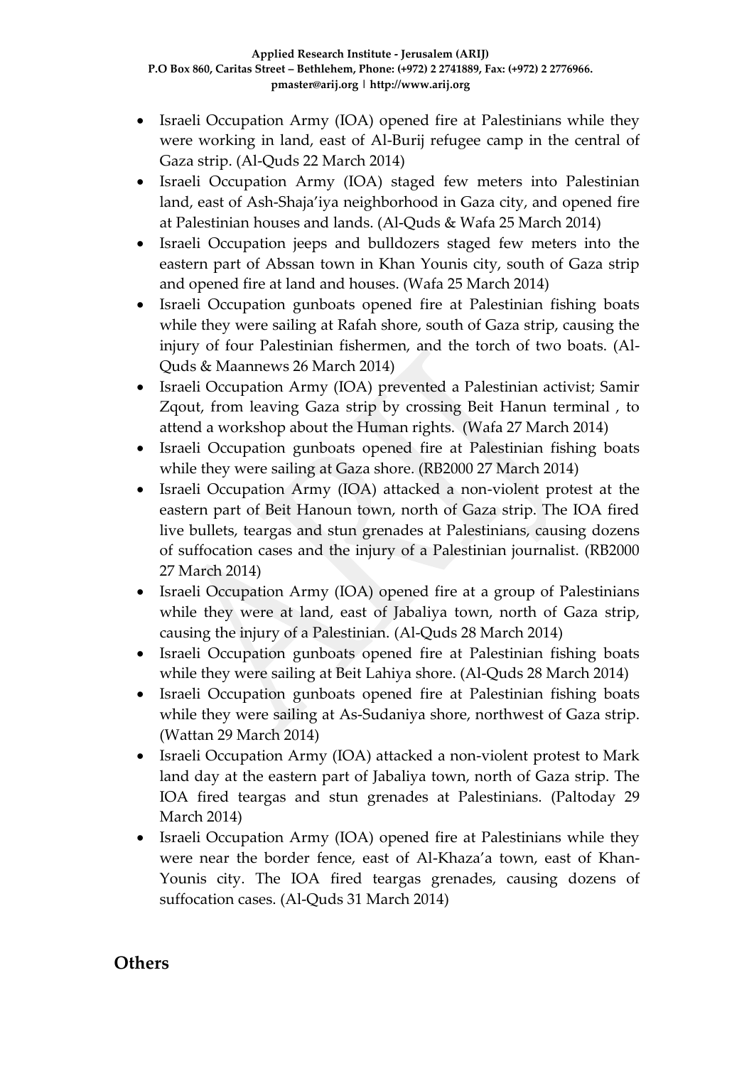- Israeli Occupation Army (IOA) opened fire at Palestinians while they were working in land, east of Al-Burij refugee camp in the central of Gaza strip. (Al-Quds 22 March 2014)
- Israeli Occupation Army (IOA) staged few meters into Palestinian land, east of Ash-Shaja'iya neighborhood in Gaza city, and opened fire at Palestinian houses and lands. (Al-Quds & Wafa 25 March 2014)
- Israeli Occupation jeeps and bulldozers staged few meters into the eastern part of Abssan town in Khan Younis city, south of Gaza strip and opened fire at land and houses. (Wafa 25 March 2014)
- Israeli Occupation gunboats opened fire at Palestinian fishing boats while they were sailing at Rafah shore, south of Gaza strip, causing the injury of four Palestinian fishermen, and the torch of two boats. (Al-Quds & Maannews 26 March 2014)
- Israeli Occupation Army (IOA) prevented a Palestinian activist; Samir Zqout, from leaving Gaza strip by crossing Beit Hanun terminal , to attend a workshop about the Human rights. (Wafa 27 March 2014)
- Israeli Occupation gunboats opened fire at Palestinian fishing boats while they were sailing at Gaza shore. (RB2000 27 March 2014)
- Israeli Occupation Army (IOA) attacked a non-violent protest at the eastern part of Beit Hanoun town, north of Gaza strip. The IOA fired live bullets, teargas and stun grenades at Palestinians, causing dozens of suffocation cases and the injury of a Palestinian journalist. (RB2000 27 March 2014)
- Israeli Occupation Army (IOA) opened fire at a group of Palestinians while they were at land, east of Jabaliya town, north of Gaza strip, causing the injury of a Palestinian. (Al-Quds 28 March 2014)
- Israeli Occupation gunboats opened fire at Palestinian fishing boats while they were sailing at Beit Lahiya shore. (Al-Quds 28 March 2014)
- Israeli Occupation gunboats opened fire at Palestinian fishing boats while they were sailing at As-Sudaniya shore, northwest of Gaza strip. (Wattan 29 March 2014)
- Israeli Occupation Army (IOA) attacked a non-violent protest to Mark land day at the eastern part of Jabaliya town, north of Gaza strip. The IOA fired teargas and stun grenades at Palestinians. (Paltoday 29 March 2014)
- Israeli Occupation Army (IOA) opened fire at Palestinians while they were near the border fence, east of Al-Khaza'a town, east of Khan-Younis city. The IOA fired teargas grenades, causing dozens of suffocation cases. (Al-Quds 31 March 2014)

## Others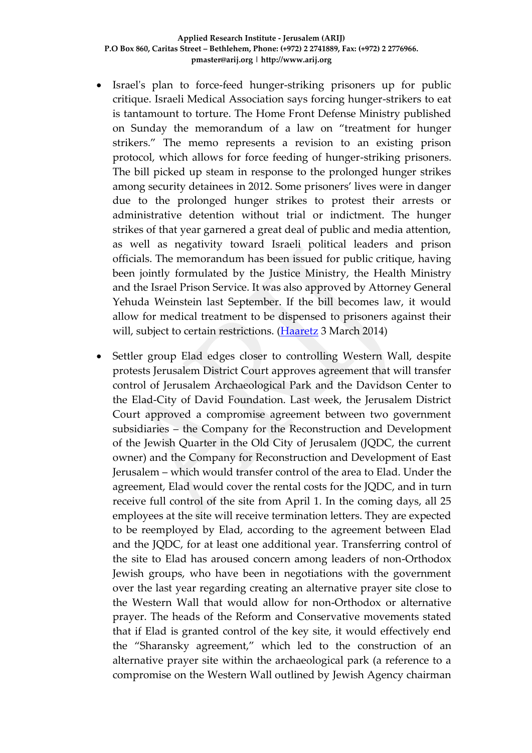- Israel's plan to force-feed hunger-striking prisoners up for public critique. Israeli Medical Association says forcing hunger-strikers to eat is tantamount to torture. The Home Front Defense Ministry published on Sunday the memorandum of a law on "treatment for hunger strikers." The memo represents a revision to an existing prison protocol, which allows for force feeding of hunger-striking prisoners. The bill picked up steam in response to the prolonged hunger strikes among security detainees in 2012. Some prisoners' lives were in danger due to the prolonged hunger strikes to protest their arrests or administrative detention without trial or indictment. The hunger strikes of that year garnered a great deal of public and media attention, as well as negativity toward Israeli political leaders and prison officials. The memorandum has been issued for public critique, having been jointly formulated by the Justice Ministry, the Health Ministry and the Israel Prison Service. It was also approved by Attorney General Yehuda Weinstein last September. If the bill becomes law, it would allow for medical treatment to be dispensed to prisoners against their will, subject to certain restrictions. (Haaretz 3 March 2014)

- Settler group Elad edges closer to controlling Western Wall, despite protests Jerusalem District Court approves agreement that will transfer control of Jerusalem Archaeological Park and the Davidson Center to the Elad-City of David Foundation. Last week, the Jerusalem District Court approved a compromise agreement between two government subsidiaries – the Company for the Reconstruction and Development of the Jewish Quarter in the Old City of Jerusalem (JQDC, the current owner) and the Company for Reconstruction and Development of East Jerusalem – which would transfer control of the area to Elad. Under the agreement, Elad would cover the rental costs for the JQDC, and in turn receive full control of the site from April 1. In the coming days, all 25 employees at the site will receive termination letters. They are expected to be reemployed by Elad, according to the agreement between Elad and the JQDC, for at least one additional year. Transferring control of the site to Elad has aroused concern among leaders of non-Orthodox Jewish groups, who have been in negotiations with the government over the last year regarding creating an alternative prayer site close to the Western Wall that would allow for non-Orthodox or alternative prayer. The heads of the Reform and Conservative movements stated that if Elad is granted control of the key site, it would effectively end the "Sharansky agreement," which led to the construction of an alternative prayer site within the archaeological park (a reference to a compromise on the Western Wall outlined by Jewish Agency chairman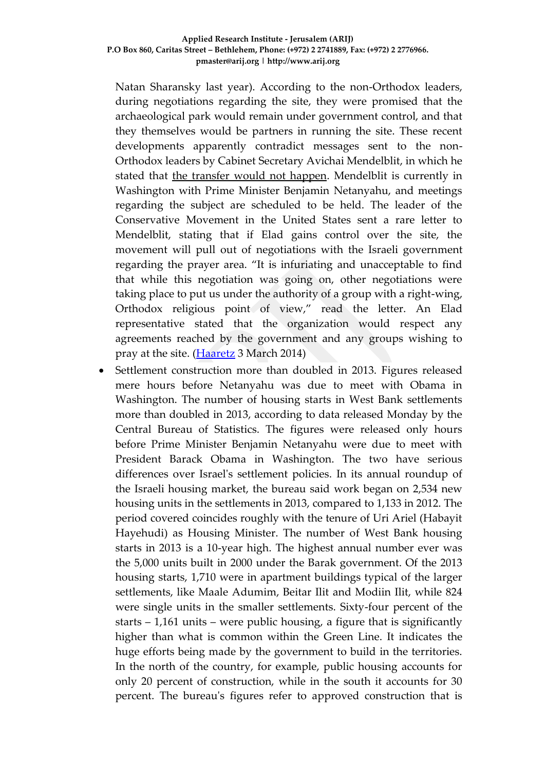Natan Sharansky last year). According to the non-Orthodox leaders, during negotiations regarding the site, they were promised that the archaeological park would remain under government control, and that they themselves would be partners in running the site. These recent developments apparently contradict messages sent to the non-Orthodox leaders by Cabinet Secretary Avichai Mendelblit, in which he stated that the transfer would not happen. Mendelblit is currently in Washington with Prime Minister Benjamin Netanyahu, and meetings regarding the subject are scheduled to be held. The leader of the Conservative Movement in the United States sent a rare letter to Mendelblit, stating that if Elad gains control over the site, the movement will pull out of negotiations with the Israeli government regarding the prayer area. “It is infuriating and unacceptable to find that while this negotiation was going on, other negotiations were taking place to put us under the authority of a group with a right-wing, Orthodox religious point of view,” read the letter. An Elad representative stated that the organization would respect any agreements reached by the government and any groups wishing to pray at the site. (Haaretz 3 March 2014)

- Settlement construction more than doubled in 2013. Figures released mere hours before Netanyahu was due to meet with Obama in Washington. The number of housing starts in West Bank settlements more than doubled in 2013, according to data released Monday by the Central Bureau of Statistics. The figures were released only hours before Prime Minister Benjamin Netanyahu were due to meet with President Barack Obama in Washington. The two have serious differences over Israel's settlement policies. In its annual roundup of the Israeli housing market, the bureau said work began on 2,534 new housing units in the settlements in 2013, compared to 1,133 in 2012. The period covered coincides roughly with the tenure of Uri Ariel (Habayit Hayehudi) as Housing Minister. The number of West Bank housing starts in 2013 is a 10-year high. The highest annual number ever was the 5,000 units built in 2000 under the Barak government. Of the 2013 housing starts, 1,710 were in apartment buildings typical of the larger settlements, like Maale Adumim, Beitar Ilit and Modiin Ilit, while 824 were single units in the smaller settlements. Sixty-four percent of the starts – 1,161 units – were public housing, a figure that is significantly higher than what is common within the Green Line. It indicates the huge efforts being made by the government to build in the territories. In the north of the country, for example, public housing accounts for only 20 percent of construction, while in the south it accounts for 30 percent. The bureau's figures refer to approved construction that is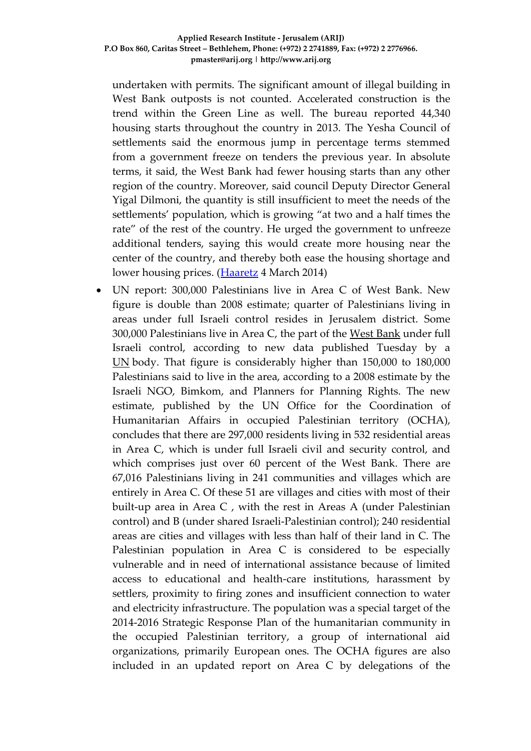undertaken with permits. The significant amount of illegal building in West Bank outposts is not counted. Accelerated construction is the trend within the Green Line as well. The bureau reported 44,340 housing starts throughout the country in 2013. The Yesha Council of settlements said the enormous jump in percentage terms stemmed from a government freeze on tenders the previous year. In absolute terms, it said, the West Bank had fewer housing starts than any other region of the country. Moreover, said council Deputy Director General Yigal Dilmoni, the quantity is still insufficient to meet the needs of the settlements' population, which is growing "at two and a half times the rate" of the rest of the country. He urged the government to unfreeze additional tenders, saying this would create more housing near the center of the country, and thereby both ease the housing shortage and lower housing prices. ([Haaretz](Haaretz) 4 March 2014)

- UN report: 300,000 Palestinians live in Area C of West Bank. New figure is double than 2008 estimate; quarter of Palestinians living in areas under full Israeli control resides in Jerusalem district. Some 300,000 Palestinians live in Area C, the part of the West Bank under full Israeli control, according to new data published Tuesday by a UN body. That figure is considerably higher than 150,000 to 180,000 Palestinians said to live in the area, according to a 2008 estimate by the Israeli NGO, Bimkom, and Planners for Planning Rights. The new estimate, published by the UN Office for the Coordination of Humanitarian Affairs in occupied Palestinian territory (OCHA), concludes that there are 297,000 residents living in 532 residential areas in Area C, which is under full Israeli civil and security control, and which comprises just over 60 percent of the West Bank. There are 67,016 Palestinians living in 241 communities and villages which are entirely in Area C. Of these 51 are villages and cities with most of their built-up area in Area C , with the rest in Areas A (under Palestinian control) and B (under shared Israeli-Palestinian control); 240 residential areas are cities and villages with less than half of their land in C. The Palestinian population in Area C is considered to be especially vulnerable and in need of international assistance because of limited access to educational and health-care institutions, harassment by settlers, proximity to firing zones and insufficient connection to water and electricity infrastructure. The population was a special target of the 2014-2016 Strategic Response Plan of the humanitarian community in the occupied Palestinian territory, a group of international aid organizations, primarily European ones. The OCHA figures are also included in an updated report on Area C by delegations of the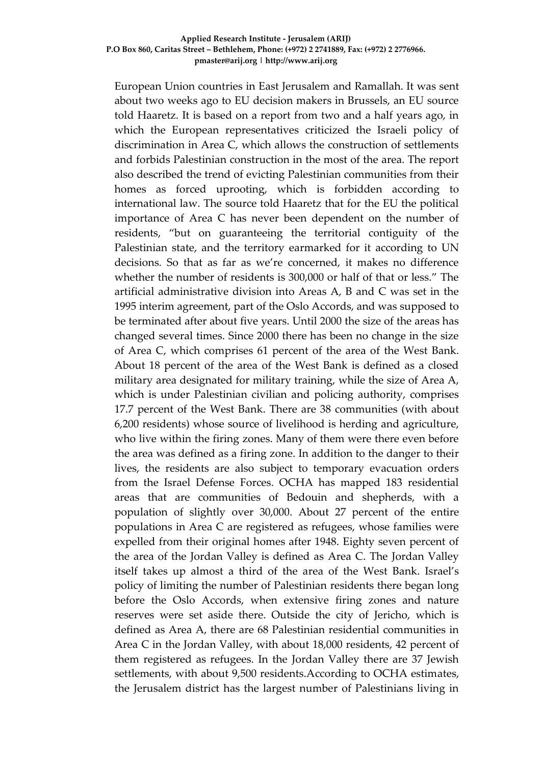European Union countries in East Jerusalem and Ramallah. It was sent about two weeks ago to EU decision makers in Brussels, an EU source told Haaretz. It is based on a report from two and a half years ago, in which the European representatives criticized the Israeli policy of discrimination in Area C, which allows the construction of settlements and forbids Palestinian construction in the most of the area. The report also described the trend of evicting Palestinian communities from their homes as forced uprooting, which is forbidden according to international law. The source told Haaretz that for the EU the political importance of Area C has never been dependent on the number of residents, "but on guaranteeing the territorial contiguity of the Palestinian state, and the territory earmarked for it according to UN decisions. So that as far as we're concerned, it makes no difference whether the number of residents is 300,000 or half of that or less." The artificial administrative division into Areas A, B and C was set in the 1995 interim agreement, part of the Oslo Accords, and was supposed to be terminated after about five years. Until 2000 the size of the areas has changed several times. Since 2000 there has been no change in the size of Area C, which comprises 61 percent of the area of the West Bank. About 18 percent of the area of the West Bank is defined as a closed military area designated for military training, while the size of Area A, which is under Palestinian civilian and policing authority, comprises 17.7 percent of the West Bank. There are 38 communities (with about 6,200 residents) whose source of livelihood is herding and agriculture, who live within the firing zones. Many of them were there even before the area was defined as a firing zone. In addition to the danger to their lives, the residents are also subject to temporary evacuation orders from the Israel Defense Forces. OCHA has mapped 183 residential areas that are communities of Bedouin and shepherds, with a population of slightly over 30,000. About 27 percent of the entire populations in Area C are registered as refugees, whose families were expelled from their original homes after 1948. Eighty seven percent of the area of the Jordan Valley is defined as Area C. The Jordan Valley itself takes up almost a third of the area of the West Bank. Israel's policy of limiting the number of Palestinian residents there began long before the Oslo Accords, when extensive firing zones and nature reserves were set aside there. Outside the city of Jericho, which is defined as Area A, there are 68 Palestinian residential communities in Area C in the Jordan Valley, with about 18,000 residents, 42 percent of them registered as refugees. In the Jordan Valley there are 37 Jewish settlements, with about 9,500 residents.According to OCHA estimates, the Jerusalem district has the largest number of Palestinians living in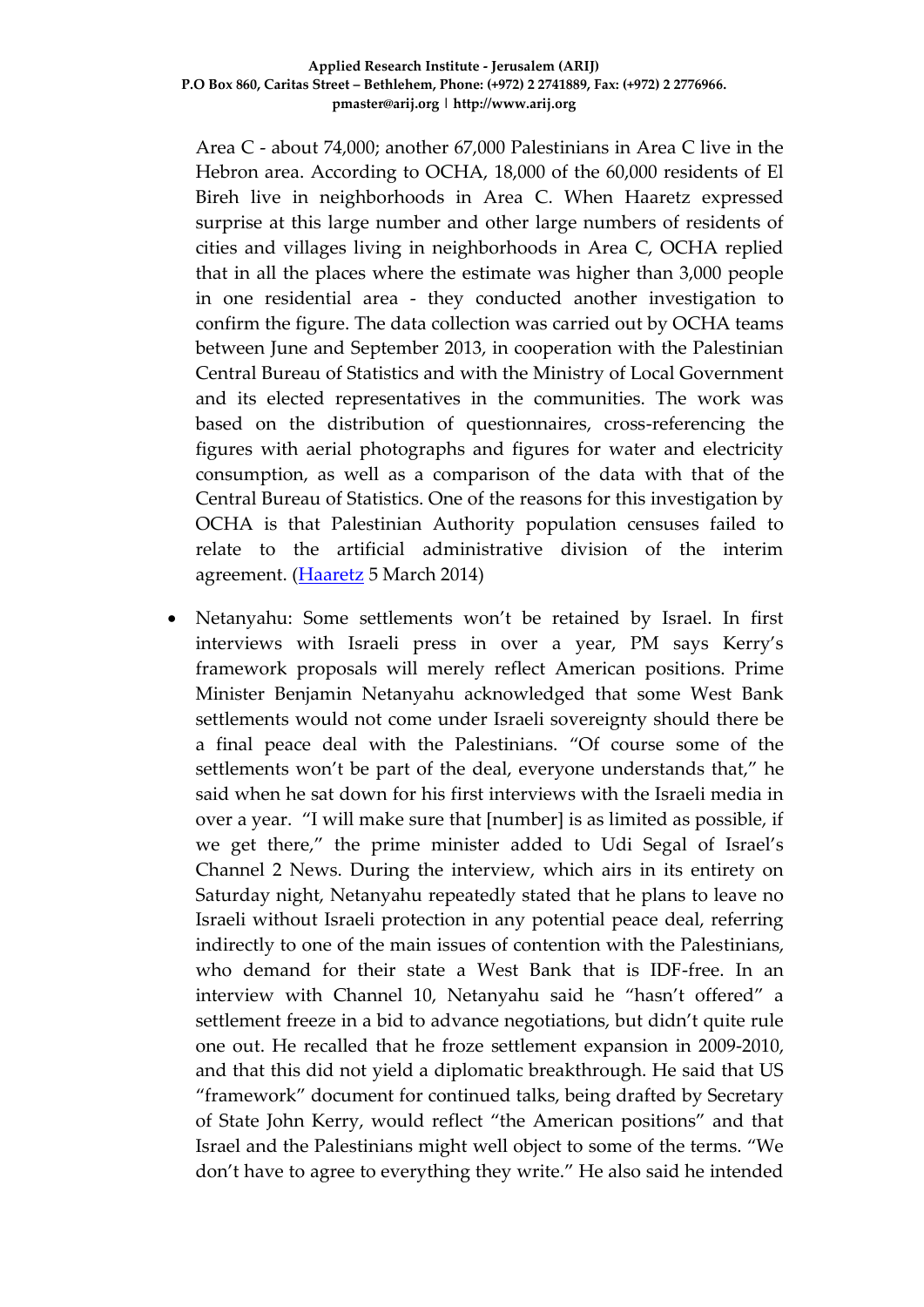Area C - about 74,000; another 67,000 Palestinians in Area C live in the Hebron area. According to OCHA, 18,000 of the 60,000 residents of El Bireh live in neighborhoods in Area C. When Haaretz expressed surprise at this large number and other large numbers of residents of cities and villages living in neighborhoods in Area C, OCHA replied that in all the places where the estimate was higher than 3,000 people in one residential area - they conducted another investigation to confirm the figure. The data collection was carried out by OCHA teams between June and September 2013, in cooperation with the Palestinian Central Bureau of Statistics and with the Ministry of Local Government and its elected representatives in the communities. The work was based on the distribution of questionnaires, cross-referencing the figures with aerial photographs and figures for water and electricity consumption, as well as a comparison of the data with that of the Central Bureau of Statistics. One of the reasons for this investigation by OCHA is that Palestinian Authority population censuses failed to relate to the artificial administrative division of the interim agreement. (Haaretz 5 March 2014)

- Netanyahu: Some settlements won't be retained by Israel. In first interviews with Israeli press in over a year, PM says Kerry's framework proposals will merely reflect American positions. Prime Minister Benjamin Netanyahu acknowledged that some West Bank settlements would not come under Israeli sovereignty should there be a final peace deal with the Palestinians. "Of course some of the settlements won't be part of the deal, everyone understands that," he said when he sat down for his first interviews with the Israeli media in over a year. "I will make sure that [number] is as limited as possible, if we get there," the prime minister added to Udi Segal of Israel's Channel 2 News. During the interview, which airs in its entirety on Saturday night, Netanyahu repeatedly stated that he plans to leave no Israeli without Israeli protection in any potential peace deal, referring indirectly to one of the main issues of contention with the Palestinians, who demand for their state a West Bank that is IDF-free. In an interview with Channel 10, Netanyahu said he "hasn't offered" a settlement freeze in a bid to advance negotiations, but didn't quite rule one out. He recalled that he froze settlement expansion in 2009-2010, and that this did not yield a diplomatic breakthrough. He said that US "framework" document for continued talks, being drafted by Secretary of State John Kerry, would reflect "the American positions" and that Israel and the Palestinians might well object to some of the terms. "We don't have to agree to everything they write." He also said he intended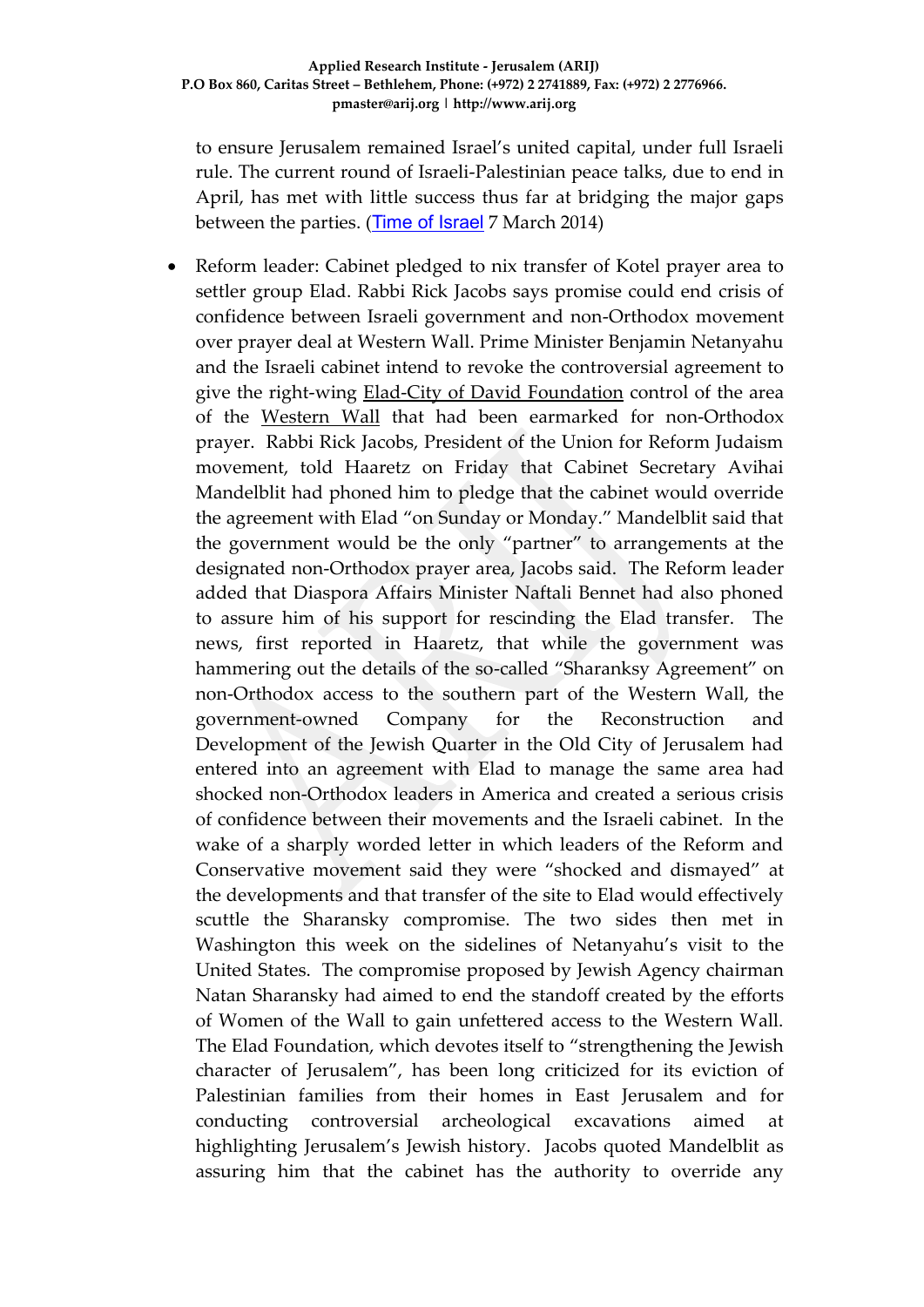to ensure Jerusalem remained Israel's united capital, under full Israeli rule. The current round of Israeli-Palestinian peace talks, due to end in April, has met with little success thus far at bridging the major gaps between the parties. (Time of Israel 7 March 2014)

- Reform leader: Cabinet pledged to nix transfer of Kotel prayer area to settler group Elad. Rabbi Rick Jacobs says promise could end crisis of confidence between Israeli government and non-Orthodox movement over prayer deal at Western Wall. Prime Minister Benjamin Netanyahu and the Israeli cabinet intend to revoke the controversial agreement to give the right-wing Elad-City of David Foundation control of the area of the Western Wall that had been earmarked for non-Orthodox prayer. Rabbi Rick Jacobs, President of the Union for Reform Judaism movement, told Haaretz on Friday that Cabinet Secretary Avihai Mandelblit had phoned him to pledge that the cabinet would override the agreement with Elad "on Sunday or Monday." Mandelblit said that the government would be the only "partner" to arrangements at the designated non-Orthodox prayer area, Jacobs said. The Reform leader added that Diaspora Affairs Minister Naftali Bennet had also phoned to assure him of his support for rescinding the Elad transfer. The news, first reported in Haaretz, that while the government was hammering out the details of the so-called "Sharanksy Agreement" on non-Orthodox access to the southern part of the Western Wall, the government-owned Company for the Reconstruction and Development of the Jewish Quarter in the Old City of Jerusalem had entered into an agreement with Elad to manage the same area had shocked non-Orthodox leaders in America and created a serious crisis of confidence between their movements and the Israeli cabinet. In the wake of a sharply worded letter in which leaders of the Reform and Conservative movement said they were "shocked and dismayed" at the developments and that transfer of the site to Elad would effectively scuttle the Sharansky compromise. The two sides then met in Washington this week on the sidelines of Netanyahu's visit to the United States. The compromise proposed by Jewish Agency chairman Natan Sharansky had aimed to end the standoff created by the efforts of Women of the Wall to gain unfettered access to the Western Wall. The Elad Foundation, which devotes itself to "strengthening the Jewish character of Jerusalem", has been long criticized for its eviction of Palestinian families from their homes in East Jerusalem and for conducting controversial archeological excavations aimed at highlighting Jerusalem's Jewish history. Jacobs quoted Mandelblit as assuring him that the cabinet has the authority to override any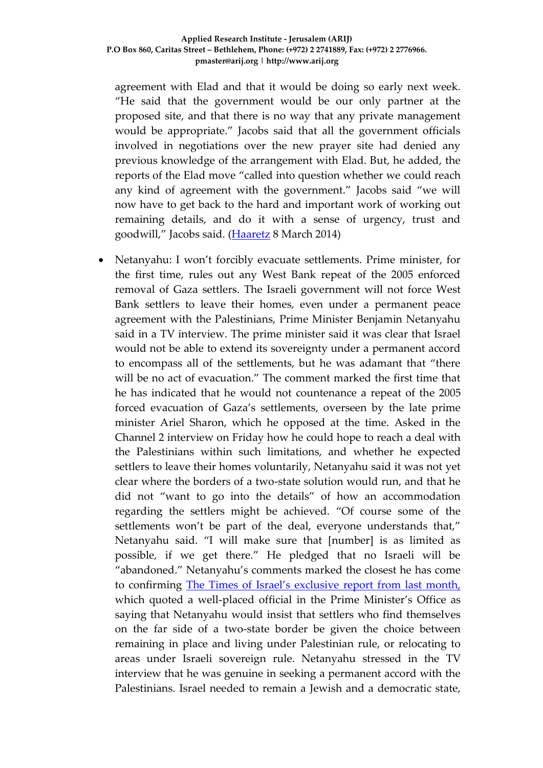agreement with Elad and that it would be doing so early next week. “He said that the government would be our only partner at the proposed site, and that there is no way that any private management would be appropriate.” Jacobs said that all the government officials involved in negotiations over the new prayer site had denied any previous knowledge of the arrangement with Elad. But, he added, the reports of the Elad move “called into question whether we could reach any kind of agreement with the government.” Jacobs said “we will now have to get back to the hard and important work of working out remaining details, and do it with a sense of urgency, trust and goodwill,” Jacobs said. (Haaretz 8 March 2014)

- Netanyahu: I won’t forcibly evacuate settlements. Prime minister, for the first time, rules out any West Bank repeat of the 2005 enforced removal of Gaza settlers. The Israeli government will not force West Bank settlers to leave their homes, even under a permanent peace agreement with the Palestinians, Prime Minister Benjamin Netanyahu said in a TV interview. The prime minister said it was clear that Israel would not be able to extend its sovereignty under a permanent accord to encompass all of the settlements, but he was adamant that “there will be no act of evacuation.” The comment marked the first time that he has indicated that he would not countenance a repeat of the 2005 forced evacuation of Gaza’s settlements, overseen by the late prime minister Ariel Sharon, which he opposed at the time. Asked in the Channel 2 interview on Friday how he could hope to reach a deal with the Palestinians within such limitations, and whether he expected settlers to leave their homes voluntarily, Netanyahu said it was not yet clear where the borders of a two-state solution would run, and that he did not “want to go into the details” of how an accommodation regarding the settlers might be achieved. “Of course some of the settlements won’t be part of the deal, everyone understands that,” Netanyahu said. “I will make sure that [number] is as limited as possible, if we get there.” He pledged that no Israeli will be “abandoned.” Netanyahu’s comments marked the closest he has come to confirming The Times of Israel’s exclusive report from last month, which quoted a well-placed official in the Prime Minister’s Office as saying that Netanyahu would insist that settlers who find themselves on the far side of a two-state border be given the choice between remaining in place and living under Palestinian rule, or relocating to areas under Israeli sovereign rule. Netanyahu stressed in the TV interview that he was genuine in seeking a permanent accord with the Palestinians. Israel needed to remain a Jewish and a democratic state,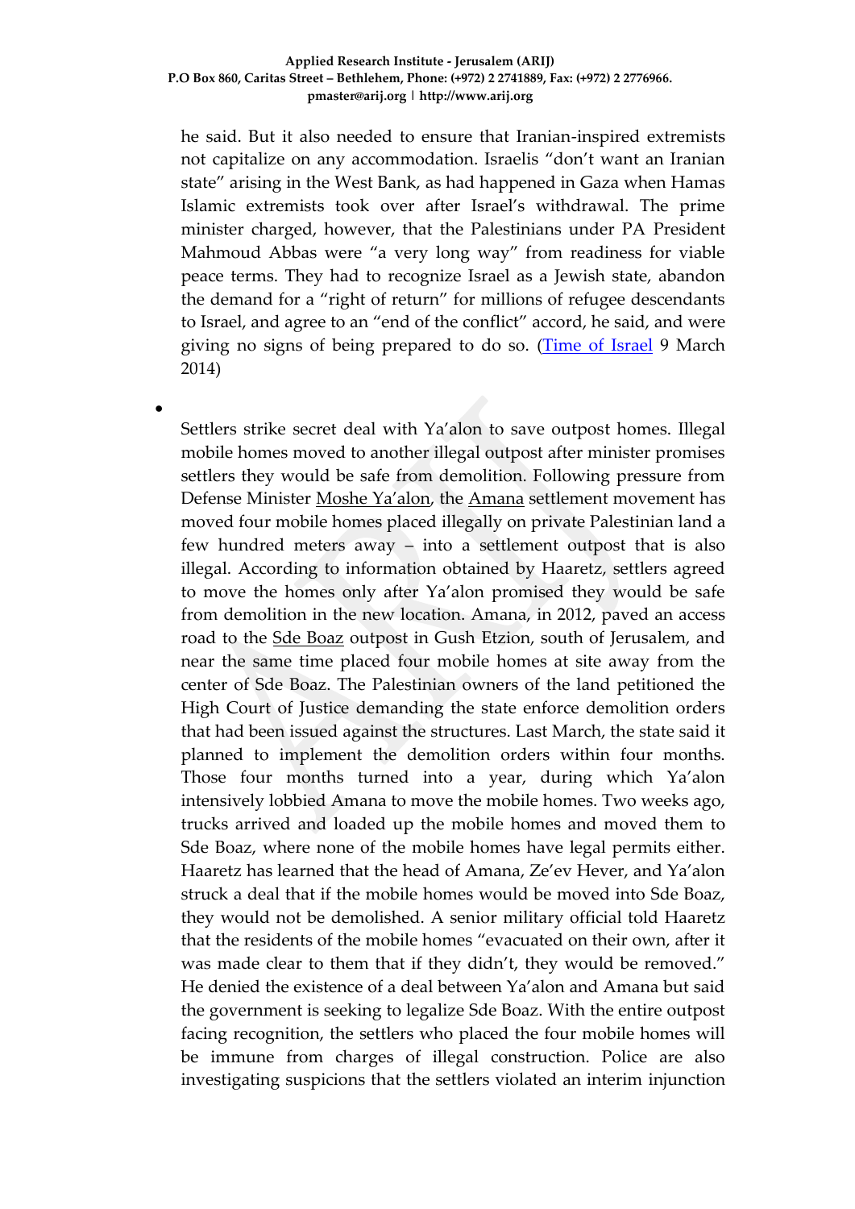he said. But it also needed to ensure that Iranian-inspired extremists not capitalize on any accommodation. Israelis "don't want an Iranian state" arising in the West Bank, as had happened in Gaza when Hamas Islamic extremists took over after Israel's withdrawal. The prime minister charged, however, that the Palestinians under PA President Mahmoud Abbas were "a very long way" from readiness for viable peace terms. They had to recognize Israel as a Jewish state, abandon the demand for a "right of return" for millions of refugee descendants to Israel, and agree to an "end of the conflict" accord, he said, and were giving no signs of being prepared to do so. (Time of Israel 9 March 2014)

- Settlers strike secret deal with Ya'alon to save outpost homes. Illegal mobile homes moved to another illegal outpost after minister promises settlers they would be safe from demolition. Following pressure from Defense Minister Moshe Ya'alon, the Amana settlement movement has moved four mobile homes placed illegally on private Palestinian land a few hundred meters away – into a settlement outpost that is also illegal. According to information obtained by Haaretz, settlers agreed to move the homes only after Ya'alon promised they would be safe from demolition in the new location. Amana, in 2012, paved an access road to the Sde Boaz outpost in Gush Etzion, south of Jerusalem, and near the same time placed four mobile homes at site away from the center of Sde Boaz. The Palestinian owners of the land petitioned the High Court of Justice demanding the state enforce demolition orders that had been issued against the structures. Last March, the state said it planned to implement the demolition orders within four months. Those four months turned into a year, during which Ya'alon intensively lobbied Amana to move the mobile homes. Two weeks ago, trucks arrived and loaded up the mobile homes and moved them to Sde Boaz, where none of the mobile homes have legal permits either. Haaretz has learned that the head of Amana, Ze'ev Hever, and Ya'alon struck a deal that if the mobile homes would be moved into Sde Boaz, they would not be demolished. A senior military official told Haaretz that the residents of the mobile homes "evacuated on their own, after it was made clear to them that if they didn't, they would be removed." He denied the existence of a deal between Ya'alon and Amana but said the government is seeking to legalize Sde Boaz. With the entire outpost facing recognition, the settlers who placed the four mobile homes will be immune from charges of illegal construction. Police are also investigating suspicions that the settlers violated an interim injunction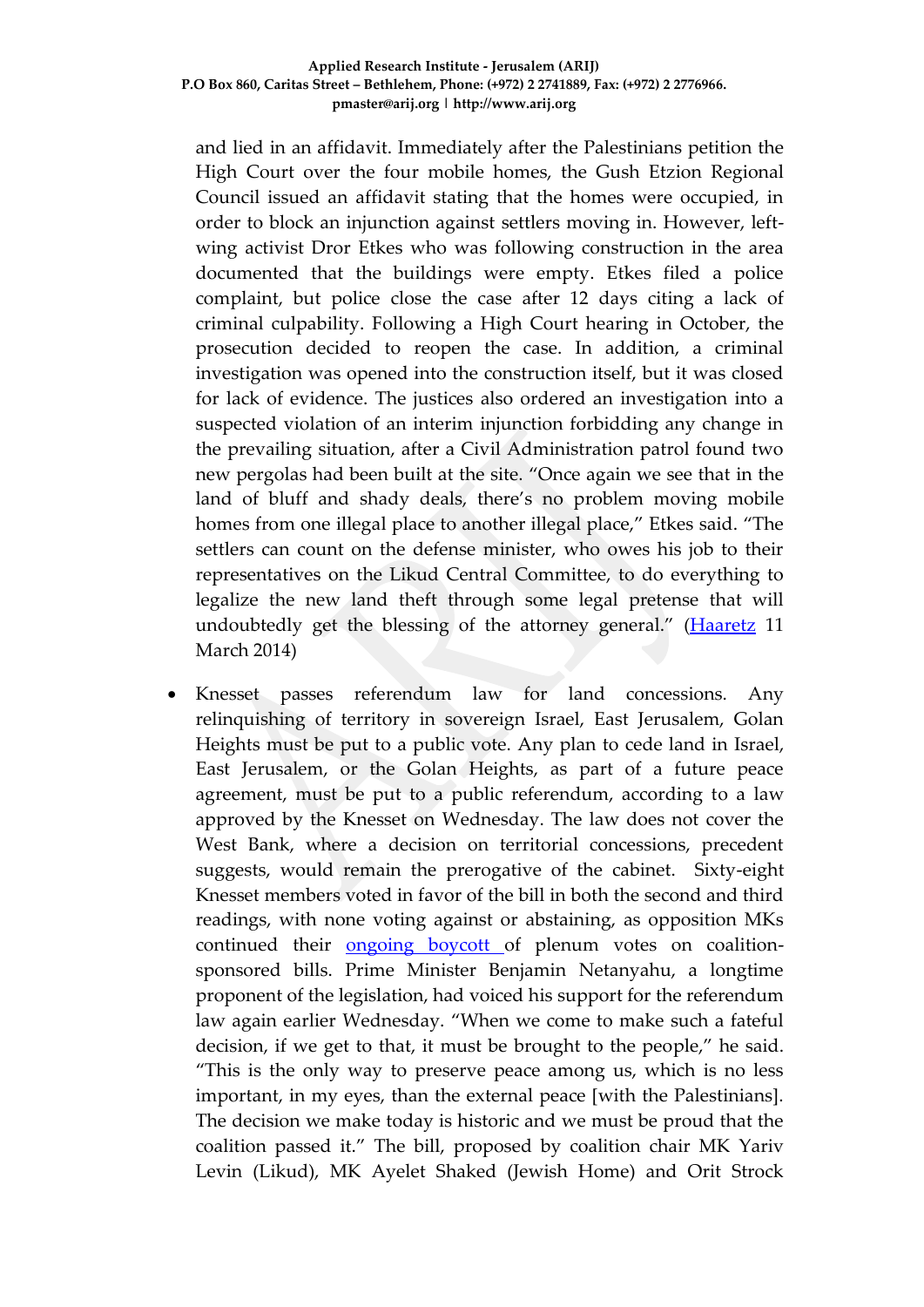and lied in an affidavit. Immediately after the Palestinians petition the High Court over the four mobile homes, the Gush Etzion Regional Council issued an affidavit stating that the homes were occupied, in order to block an injunction against settlers moving in. However, left-wing activist Dror Etkes who was following construction in the area documented that the buildings were empty. Etkes filed a police complaint, but police close the case after 12 days citing a lack of criminal culpability. Following a High Court hearing in October, the prosecution decided to reopen the case. In addition, a criminal investigation was opened into the construction itself, but it was closed for lack of evidence. The justices also ordered an investigation into a suspected violation of an interim injunction forbidding any change in the prevailing situation, after a Civil Administration patrol found two new pergolas had been built at the site. "Once again we see that in the land of bluff and shady deals, there's no problem moving mobile homes from one illegal place to another illegal place," Etkes said. "The settlers can count on the defense minister, who owes his job to their representatives on the Likud Central Committee, to do everything to legalize the new land theft through some legal pretense that will undoubtedly get the blessing of the attorney general." (Haaretz 11 March 2014)

- Knesset passes referendum law for land concessions. Any relinquishing of territory in sovereign Israel, East Jerusalem, Golan Heights must be put to a public vote. Any plan to cede land in Israel, East Jerusalem, or the Golan Heights, as part of a future peace agreement, must be put to a public referendum, according to a law approved by the Knesset on Wednesday. The law does not cover the West Bank, where a decision on territorial concessions, precedent suggests, would remain the prerogative of the cabinet. Sixty-eight Knesset members voted in favor of the bill in both the second and third readings, with none voting against or abstaining, as opposition MKs continued their ongoing boycott of plenum votes on coalition-sponsored bills. Prime Minister Benjamin Netanyahu, a longtime proponent of the legislation, had voiced his support for the referendum law again earlier Wednesday. "When we come to make such a fateful decision, if we get to that, it must be brought to the people," he said. "This is the only way to preserve peace among us, which is no less important, in my eyes, than the external peace [with the Palestinians]. The decision we make today is historic and we must be proud that the coalition passed it." The bill, proposed by coalition chair MK Yariv Levin (Likud), MK Ayelet Shaked (Jewish Home) and Orit Strock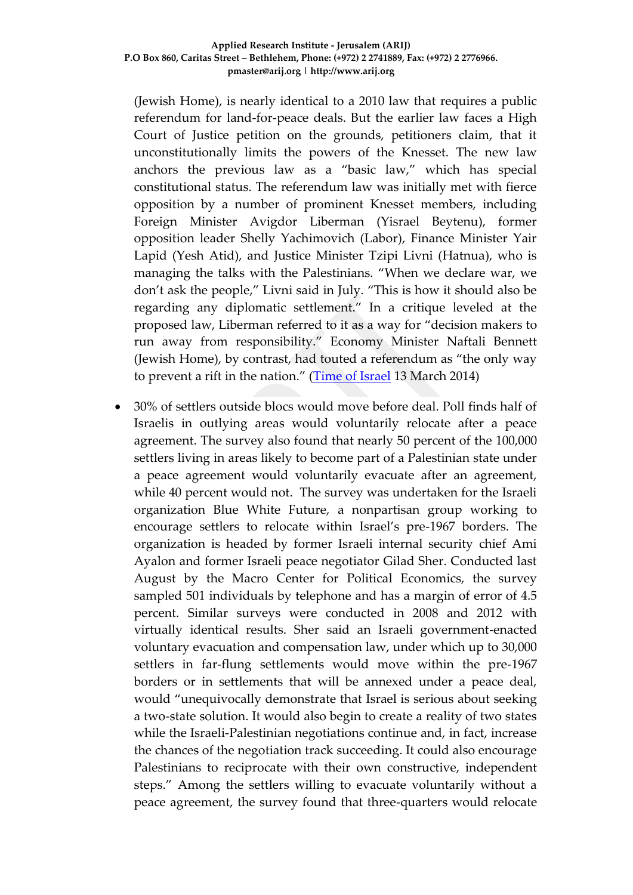(Jewish Home), is nearly identical to a 2010 law that requires a public referendum for land-for-peace deals. But the earlier law faces a High Court of Justice petition on the grounds, petitioners claim, that it unconstitutionally limits the powers of the Knesset. The new law anchors the previous law as a "basic law," which has special constitutional status. The referendum law was initially met with fierce opposition by a number of prominent Knesset members, including Foreign Minister Avigdor Liberman (Yisrael Beytenu), former opposition leader Shelly Yachimovich (Labor), Finance Minister Yair Lapid (Yesh Atid), and Justice Minister Tzipi Livni (Hatnua), who is managing the talks with the Palestinians. "When we declare war, we don't ask the people," Livni said in July. "This is how it should also be regarding any diplomatic settlement." In a critique leveled at the proposed law, Liberman referred to it as a way for "decision makers to run away from responsibility." Economy Minister Naftali Bennett (Jewish Home), by contrast, had touted a referendum as "the only way to prevent a rift in the nation." (Time of Israel 13 March 2014)

- 30% of settlers outside blocs would move before deal. Poll finds half of Israelis in outlying areas would voluntarily relocate after a peace agreement. The survey also found that nearly 50 percent of the 100,000 settlers living in areas likely to become part of a Palestinian state under a peace agreement would voluntarily evacuate after an agreement, while 40 percent would not. The survey was undertaken for the Israeli organization Blue White Future, a nonpartisan group working to encourage settlers to relocate within Israel's pre-1967 borders. The organization is headed by former Israeli internal security chief Ami Ayalon and former Israeli peace negotiator Gilad Sher. Conducted last August by the Macro Center for Political Economics, the survey sampled 501 individuals by telephone and has a margin of error of 4.5 percent. Similar surveys were conducted in 2008 and 2012 with virtually identical results. Sher said an Israeli government-enacted voluntary evacuation and compensation law, under which up to 30,000 settlers in far-flung settlements would move within the pre-1967 borders or in settlements that will be annexed under a peace deal, would "unequivocally demonstrate that Israel is serious about seeking a two-state solution. It would also begin to create a reality of two states while the Israeli-Palestinian negotiations continue and, in fact, increase the chances of the negotiation track succeeding. It could also encourage Palestinians to reciprocate with their own constructive, independent steps." Among the settlers willing to evacuate voluntarily without a peace agreement, the survey found that three-quarters would relocate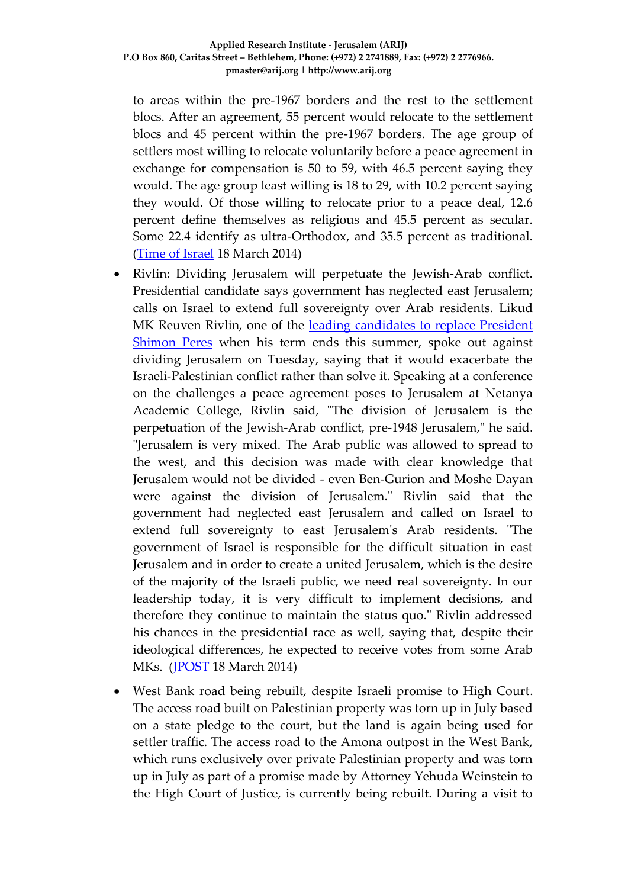to areas within the pre-1967 borders and the rest to the settlement blocs. After an agreement, 55 percent would relocate to the settlement blocs and 45 percent within the pre-1967 borders. The age group of settlers most willing to relocate voluntarily before a peace agreement in exchange for compensation is 50 to 59, with 46.5 percent saying they would. The age group least willing is 18 to 29, with 10.2 percent saying they would. Of those willing to relocate prior to a peace deal, 12.6 percent define themselves as religious and 45.5 percent as secular. Some 22.4 identify as ultra-Orthodox, and 35.5 percent as traditional. (Time of Israel 18 March 2014)

- Rivlin: Dividing Jerusalem will perpetuate the Jewish-Arab conflict. Presidential candidate says government has neglected east Jerusalem; calls on Israel to extend full sovereignty over Arab residents. Likud MK Reuven Rivlin, one of the leading candidates to replace President Shimon Peres when his term ends this summer, spoke out against dividing Jerusalem on Tuesday, saying that it would exacerbate the Israeli-Palestinian conflict rather than solve it. Speaking at a conference on the challenges a peace agreement poses to Jerusalem at Netanya Academic College, Rivlin said, "The division of Jerusalem is the perpetuation of the Jewish-Arab conflict, pre-1948 Jerusalem," he said. "Jerusalem is very mixed. The Arab public was allowed to spread to the west, and this decision was made with clear knowledge that Jerusalem would not be divided - even Ben-Gurion and Moshe Dayan were against the division of Jerusalem." Rivlin said that the government had neglected east Jerusalem and called on Israel to extend full sovereignty to east Jerusalem's Arab residents. "The government of Israel is responsible for the difficult situation in east Jerusalem and in order to create a united Jerusalem, which is the desire of the majority of the Israeli public, we need real sovereignty. In our leadership today, it is very difficult to implement decisions, and therefore they continue to maintain the status quo." Rivlin addressed his chances in the presidential race as well, saying that, despite their ideological differences, he expected to receive votes from some Arab MKs. (JPOST 18 March 2014)

- West Bank road being rebuilt, despite Israeli promise to High Court. The access road built on Palestinian property was torn up in July based on a state pledge to the court, but the land is again being used for settler traffic. The access road to the Amona outpost in the West Bank, which runs exclusively over private Palestinian property and was torn up in July as part of a promise made by Attorney Yehuda Weinstein to the High Court of Justice, is currently being rebuilt. During a visit to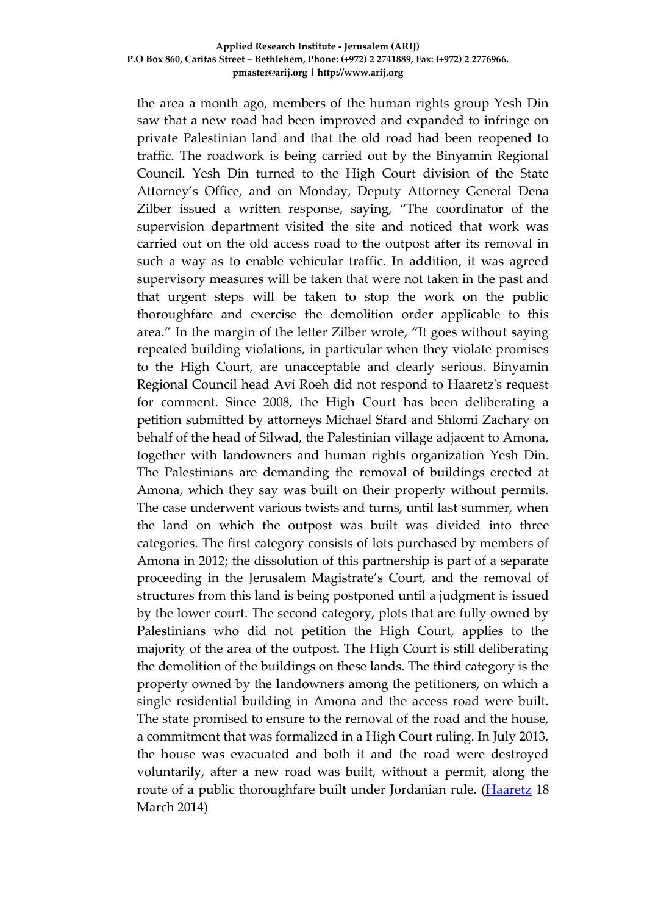the area a month ago, members of the human rights group Yesh Din saw that a new road had been improved and expanded to infringe on private Palestinian land and that the old road had been reopened to traffic. The roadwork is being carried out by the Binyamin Regional Council. Yesh Din turned to the High Court division of the State Attorney's Office, and on Monday, Deputy Attorney General Dena Zilber issued a written response, saying, "The coordinator of the supervision department visited the site and noticed that work was carried out on the old access road to the outpost after its removal in such a way as to enable vehicular traffic. In addition, it was agreed supervisory measures will be taken that were not taken in the past and that urgent steps will be taken to stop the work on the public thoroughfare and exercise the demolition order applicable to this area." In the margin of the letter Zilber wrote, "It goes without saying repeated building violations, in particular when they violate promises to the High Court, are unacceptable and clearly serious. Binyamin Regional Council head Avi Roeh did not respond to Haaretz's request for comment. Since 2008, the High Court has been deliberating a petition submitted by attorneys Michael Sfard and Shlomi Zachary on behalf of the head of Silwad, the Palestinian village adjacent to Amona, together with landowners and human rights organization Yesh Din. The Palestinians are demanding the removal of buildings erected at Amona, which they say was built on their property without permits. The case underwent various twists and turns, until last summer, when the land on which the outpost was built was divided into three categories. The first category consists of lots purchased by members of Amona in 2012; the dissolution of this partnership is part of a separate proceeding in the Jerusalem Magistrate's Court, and the removal of structures from this land is being postponed until a judgment is issued by the lower court. The second category, plots that are fully owned by Palestinians who did not petition the High Court, applies to the majority of the area of the outpost. The High Court is still deliberating the demolition of the buildings on these lands. The third category is the property owned by the landowners among the petitioners, on which a single residential building in Amona and the access road were built. The state promised to ensure to the removal of the road and the house, a commitment that was formalized in a High Court ruling. In July 2013, the house was evacuated and both it and the road were destroyed voluntarily, after a new road was built, without a permit, along the route of a public thoroughfare built under Jordanian rule. (Haaretz 18 March 2014)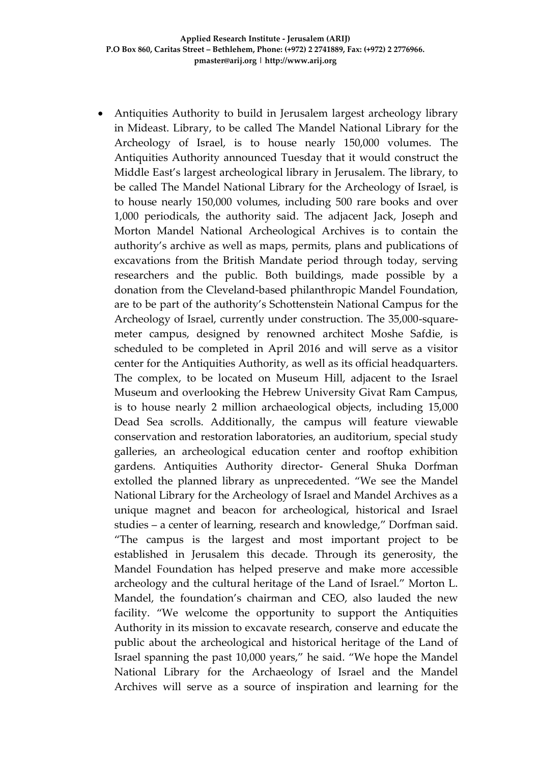- Antiquities Authority to build in Jerusalem largest archeology library in Mideast. Library, to be called The Mandel National Library for the Archeology of Israel, is to house nearly 150,000 volumes. The Antiquities Authority announced Tuesday that it would construct the Middle East's largest archeological library in Jerusalem. The library, to be called The Mandel National Library for the Archeology of Israel, is to house nearly 150,000 volumes, including 500 rare books and over 1,000 periodicals, the authority said. The adjacent Jack, Joseph and Morton Mandel National Archeological Archives is to contain the authority's archive as well as maps, permits, plans and publications of excavations from the British Mandate period through today, serving researchers and the public. Both buildings, made possible by a donation from the Cleveland-based philanthropic Mandel Foundation, are to be part of the authority's Schottenstein National Campus for the Archeology of Israel, currently under construction. The 35,000-square-meter campus, designed by renowned architect Moshe Safdie, is scheduled to be completed in April 2016 and will serve as a visitor center for the Antiquities Authority, as well as its official headquarters. The complex, to be located on Museum Hill, adjacent to the Israel Museum and overlooking the Hebrew University Givat Ram Campus, is to house nearly 2 million archaeological objects, including 15,000 Dead Sea scrolls. Additionally, the campus will feature viewable conservation and restoration laboratories, an auditorium, special study galleries, an archeological education center and rooftop exhibition gardens. Antiquities Authority director- General Shuka Dorfman extolled the planned library as unprecedented. "We see the Mandel National Library for the Archeology of Israel and Mandel Archives as a unique magnet and beacon for archeological, historical and Israel studies – a center of learning, research and knowledge," Dorfman said. "The campus is the largest and most important project to be established in Jerusalem this decade. Through its generosity, the Mandel Foundation has helped preserve and make more accessible archeology and the cultural heritage of the Land of Israel." Morton L. Mandel, the foundation's chairman and CEO, also lauded the new facility. "We welcome the opportunity to support the Antiquities Authority in its mission to excavate research, conserve and educate the public about the archeological and historical heritage of the Land of Israel spanning the past 10,000 years," he said. "We hope the Mandel National Library for the Archaeology of Israel and the Mandel Archives will serve as a source of inspiration and learning for the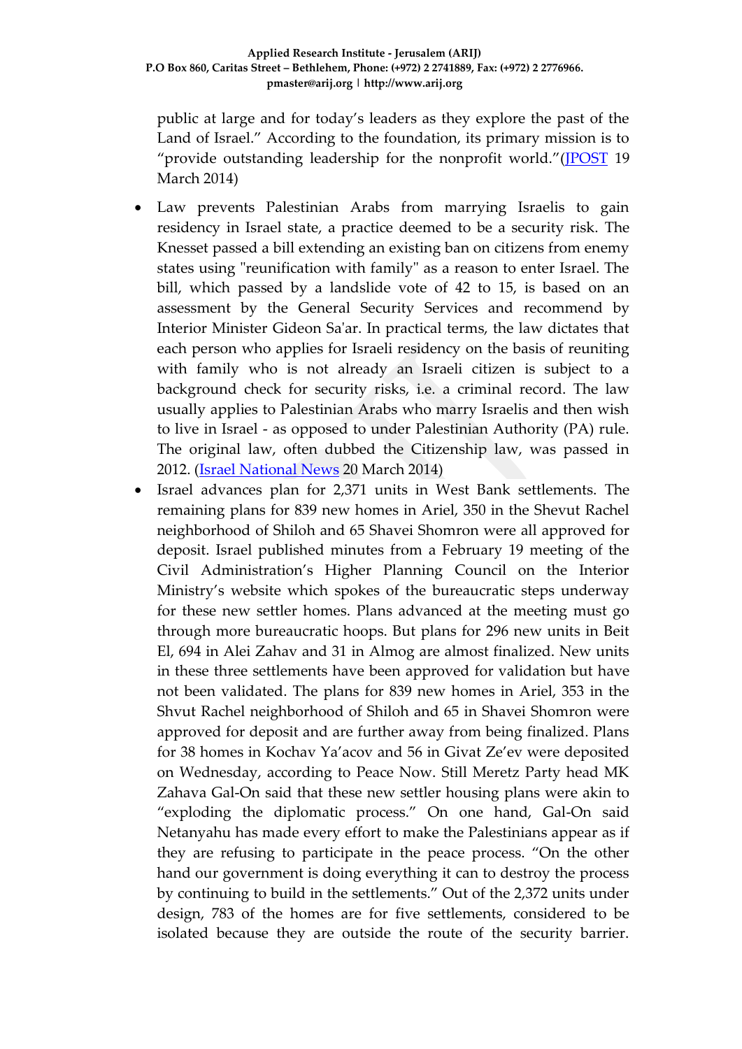public at large and for today's leaders as they explore the past of the Land of Israel." According to the foundation, its primary mission is to "provide outstanding leadership for the nonprofit world."(JPOST 19 March 2014)

- Law prevents Palestinian Arabs from marrying Israelis to gain residency in Israel state, a practice deemed to be a security risk. The Knesset passed a bill extending an existing ban on citizens from enemy states using "reunification with family" as a reason to enter Israel. The bill, which passed by a landslide vote of 42 to 15, is based on an assessment by the General Security Services and recommend by Interior Minister Gideon Sa'ar. In practical terms, the law dictates that each person who applies for Israeli residency on the basis of reuniting with family who is not already an Israeli citizen is subject to a background check for security risks, i.e. a criminal record. The law usually applies to Palestinian Arabs who marry Israelis and then wish to live in Israel - as opposed to under Palestinian Authority (PA) rule. The original law, often dubbed the Citizenship law, was passed in 2012. (Israel National News 20 March 2014)
- Israel advances plan for 2,371 units in West Bank settlements. The remaining plans for 839 new homes in Ariel, 350 in the Shevut Rachel neighborhood of Shiloh and 65 Shavei Shomron were all approved for deposit. Israel published minutes from a February 19 meeting of the Civil Administration's Higher Planning Council on the Interior Ministry's website which spokes of the bureaucratic steps underway for these new settler homes. Plans advanced at the meeting must go through more bureaucratic hoops. But plans for 296 new units in Beit El, 694 in Alei Zahav and 31 in Almog are almost finalized. New units in these three settlements have been approved for validation but have not been validated. The plans for 839 new homes in Ariel, 353 in the Shvut Rachel neighborhood of Shiloh and 65 in Shavei Shomron were approved for deposit and are further away from being finalized. Plans for 38 homes in Kochav Ya'acov and 56 in Givat Ze'ev were deposited on Wednesday, according to Peace Now. Still Meretz Party head MK Zahava Gal-On said that these new settler housing plans were akin to "exploding the diplomatic process." On one hand, Gal-On said Netanyahu has made every effort to make the Palestinians appear as if they are refusing to participate in the peace process. "On the other hand our government is doing everything it can to destroy the process by continuing to build in the settlements." Out of the 2,372 units under design, 783 of the homes are for five settlements, considered to be isolated because they are outside the route of the security barrier.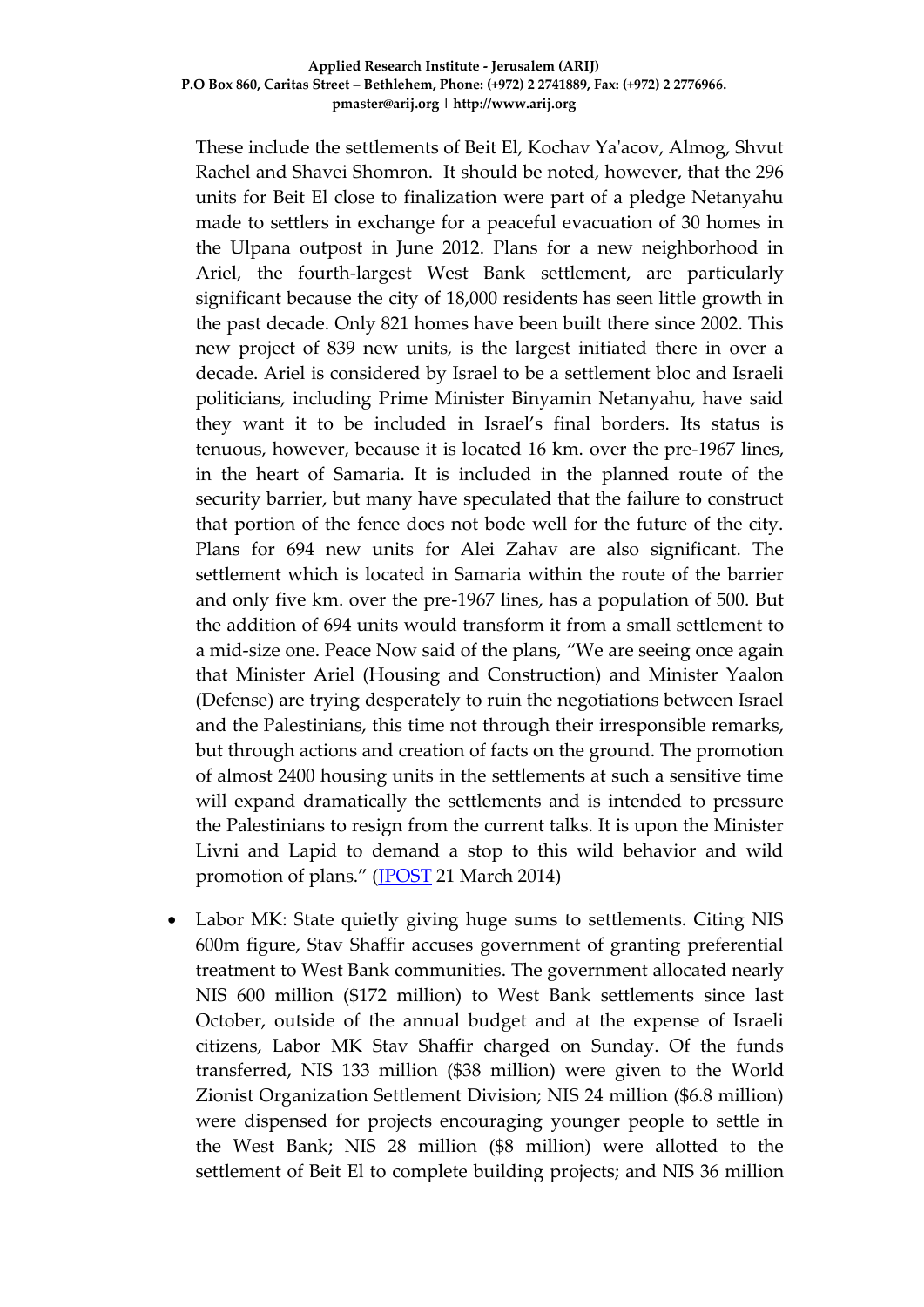These include the settlements of Beit El, Kochav Ya'acov, Almog, Shvut Rachel and Shavei Shomron. It should be noted, however, that the 296 units for Beit El close to finalization were part of a pledge Netanyahu made to settlers in exchange for a peaceful evacuation of 30 homes in the Ulpana outpost in June 2012. Plans for a new neighborhood in Ariel, the fourth-largest West Bank settlement, are particularly significant because the city of 18,000 residents has seen little growth in the past decade. Only 821 homes have been built there since 2002. This new project of 839 new units, is the largest initiated there in over a decade. Ariel is considered by Israel to be a settlement bloc and Israeli politicians, including Prime Minister Binyamin Netanyahu, have said they want it to be included in Israel's final borders. Its status is tenuous, however, because it is located 16 km. over the pre-1967 lines, in the heart of Samaria. It is included in the planned route of the security barrier, but many have speculated that the failure to construct that portion of the fence does not bode well for the future of the city. Plans for 694 new units for Alei Zahav are also significant. The settlement which is located in Samaria within the route of the barrier and only five km. over the pre-1967 lines, has a population of 500. But the addition of 694 units would transform it from a small settlement to a mid-size one. Peace Now said of the plans, "We are seeing once again that Minister Ariel (Housing and Construction) and Minister Yaalon (Defense) are trying desperately to ruin the negotiations between Israel and the Palestinians, this time not through their irresponsible remarks, but through actions and creation of facts on the ground. The promotion of almost 2400 housing units in the settlements at such a sensitive time will expand dramatically the settlements and is intended to pressure the Palestinians to resign from the current talks. It is upon the Minister Livni and Lapid to demand a stop to this wild behavior and wild promotion of plans." (JPOST 21 March 2014)

- Labor MK: State quietly giving huge sums to settlements. Citing NIS 600m figure, Stav Shaffir accuses government of granting preferential treatment to West Bank communities. The government allocated nearly NIS 600 million ($172 million) to West Bank settlements since last October, outside of the annual budget and at the expense of Israeli citizens, Labor MK Stav Shaffir charged on Sunday. Of the funds transferred, NIS 133 million ($38 million) were given to the World Zionist Organization Settlement Division; NIS 24 million ($6.8 million) were dispensed for projects encouraging younger people to settle in the West Bank; NIS 28 million ($8 million) were allotted to the settlement of Beit El to complete building projects; and NIS 36 million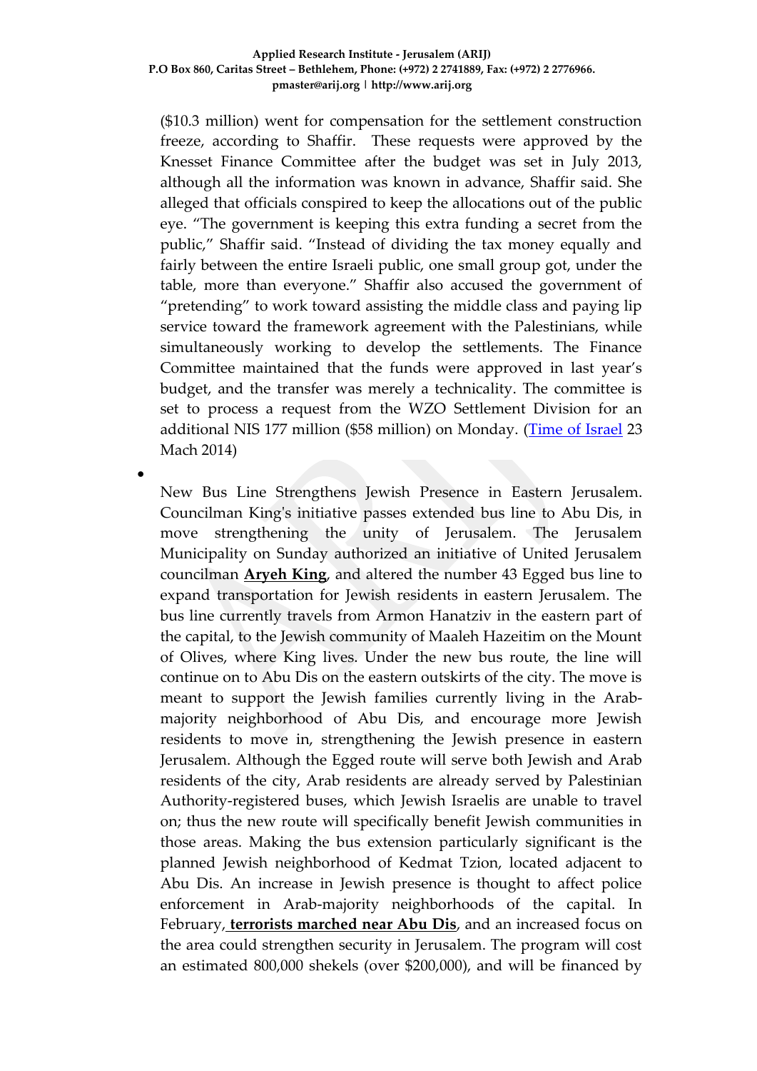($10.3 million) went for compensation for the settlement construction freeze, according to Shaffir. These requests were approved by the Knesset Finance Committee after the budget was set in July 2013, although all the information was known in advance, Shaffir said. She alleged that officials conspired to keep the allocations out of the public eye. "The government is keeping this extra funding a secret from the public," Shaffir said. "Instead of dividing the tax money equally and fairly between the entire Israeli public, one small group got, under the table, more than everyone." Shaffir also accused the government of "pretending" to work toward assisting the middle class and paying lip service toward the framework agreement with the Palestinians, while simultaneously working to develop the settlements. The Finance Committee maintained that the funds were approved in last year's budget, and the transfer was merely a technicality. The committee is set to process a request from the WZO Settlement Division for an additional NIS 177 million ($58 million) on Monday. (Time of Israel 23 Mach 2014)

- New Bus Line Strengthens Jewish Presence in Eastern Jerusalem. Councilman King's initiative passes extended bus line to Abu Dis, in move strengthening the unity of Jerusalem. The Jerusalem Municipality on Sunday authorized an initiative of United Jerusalem councilman **Aryeh King**, and altered the number 43 Egged bus line to expand transportation for Jewish residents in eastern Jerusalem. The bus line currently travels from Armon Hanatziv in the eastern part of the capital, to the Jewish community of Maaleh Hazeitim on the Mount of Olives, where King lives. Under the new bus route, the line will continue on to Abu Dis on the eastern outskirts of the city. The move is meant to support the Jewish families currently living in the Arab-majority neighborhood of Abu Dis, and encourage more Jewish residents to move in, strengthening the Jewish presence in eastern Jerusalem. Although the Egged route will serve both Jewish and Arab residents of the city, Arab residents are already served by Palestinian Authority-registered buses, which Jewish Israelis are unable to travel on; thus the new route will specifically benefit Jewish communities in those areas. Making the bus extension particularly significant is the planned Jewish neighborhood of Kedmat Tzion, located adjacent to Abu Dis. An increase in Jewish presence is thought to affect police enforcement in Arab-majority neighborhoods of the capital. In February, **terrorists marched near Abu Dis**, and an increased focus on the area could strengthen security in Jerusalem. The program will cost an estimated 800,000 shekels (over $200,000), and will be financed by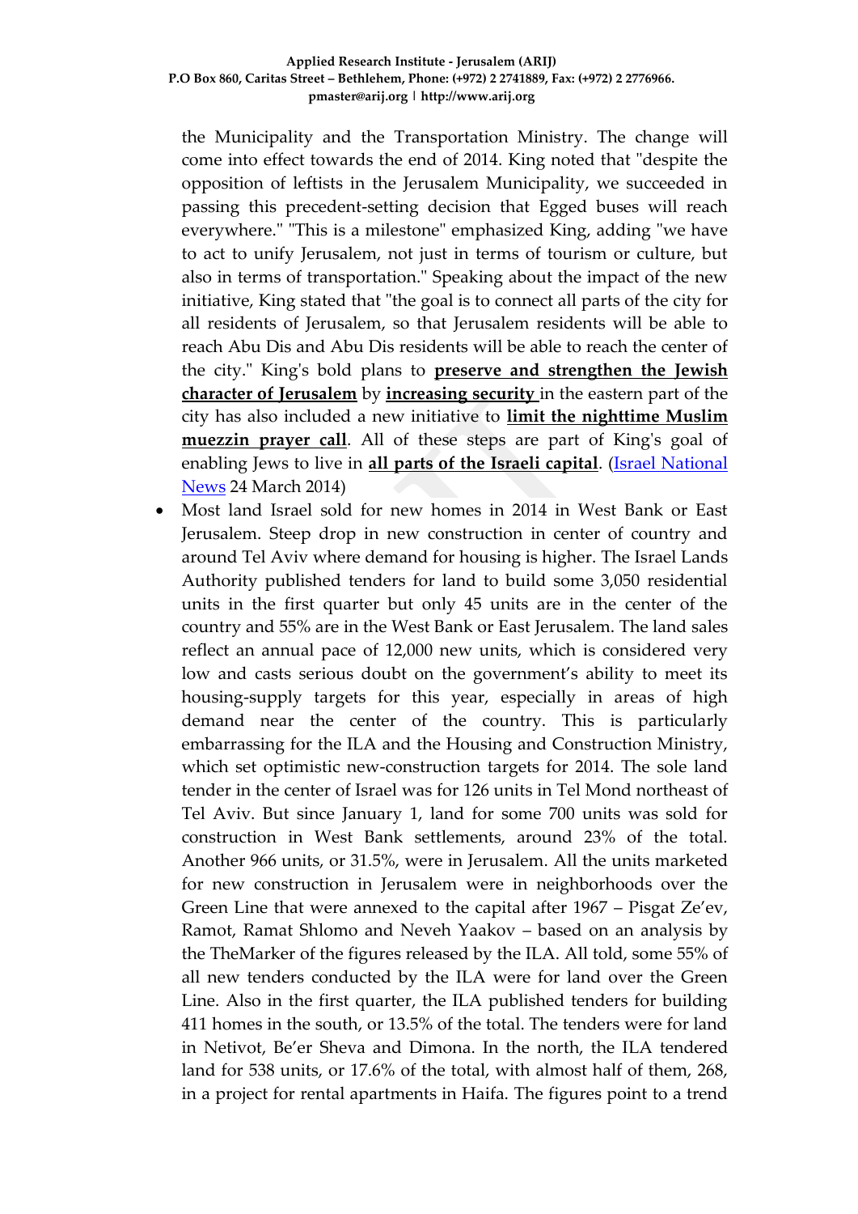the Municipality and the Transportation Ministry. The change will come into effect towards the end of 2014. King noted that "despite the opposition of leftists in the Jerusalem Municipality, we succeeded in passing this precedent-setting decision that Egged buses will reach everywhere." "This is a milestone" emphasized King, adding "we have to act to unify Jerusalem, not just in terms of tourism or culture, but also in terms of transportation." Speaking about the impact of the new initiative, King stated that "the goal is to connect all parts of the city for all residents of Jerusalem, so that Jerusalem residents will be able to reach Abu Dis and Abu Dis residents will be able to reach the center of the city." King's bold plans to **preserve and strengthen the Jewish character of Jerusalem** by **increasing security** in the eastern part of the city has also included a new initiative to **limit the nighttime Muslim muezzin prayer call**. All of these steps are part of King's goal of enabling Jews to live in **all parts of the Israeli capital**. (Israel National News 24 March 2014)

- Most land Israel sold for new homes in 2014 in West Bank or East Jerusalem. Steep drop in new construction in center of country and around Tel Aviv where demand for housing is higher. The Israel Lands Authority published tenders for land to build some 3,050 residential units in the first quarter but only 45 units are in the center of the country and 55% are in the West Bank or East Jerusalem. The land sales reflect an annual pace of 12,000 new units, which is considered very low and casts serious doubt on the government's ability to meet its housing-supply targets for this year, especially in areas of high demand near the center of the country. This is particularly embarrassing for the ILA and the Housing and Construction Ministry, which set optimistic new-construction targets for 2014. The sole land tender in the center of Israel was for 126 units in Tel Mond northeast of Tel Aviv. But since January 1, land for some 700 units was sold for construction in West Bank settlements, around 23% of the total. Another 966 units, or 31.5%, were in Jerusalem. All the units marketed for new construction in Jerusalem were in neighborhoods over the Green Line that were annexed to the capital after 1967 – Pisgat Ze'ev, Ramot, Ramat Shlomo and Neveh Yaakov – based on an analysis by the TheMarker of the figures released by the ILA. All told, some 55% of all new tenders conducted by the ILA were for land over the Green Line. Also in the first quarter, the ILA published tenders for building 411 homes in the south, or 13.5% of the total. The tenders were for land in Netivot, Be'er Sheva and Dimona. In the north, the ILA tendered land for 538 units, or 17.6% of the total, with almost half of them, 268, in a project for rental apartments in Haifa. The figures point to a trend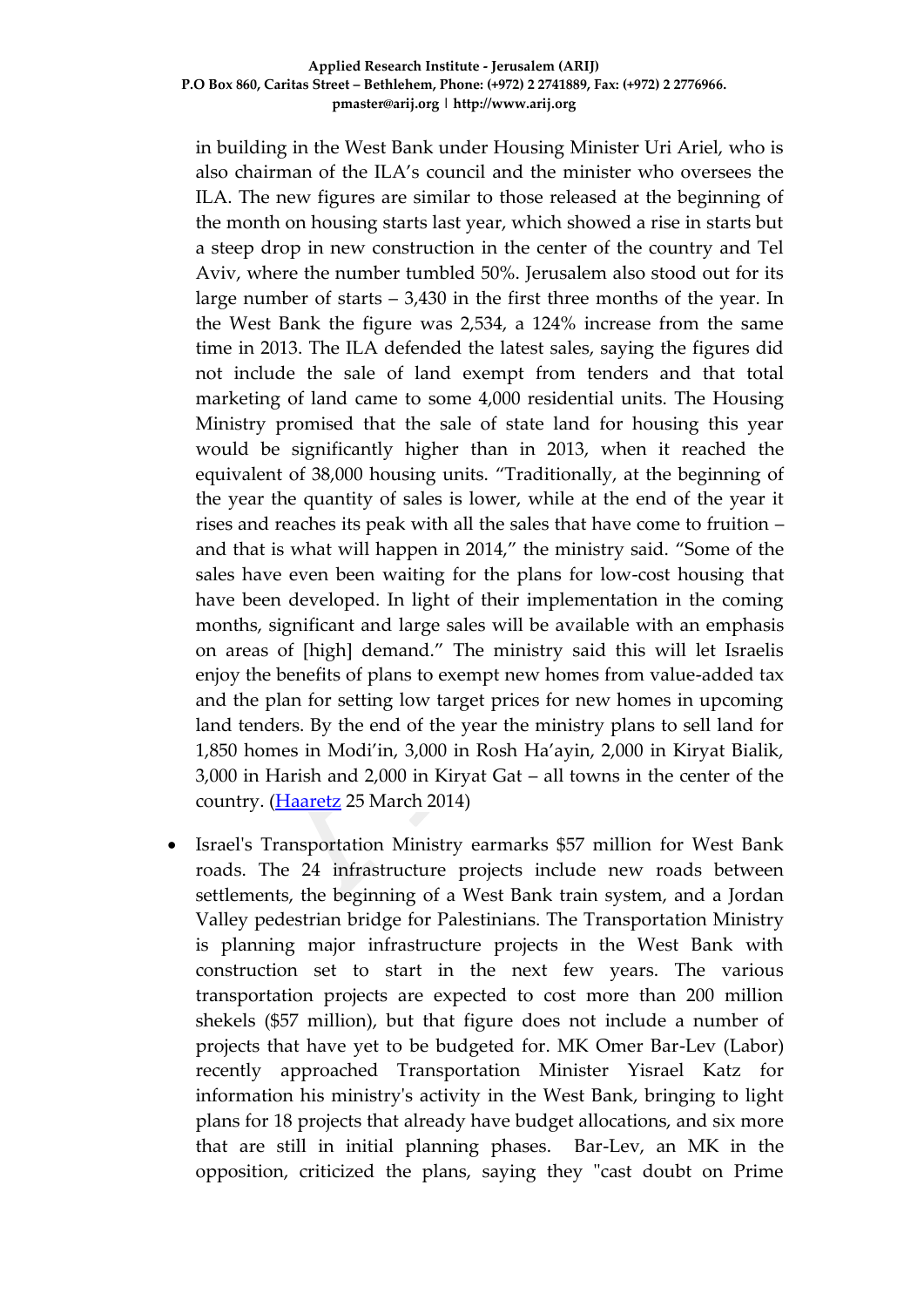in building in the West Bank under Housing Minister Uri Ariel, who is also chairman of the ILA's council and the minister who oversees the ILA. The new figures are similar to those released at the beginning of the month on housing starts last year, which showed a rise in starts but a steep drop in new construction in the center of the country and Tel Aviv, where the number tumbled 50%. Jerusalem also stood out for its large number of starts – 3,430 in the first three months of the year. In the West Bank the figure was 2,534, a 124% increase from the same time in 2013. The ILA defended the latest sales, saying the figures did not include the sale of land exempt from tenders and that total marketing of land came to some 4,000 residential units. The Housing Ministry promised that the sale of state land for housing this year would be significantly higher than in 2013, when it reached the equivalent of 38,000 housing units. "Traditionally, at the beginning of the year the quantity of sales is lower, while at the end of the year it rises and reaches its peak with all the sales that have come to fruition – and that is what will happen in 2014," the ministry said. "Some of the sales have even been waiting for the plans for low-cost housing that have been developed. In light of their implementation in the coming months, significant and large sales will be available with an emphasis on areas of [high] demand." The ministry said this will let Israelis enjoy the benefits of plans to exempt new homes from value-added tax and the plan for setting low target prices for new homes in upcoming land tenders. By the end of the year the ministry plans to sell land for 1,850 homes in Modi'in, 3,000 in Rosh Ha'ayin, 2,000 in Kiryat Bialik, 3,000 in Harish and 2,000 in Kiryat Gat – all towns in the center of the country. (Haaretz 25 March 2014)

- Israel's Transportation Ministry earmarks $57 million for West Bank roads. The 24 infrastructure projects include new roads between settlements, the beginning of a West Bank train system, and a Jordan Valley pedestrian bridge for Palestinians. The Transportation Ministry is planning major infrastructure projects in the West Bank with construction set to start in the next few years. The various transportation projects are expected to cost more than 200 million shekels ($57 million), but that figure does not include a number of projects that have yet to be budgeted for. MK Omer Bar-Lev (Labor) recently approached Transportation Minister Yisrael Katz for information his ministry's activity in the West Bank, bringing to light plans for 18 projects that already have budget allocations, and six more that are still in initial planning phases. Bar-Lev, an MK in the opposition, criticized the plans, saying they "cast doubt on Prime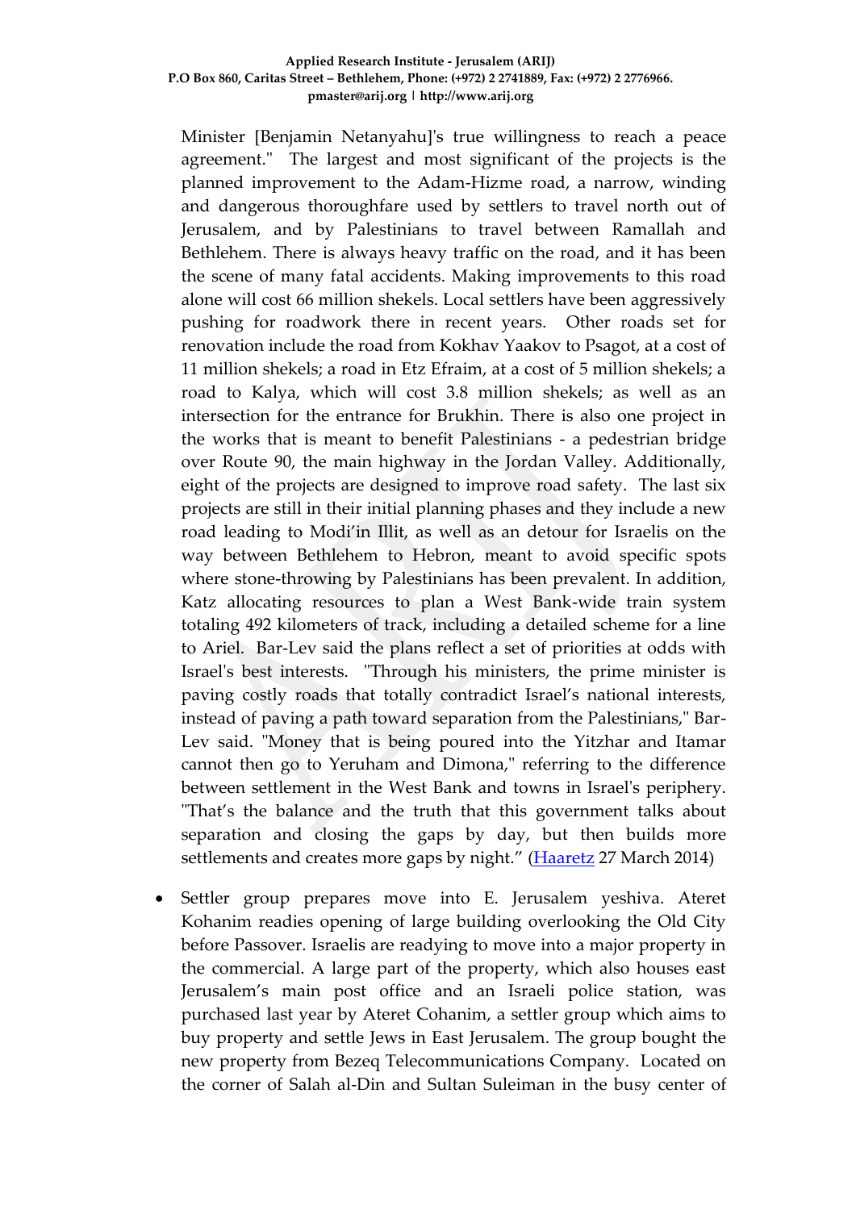Minister [Benjamin Netanyahu]'s true willingness to reach a peace agreement." The largest and most significant of the projects is the planned improvement to the Adam-Hizme road, a narrow, winding and dangerous thoroughfare used by settlers to travel north out of Jerusalem, and by Palestinians to travel between Ramallah and Bethlehem. There is always heavy traffic on the road, and it has been the scene of many fatal accidents. Making improvements to this road alone will cost 66 million shekels. Local settlers have been aggressively pushing for roadwork there in recent years. Other roads set for renovation include the road from Kokhav Yaakov to Psagot, at a cost of 11 million shekels; a road in Etz Efraim, at a cost of 5 million shekels; a road to Kalya, which will cost 3.8 million shekels; as well as an intersection for the entrance for Brukhin. There is also one project in the works that is meant to benefit Palestinians - a pedestrian bridge over Route 90, the main highway in the Jordan Valley. Additionally, eight of the projects are designed to improve road safety. The last six projects are still in their initial planning phases and they include a new road leading to Modi'in Illit, as well as an detour for Israelis on the way between Bethlehem to Hebron, meant to avoid specific spots where stone-throwing by Palestinians has been prevalent. In addition, Katz allocating resources to plan a West Bank-wide train system totaling 492 kilometers of track, including a detailed scheme for a line to Ariel. Bar-Lev said the plans reflect a set of priorities at odds with Israel's best interests. "Through his ministers, the prime minister is paving costly roads that totally contradict Israel's national interests, instead of paving a path toward separation from the Palestinians," Bar-Lev said. "Money that is being poured into the Yitzhar and Itamar cannot then go to Yeruham and Dimona," referring to the difference between settlement in the West Bank and towns in Israel's periphery. "That's the balance and the truth that this government talks about separation and closing the gaps by day, but then builds more settlements and creates more gaps by night." ([Haaretz](Haaretz) 27 March 2014)

- Settler group prepares move into E. Jerusalem yeshiva. Ateret Kohanim readies opening of large building overlooking the Old City before Passover. Israelis are readying to move into a major property in the commercial. A large part of the property, which also houses east Jerusalem's main post office and an Israeli police station, was purchased last year by Ateret Cohanim, a settler group which aims to buy property and settle Jews in East Jerusalem. The group bought the new property from Bezeq Telecommunications Company. Located on the corner of Salah al-Din and Sultan Suleiman in the busy center of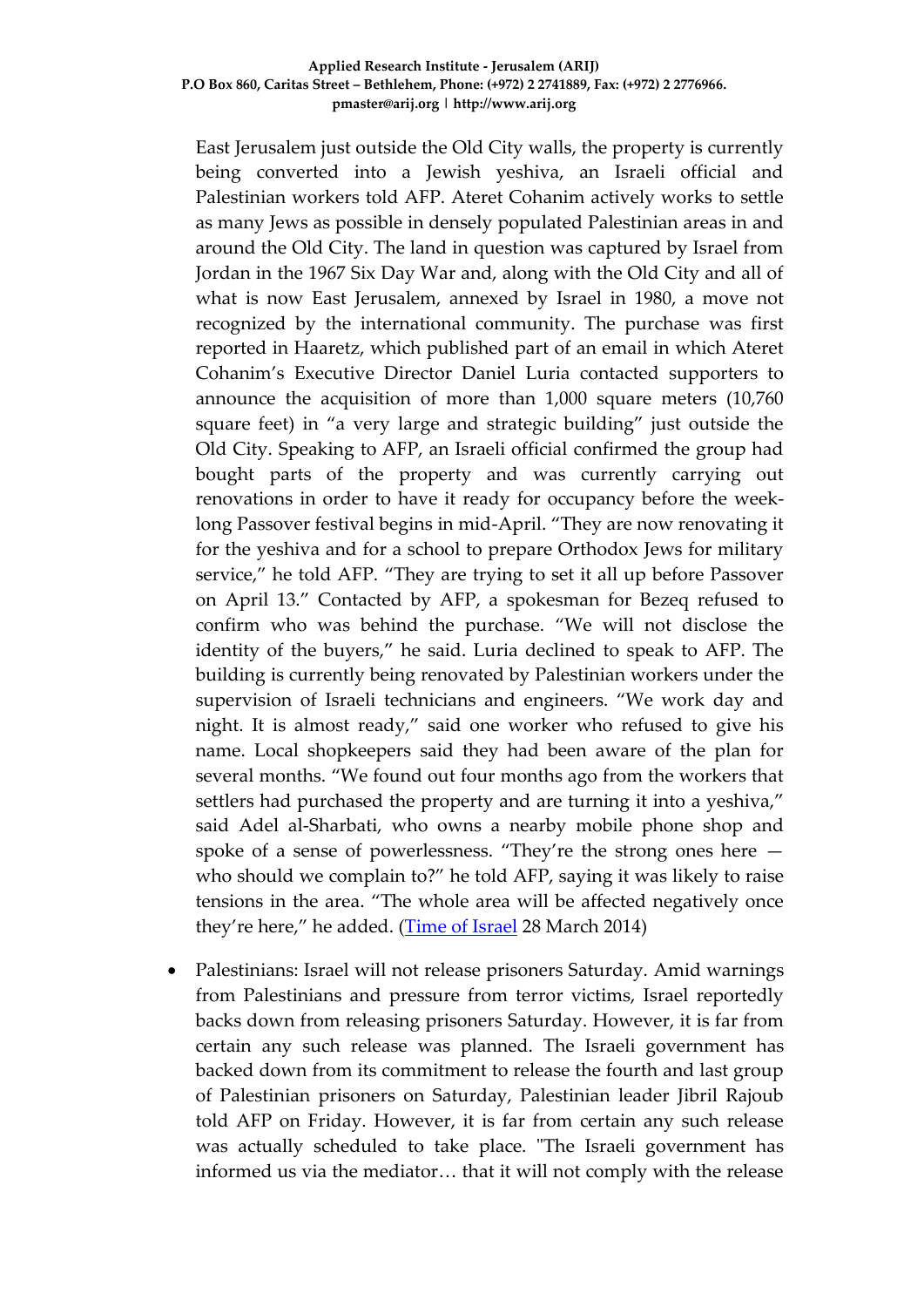East Jerusalem just outside the Old City walls, the property is currently being converted into a Jewish yeshiva, an Israeli official and Palestinian workers told AFP. Ateret Cohanim actively works to settle as many Jews as possible in densely populated Palestinian areas in and around the Old City. The land in question was captured by Israel from Jordan in the 1967 Six Day War and, along with the Old City and all of what is now East Jerusalem, annexed by Israel in 1980, a move not recognized by the international community. The purchase was first reported in Haaretz, which published part of an email in which Ateret Cohanim's Executive Director Daniel Luria contacted supporters to announce the acquisition of more than 1,000 square meters (10,760 square feet) in "a very large and strategic building" just outside the Old City. Speaking to AFP, an Israeli official confirmed the group had bought parts of the property and was currently carrying out renovations in order to have it ready for occupancy before the week-long Passover festival begins in mid-April. "They are now renovating it for the yeshiva and for a school to prepare Orthodox Jews for military service," he told AFP. "They are trying to set it all up before Passover on April 13." Contacted by AFP, a spokesman for Bezeq refused to confirm who was behind the purchase. "We will not disclose the identity of the buyers," he said. Luria declined to speak to AFP. The building is currently being renovated by Palestinian workers under the supervision of Israeli technicians and engineers. "We work day and night. It is almost ready," said one worker who refused to give his name. Local shopkeepers said they had been aware of the plan for several months. "We found out four months ago from the workers that settlers had purchased the property and are turning it into a yeshiva," said Adel al-Sharbati, who owns a nearby mobile phone shop and spoke of a sense of powerlessness. "They're the strong ones here — who should we complain to?" he told AFP, saying it was likely to raise tensions in the area. "The whole area will be affected negatively once they're here," he added. (Time of Israel 28 March 2014)

- Palestinians: Israel will not release prisoners Saturday. Amid warnings from Palestinians and pressure from terror victims, Israel reportedly backs down from releasing prisoners Saturday. However, it is far from certain any such release was planned. The Israeli government has backed down from its commitment to release the fourth and last group of Palestinian prisoners on Saturday, Palestinian leader Jibril Rajoub told AFP on Friday. However, it is far from certain any such release was actually scheduled to take place. "The Israeli government has informed us via the mediator… that it will not comply with the release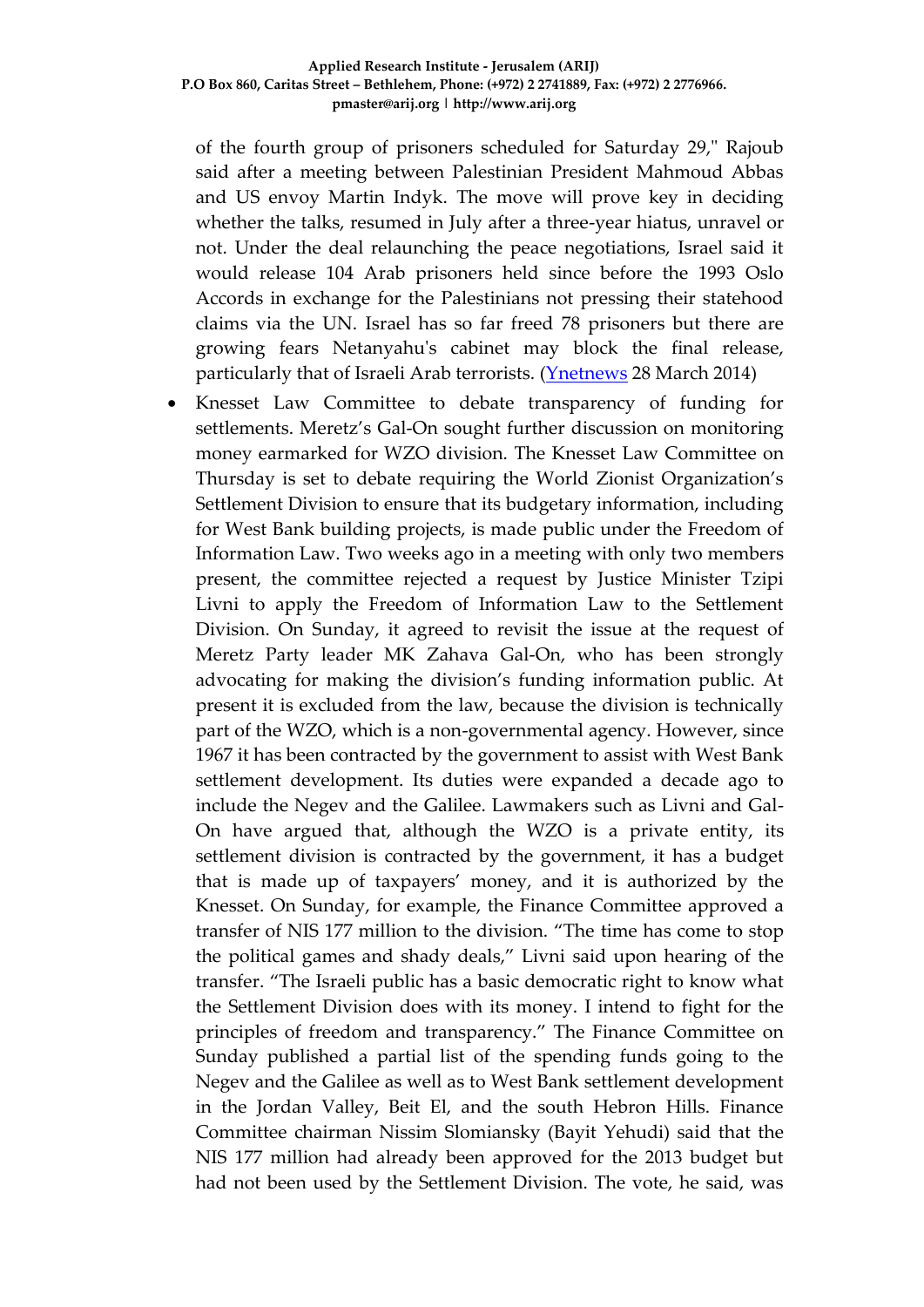of the fourth group of prisoners scheduled for Saturday 29," Rajoub said after a meeting between Palestinian President Mahmoud Abbas and US envoy Martin Indyk. The move will prove key in deciding whether the talks, resumed in July after a three-year hiatus, unravel or not. Under the deal relaunching the peace negotiations, Israel said it would release 104 Arab prisoners held since before the 1993 Oslo Accords in exchange for the Palestinians not pressing their statehood claims via the UN. Israel has so far freed 78 prisoners but there are growing fears Netanyahu's cabinet may block the final release, particularly that of Israeli Arab terrorists. (Ynetnews 28 March 2014)

- Knesset Law Committee to debate transparency of funding for settlements. Meretz's Gal-On sought further discussion on monitoring money earmarked for WZO division. The Knesset Law Committee on Thursday is set to debate requiring the World Zionist Organization's Settlement Division to ensure that its budgetary information, including for West Bank building projects, is made public under the Freedom of Information Law. Two weeks ago in a meeting with only two members present, the committee rejected a request by Justice Minister Tzipi Livni to apply the Freedom of Information Law to the Settlement Division. On Sunday, it agreed to revisit the issue at the request of Meretz Party leader MK Zahava Gal-On, who has been strongly advocating for making the division's funding information public. At present it is excluded from the law, because the division is technically part of the WZO, which is a non-governmental agency. However, since 1967 it has been contracted by the government to assist with West Bank settlement development. Its duties were expanded a decade ago to include the Negev and the Galilee. Lawmakers such as Livni and Gal-On have argued that, although the WZO is a private entity, its settlement division is contracted by the government, it has a budget that is made up of taxpayers' money, and it is authorized by the Knesset. On Sunday, for example, the Finance Committee approved a transfer of NIS 177 million to the division. "The time has come to stop the political games and shady deals," Livni said upon hearing of the transfer. "The Israeli public has a basic democratic right to know what the Settlement Division does with its money. I intend to fight for the principles of freedom and transparency." The Finance Committee on Sunday published a partial list of the spending funds going to the Negev and the Galilee as well as to West Bank settlement development in the Jordan Valley, Beit El, and the south Hebron Hills. Finance Committee chairman Nissim Slomiansky (Bayit Yehudi) said that the NIS 177 million had already been approved for the 2013 budget but had not been used by the Settlement Division. The vote, he said, was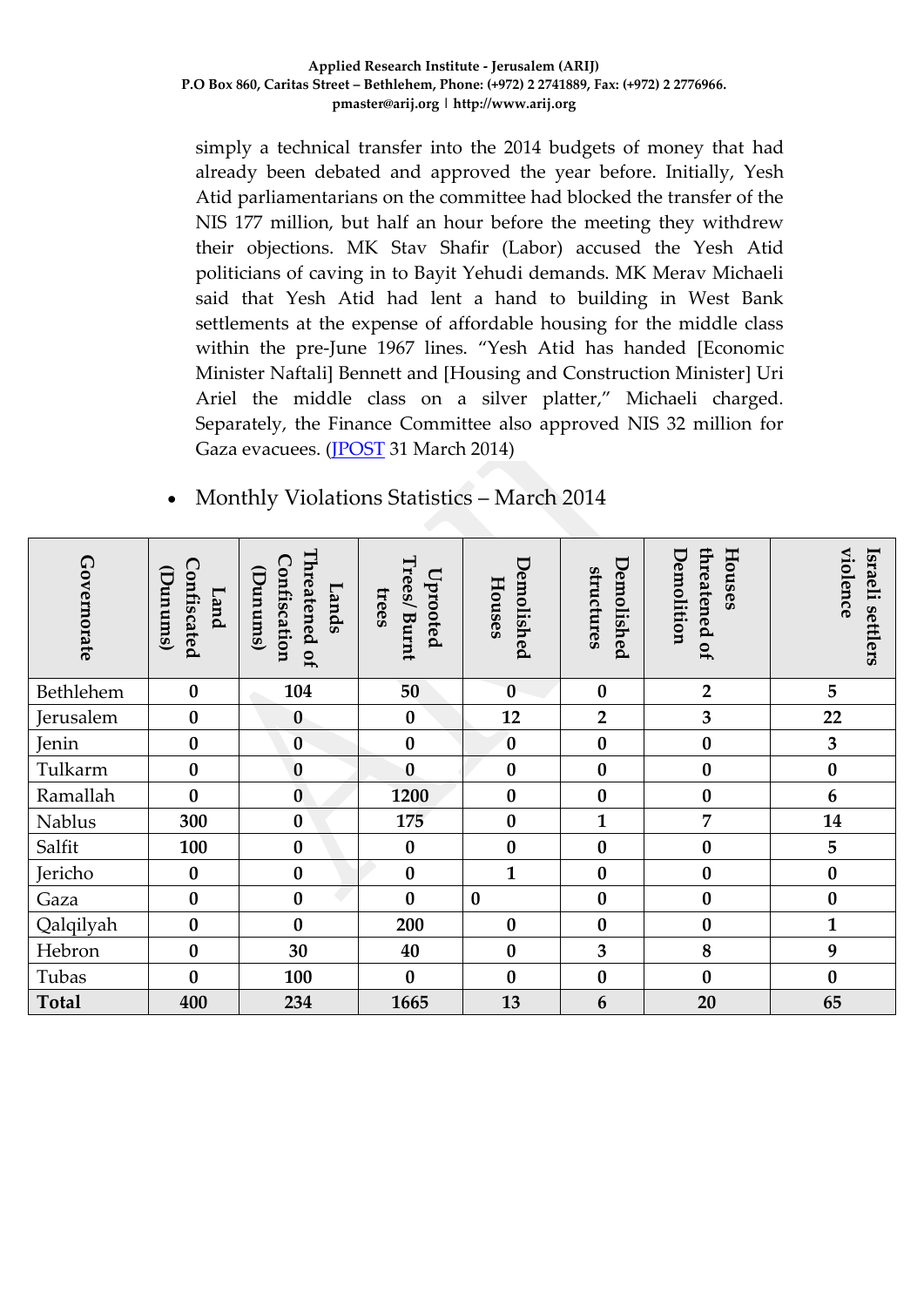simply a technical transfer into the 2014 budgets of money that had already been debated and approved the year before. Initially, Yesh Atid parliamentarians on the committee had blocked the transfer of the NIS 177 million, but half an hour before the meeting they withdrew their objections. MK Stav Shafir (Labor) accused the Yesh Atid politicians of caving in to Bayit Yehudi demands. MK Merav Michaeli said that Yesh Atid had lent a hand to building in West Bank settlements at the expense of affordable housing for the middle class within the pre-June 1967 lines. "Yesh Atid has handed [Economic Minister Naftali] Bennett and [Housing and Construction Minister] Uri Ariel the middle class on a silver platter," Michaeli charged. Separately, the Finance Committee also approved NIS 32 million for Gaza evacuees. (JPOST 31 March 2014)

- Monthly Violations Statistics – March 2014

| Governorate | Land Confiscated (Dunums) | Lands Threatened of Confiscation (Dunums) | Uprooted Trees/ Burnt trees | Demolished Houses | Demolished structures | Houses threatened of Demolition | Israeli settlers violence |
|---|---|---|---|---|---|---|---|
| Bethlehem | **0** | **104** | **50** | **0** | **0** | **2** | **5** |
| Jerusalem | **0** | **0** | **0** | **12** | **2** | **3** | **22** |
| Jenin | **0** | **0** | **0** | **0** | **0** | **0** | **3** |
| Tulkarm | **0** | **0** | **0** | **0** | **0** | **0** | **0** |
| Ramallah | **0** | **0** | **1200** | **0** | **0** | **0** | **6** |
| Nablus | **300** | **0** | **175** | **0** | **1** | **7** | **14** |
| Salfit | **100** | **0** | **0** | **0** | **0** | **0** | **5** |
| Jericho | **0** | **0** | **0** | **1** | **0** | **0** | **0** |
| Gaza | **0** | **0** | **0** | **0** | **0** | **0** | **0** |
| Qalqilyah | **0** | **0** | **200** | **0** | **0** | **0** | **1** |
| Hebron | **0** | **30** | **40** | **0** | **3** | **8** | **9** |
| Tubas | **0** | **100** | **0** | **0** | **0** | **0** | **0** |
| **Total** | **400** | **234** | **1665** | **13** | **6** | **20** | **65** |